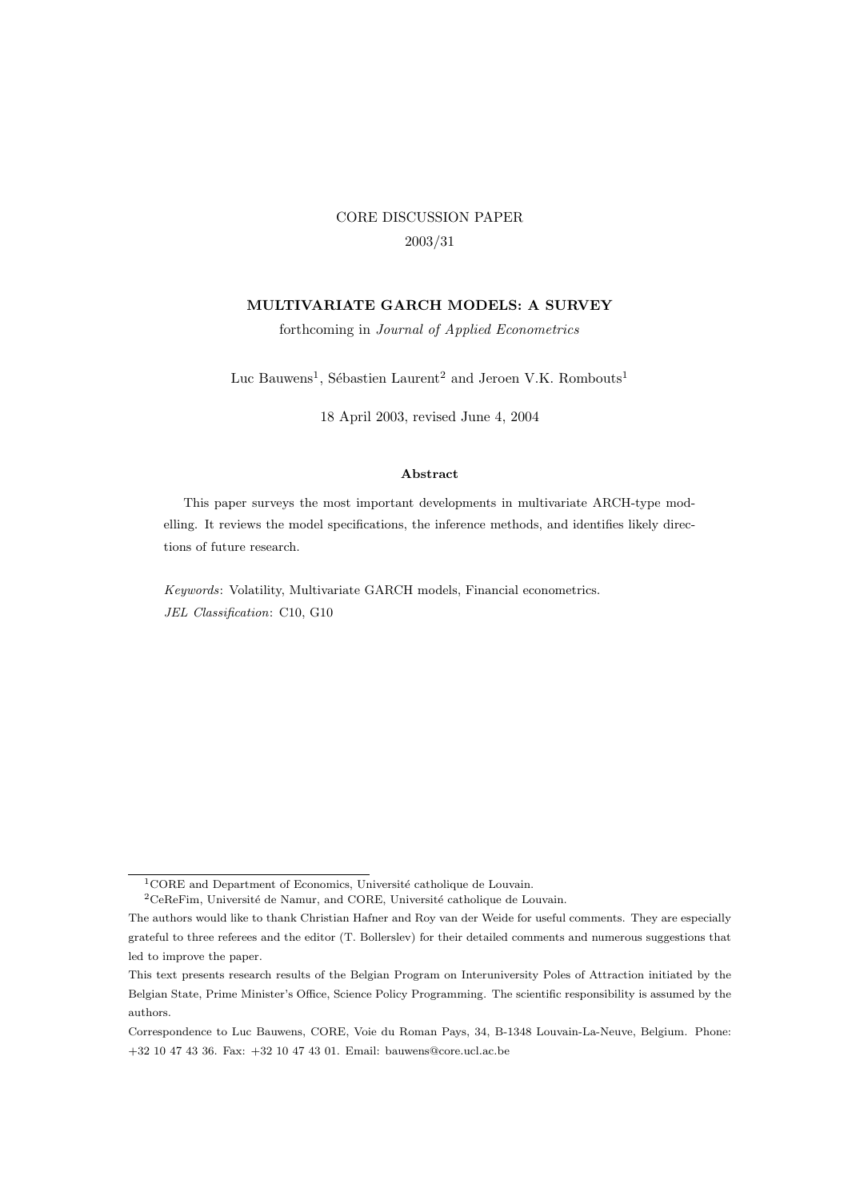CORE DISCUSSION PAPER

2003/31

# MULTIVARIATE GARCH MODELS: A SURVEY

forthcoming in *Journal of Applied Econometrics*

Luc Bauwens[1], Sébastien Laurent[2] and Jeroen V.K. Rombouts[1]

18 April 2003, revised June 4, 2004

**Abstract**

This paper surveys the most important developments in multivariate ARCH-type modelling. It reviews the model specifications, the inference methods, and identifies likely directions of future research.

*Keywords*: Volatility, Multivariate GARCH models, Financial econometrics.

*JEL Classification*: C10, G10

---

[1] CORE and Department of Economics, Université catholique de Louvain.

[2] CeReFim, Université de Namur, and CORE, Université catholique de Louvain.

The authors would like to thank Christian Hafner and Roy van der Weide for useful comments. They are especially grateful to three referees and the editor (T. Bollerslev) for their detailed comments and numerous suggestions that led to improve the paper.

This text presents research results of the Belgian Program on Interuniversity Poles of Attraction initiated by the Belgian State, Prime Minister's Office, Science Policy Programming. The scientific responsibility is assumed by the authors.

Correspondence to Luc Bauwens, CORE, Voie du Roman Pays, 34, B-1348 Louvain-La-Neuve, Belgium. Phone: +32 10 47 43 36. Fax: +32 10 47 43 01. Email: bauwens@core.ucl.ac.be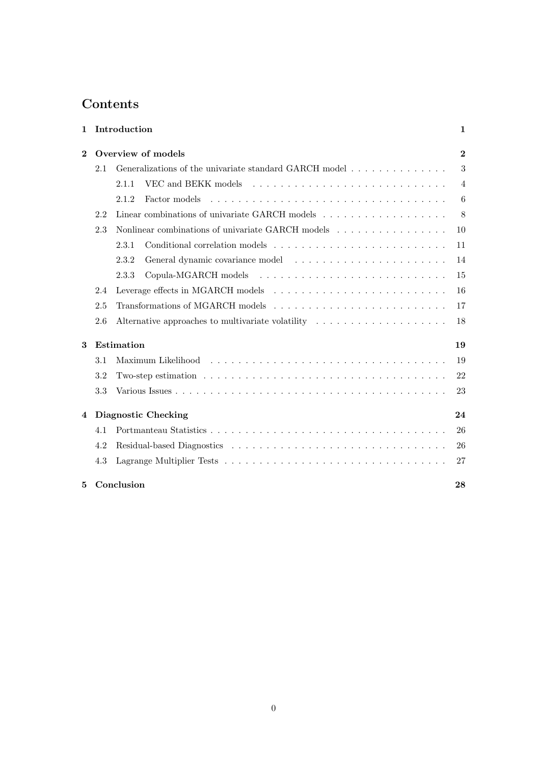# Contents

| | | |
|---|---|---|
| **1** | **Introduction** | **1** |
| **2** | **Overview of models** | **2** |
| 2.1 | Generalizations of the univariate standard GARCH model | 3 |
| 2.1.1 | VEC and BEKK models | 4 |
| 2.1.2 | Factor models | 6 |
| 2.2 | Linear combinations of univariate GARCH models | 8 |
| 2.3 | Nonlinear combinations of univariate GARCH models | 10 |
| 2.3.1 | Conditional correlation models | 11 |
| 2.3.2 | General dynamic covariance model | 14 |
| 2.3.3 | Copula-MGARCH models | 15 |
| 2.4 | Leverage effects in MGARCH models | 16 |
| 2.5 | Transformations of MGARCH models | 17 |
| 2.6 | Alternative approaches to multivariate volatility | 18 |
| **3** | **Estimation** | **19** |
| 3.1 | Maximum Likelihood | 19 |
| 3.2 | Two-step estimation | 22 |
| 3.3 | Various Issues | 23 |
| **4** | **Diagnostic Checking** | **24** |
| 4.1 | Portmanteau Statistics | 26 |
| 4.2 | Residual-based Diagnostics | 26 |
| 4.3 | Lagrange Multiplier Tests | 27 |
| **5** | **Conclusion** | **28** |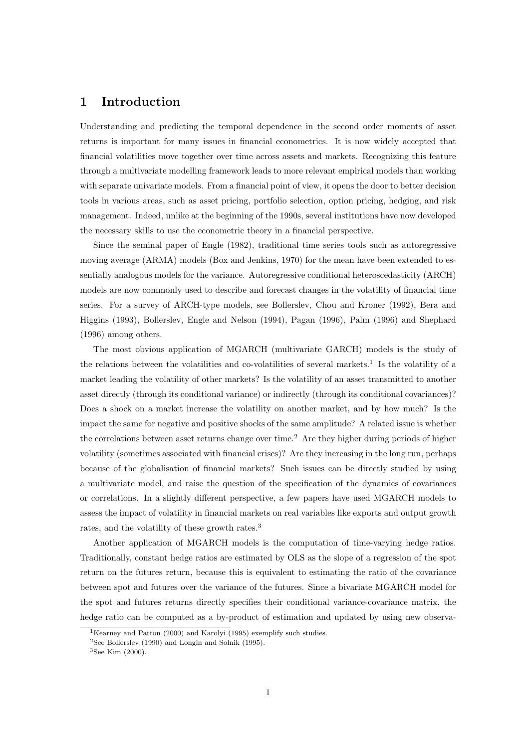# 1 Introduction

Understanding and predicting the temporal dependence in the second order moments of asset returns is important for many issues in financial econometrics. It is now widely accepted that financial volatilities move together over time across assets and markets. Recognizing this feature through a multivariate modelling framework leads to more relevant empirical models than working with separate univariate models. From a financial point of view, it opens the door to better decision tools in various areas, such as asset pricing, portfolio selection, option pricing, hedging, and risk management. Indeed, unlike at the beginning of the 1990s, several institutions have now developed the necessary skills to use the econometric theory in a financial perspective.

Since the seminal paper of Engle (1982), traditional time series tools such as autoregressive moving average (ARMA) models (Box and Jenkins, 1970) for the mean have been extended to essentially analogous models for the variance. Autoregressive conditional heteroscedasticity (ARCH) models are now commonly used to describe and forecast changes in the volatility of financial time series. For a survey of ARCH-type models, see Bollerslev, Chou and Kroner (1992), Bera and Higgins (1993), Bollerslev, Engle and Nelson (1994), Pagan (1996), Palm (1996) and Shephard (1996) among others.

The most obvious application of MGARCH (multivariate GARCH) models is the study of the relations between the volatilities and co-volatilities of several markets.[1] Is the volatility of a market leading the volatility of other markets? Is the volatility of an asset transmitted to another asset directly (through its conditional variance) or indirectly (through its conditional covariances)? Does a shock on a market increase the volatility on another market, and by how much? Is the impact the same for negative and positive shocks of the same amplitude? A related issue is whether the correlations between asset returns change over time.[2] Are they higher during periods of higher volatility (sometimes associated with financial crises)? Are they increasing in the long run, perhaps because of the globalisation of financial markets? Such issues can be directly studied by using a multivariate model, and raise the question of the specification of the dynamics of covariances or correlations. In a slightly different perspective, a few papers have used MGARCH models to assess the impact of volatility in financial markets on real variables like exports and output growth rates, and the volatility of these growth rates.[3]

Another application of MGARCH models is the computation of time-varying hedge ratios. Traditionally, constant hedge ratios are estimated by OLS as the slope of a regression of the spot return on the futures return, because this is equivalent to estimating the ratio of the covariance between spot and futures over the variance of the futures. Since a bivariate MGARCH model for the spot and futures returns directly specifies their conditional variance-covariance matrix, the hedge ratio can be computed as a by-product of estimation and updated by using new observa-

[1] Kearney and Patton (2000) and Karolyi (1995) exemplify such studies.

[2] See Bollerslev (1990) and Longin and Solnik (1995).

[3] See Kim (2000).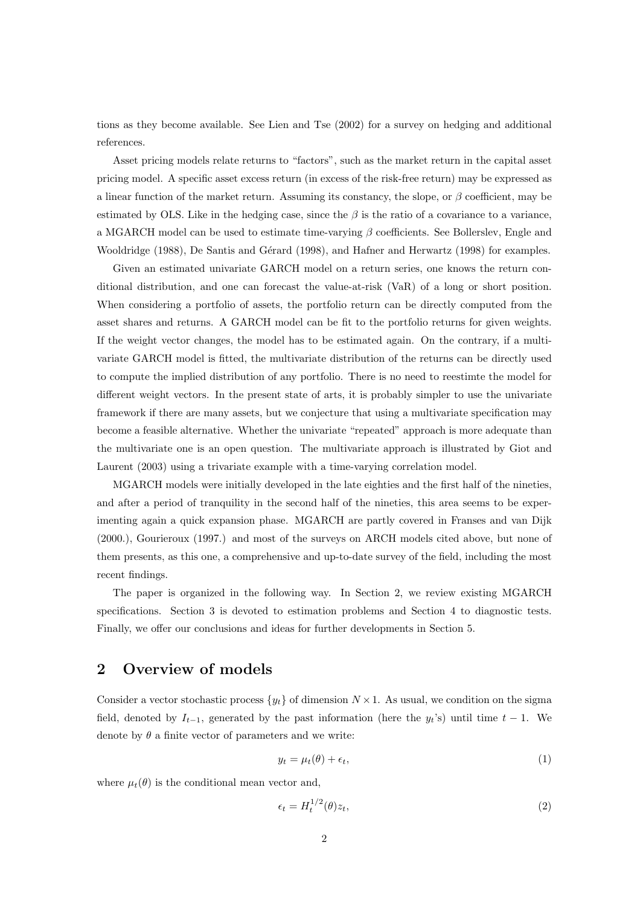tions as they become available. See Lien and Tse (2002) for a survey on hedging and additional references.

Asset pricing models relate returns to "factors", such as the market return in the capital asset pricing model. A specific asset excess return (in excess of the risk-free return) may be expressed as a linear function of the market return. Assuming its constancy, the slope, or $\beta$ coefficient, may be estimated by OLS. Like in the hedging case, since the $\beta$ is the ratio of a covariance to a variance, a MGARCH model can be used to estimate time-varying $\beta$ coefficients. See Bollerslev, Engle and Wooldridge (1988), De Santis and Gérard (1998), and Hafner and Herwartz (1998) for examples.

Given an estimated univariate GARCH model on a return series, one knows the return conditional distribution, and one can forecast the value-at-risk (VaR) of a long or short position. When considering a portfolio of assets, the portfolio return can be directly computed from the asset shares and returns. A GARCH model can be fit to the portfolio returns for given weights. If the weight vector changes, the model has to be estimated again. On the contrary, if a multivariate GARCH model is fitted, the multivariate distribution of the returns can be directly used to compute the implied distribution of any portfolio. There is no need to reestimte the model for different weight vectors. In the present state of arts, it is probably simpler to use the univariate framework if there are many assets, but we conjecture that using a multivariate specification may become a feasible alternative. Whether the univariate "repeated" approach is more adequate than the multivariate one is an open question. The multivariate approach is illustrated by Giot and Laurent (2003) using a trivariate example with a time-varying correlation model.

MGARCH models were initially developed in the late eighties and the first half of the nineties, and after a period of tranquility in the second half of the nineties, this area seems to be experimenting again a quick expansion phase. MGARCH are partly covered in Franses and van Dijk (2000.), Gourieroux (1997.) and most of the surveys on ARCH models cited above, but none of them presents, as this one, a comprehensive and up-to-date survey of the field, including the most recent findings.

The paper is organized in the following way. In Section 2, we review existing MGARCH specifications. Section 3 is devoted to estimation problems and Section 4 to diagnostic tests. Finally, we offer our conclusions and ideas for further developments in Section 5.

## 2 Overview of models

Consider a vector stochastic process $\{y_t\}$ of dimension $N \times 1$. As usual, we condition on the sigma field, denoted by $I_{t-1}$, generated by the past information (here the $y_t$'s) until time $t-1$. We denote by $\theta$ a finite vector of parameters and we write:

$$y_t = \mu_t(\theta) + \epsilon_t, \tag{1}$$

where $\mu_t(\theta)$ is the conditional mean vector and,

$$\epsilon_t = H_t^{1/2}(\theta) z_t, \tag{2}$$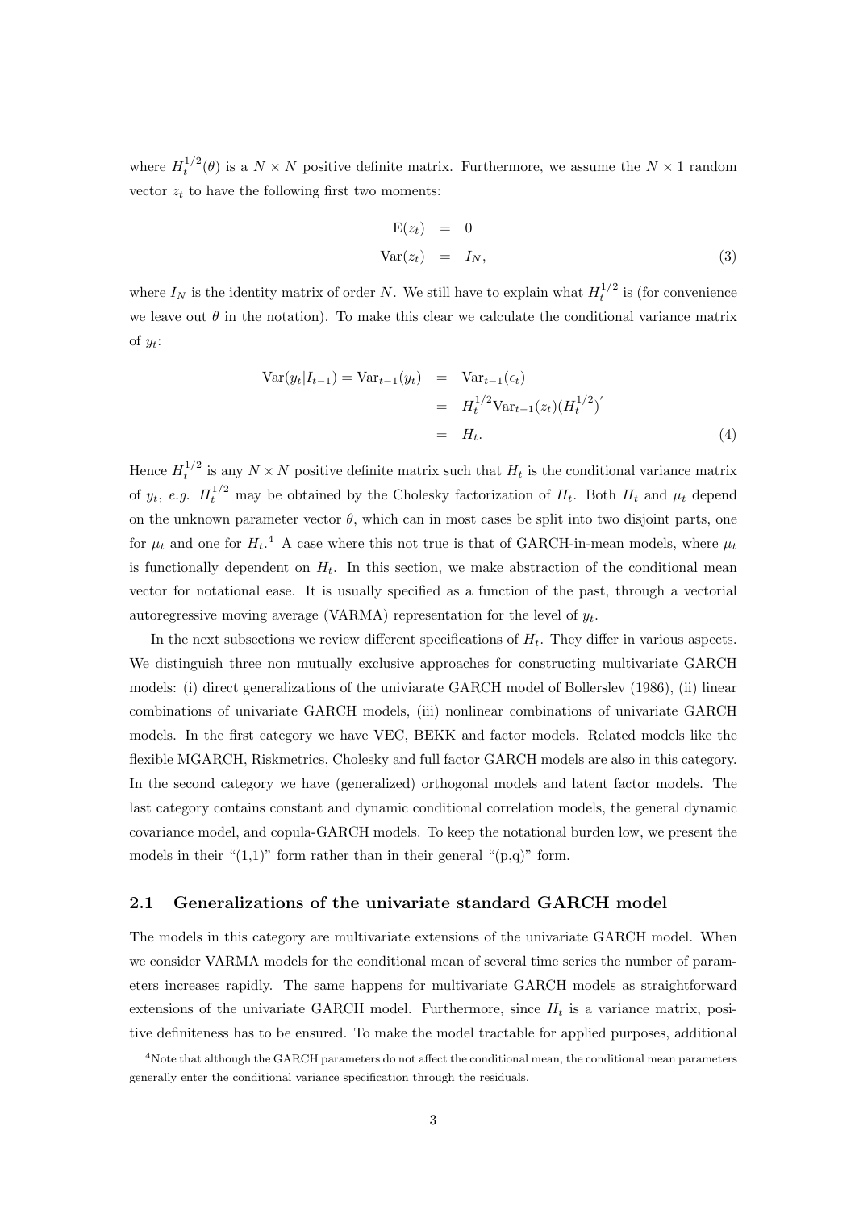where $H_t^{1/2}(\theta)$ is a $N \times N$ positive definite matrix. Furthermore, we assume the $N \times 1$ random vector $z_t$ to have the following first two moments:

$$
\begin{aligned}
\mathrm{E}(z_t) &= 0 \\
\mathrm{Var}(z_t) &= I_N,
\end{aligned} \tag{3}
$$

where $I_N$ is the identity matrix of order $N$. We still have to explain what $H_t^{1/2}$ is (for convenience we leave out $\theta$ in the notation). To make this clear we calculate the conditional variance matrix of $y_t$:

$$
\begin{aligned}
\mathrm{Var}(y_t|I_{t-1}) = \mathrm{Var}_{t-1}(y_t) &= \mathrm{Var}_{t-1}(\epsilon_t) \\
&= H_t^{1/2}\mathrm{Var}_{t-1}(z_t)(H_t^{1/2})' \\
&= H_t.
\end{aligned} \tag{4}
$$

Hence $H_t^{1/2}$ is any $N \times N$ positive definite matrix such that $H_t$ is the conditional variance matrix of $y_t$, *e.g.* $H_t^{1/2}$ may be obtained by the Cholesky factorization of $H_t$. Both $H_t$ and $\mu_t$ depend on the unknown parameter vector $\theta$, which can in most cases be split into two disjoint parts, one for $\mu_t$ and one for $H_t$.[4] A case where this not true is that of GARCH-in-mean models, where $\mu_t$ is functionally dependent on $H_t$. In this section, we make abstraction of the conditional mean vector for notational ease. It is usually specified as a function of the past, through a vectorial autoregressive moving average (VARMA) representation for the level of $y_t$.

In the next subsections we review different specifications of $H_t$. They differ in various aspects. We distinguish three non mutually exclusive approaches for constructing multivariate GARCH models: (i) direct generalizations of the univiarate GARCH model of Bollerslev (1986), (ii) linear combinations of univariate GARCH models, (iii) nonlinear combinations of univariate GARCH models. In the first category we have VEC, BEKK and factor models. Related models like the flexible MGARCH, Riskmetrics, Cholesky and full factor GARCH models are also in this category. In the second category we have (generalized) orthogonal models and latent factor models. The last category contains constant and dynamic conditional correlation models, the general dynamic covariance model, and copula-GARCH models. To keep the notational burden low, we present the models in their "(1,1)" form rather than in their general "(p,q)" form.

## 2.1 Generalizations of the univariate standard GARCH model

The models in this category are multivariate extensions of the univariate GARCH model. When we consider VARMA models for the conditional mean of several time series the number of parameters increases rapidly. The same happens for multivariate GARCH models as straightforward extensions of the univariate GARCH model. Furthermore, since $H_t$ is a variance matrix, positive definiteness has to be ensured. To make the model tractable for applied purposes, additional

[4] Note that although the GARCH parameters do not affect the conditional mean, the conditional mean parameters generally enter the conditional variance specification through the residuals.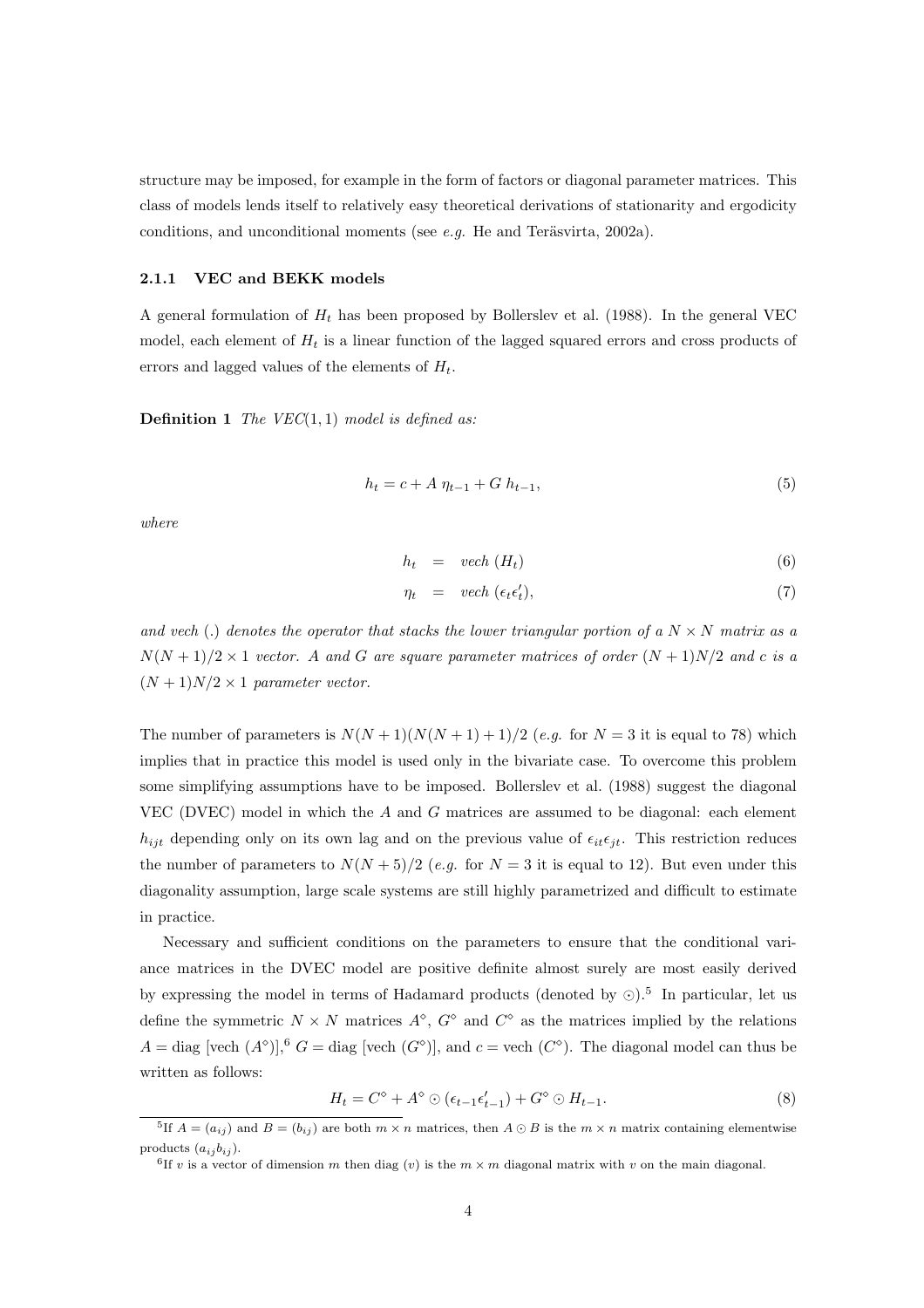structure may be imposed, for example in the form of factors or diagonal parameter matrices. This class of models lends itself to relatively easy theoretical derivations of stationarity and ergodicity conditions, and unconditional moments (see *e.g.* He and Teräsvirta, 2002a).

### 2.1.1 VEC and BEKK models

A general formulation of $H_t$ has been proposed by Bollerslev et al. (1988). In the general VEC model, each element of $H_t$ is a linear function of the lagged squared errors and cross products of errors and lagged values of the elements of $H_t$.

**Definition 1** *The VEC(1,1) model is defined as:*

$$h_t = c + A\,\eta_{t-1} + G\,h_{t-1}, \tag{5}$$

*where*

$$h_t = vech\,(H_t) \tag{6}$$

$$\eta_t = vech\,(\epsilon_t \epsilon_t'), \tag{7}$$

*and vech (.) denotes the operator that stacks the lower triangular portion of a $N \times N$ matrix as a $N(N+1)/2 \times 1$ vector. $A$ and $G$ are square parameter matrices of order $(N+1)N/2$ and $c$ is a $(N+1)N/2 \times 1$ parameter vector.*

The number of parameters is $N(N+1)(N(N+1)+1)/2$ (*e.g.* for $N = 3$ it is equal to 78) which implies that in practice this model is used only in the bivariate case. To overcome this problem some simplifying assumptions have to be imposed. Bollerslev et al. (1988) suggest the diagonal VEC (DVEC) model in which the $A$ and $G$ matrices are assumed to be diagonal: each element $h_{ijt}$ depending only on its own lag and on the previous value of $\epsilon_{it}\epsilon_{jt}$. This restriction reduces the number of parameters to $N(N+5)/2$ (*e.g.* for $N = 3$ it is equal to 12). But even under this diagonality assumption, large scale systems are still highly parametrized and difficult to estimate in practice.

Necessary and sufficient conditions on the parameters to ensure that the conditional variance matrices in the DVEC model are positive definite almost surely are most easily derived by expressing the model in terms of Hadamard products (denoted by $\odot$).[5] In particular, let us define the symmetric $N \times N$ matrices $A^\diamond$, $G^\diamond$ and $C^\diamond$ as the matrices implied by the relations $A = \text{diag}\,[\text{vech}\,(A^\diamond)]$,[6] $G = \text{diag}\,[\text{vech}\,(G^\diamond)]$, and $c = \text{vech}\,(C^\diamond)$. The diagonal model can thus be written as follows:

$$H_t = C^\diamond + A^\diamond \odot (\epsilon_{t-1}\epsilon_{t-1}') + G^\diamond \odot H_{t-1}. \tag{8}$$

[5] If $A = (a_{ij})$ and $B = (b_{ij})$ are both $m \times n$ matrices, then $A \odot B$ is the $m \times n$ matrix containing elementwise products $(a_{ij}b_{ij})$.

[6] If $v$ is a vector of dimension $m$ then diag $(v)$ is the $m \times m$ diagonal matrix with $v$ on the main diagonal.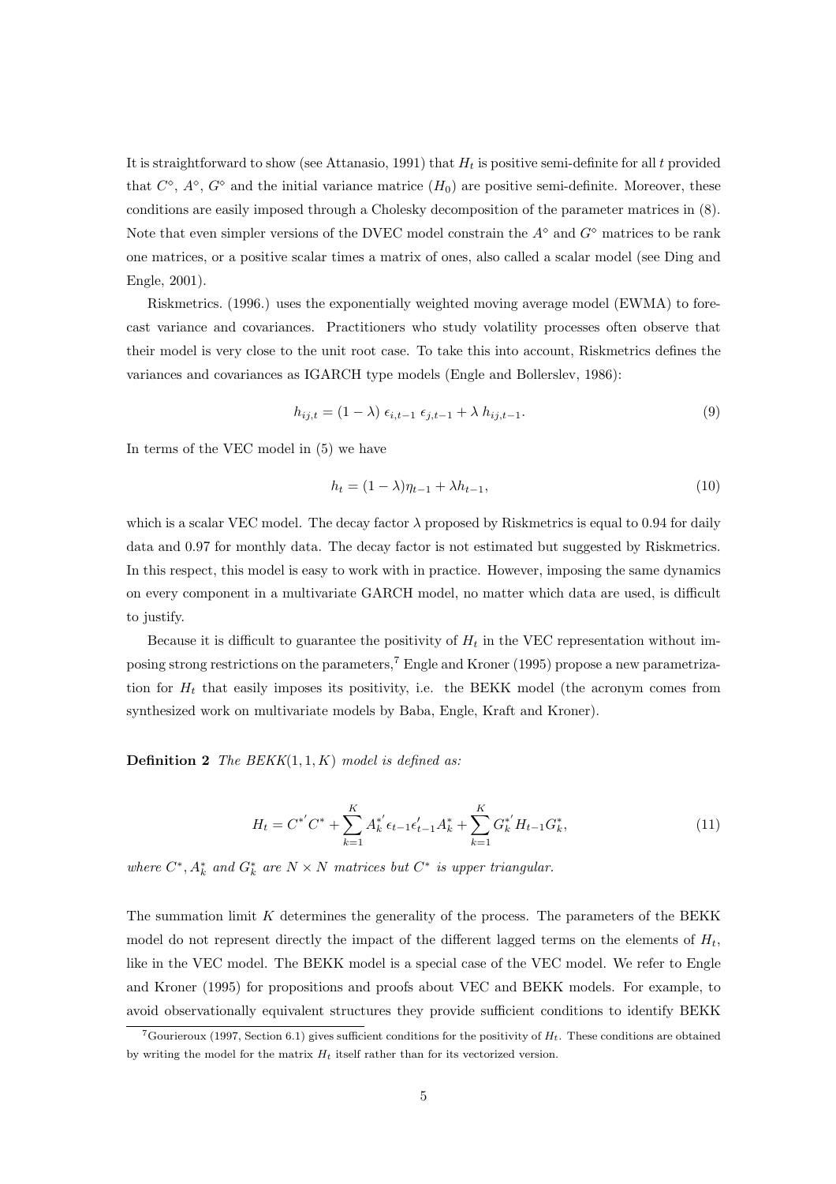It is straightforward to show (see Attanasio, 1991) that $H_t$ is positive semi-definite for all $t$ provided that $C^{\diamond}$, $A^{\diamond}$, $G^{\diamond}$ and the initial variance matrix ($H_0$) are positive semi-definite. Moreover, these conditions are easily imposed through a Cholesky decomposition of the parameter matrices in (8). Note that even simpler versions of the DVEC model constrain the $A^{\diamond}$ and $G^{\diamond}$ matrices to be rank one matrices, or a positive scalar times a matrix of ones, also called a scalar model (see Ding and Engle, 2001).

Riskmetrics. (1996.) uses the exponentially weighted moving average model (EWMA) to forecast variance and covariances. Practitioners who study volatility processes often observe that their model is very close to the unit root case. To take this into account, Riskmetrics defines the variances and covariances as IGARCH type models (Engle and Bollerslev, 1986):

$$h_{ij,t} = (1-\lambda)\ \epsilon_{i,t-1}\ \epsilon_{j,t-1} + \lambda\ h_{ij,t-1}. \tag{9}$$

In terms of the VEC model in (5) we have

$$h_t = (1-\lambda)\eta_{t-1} + \lambda h_{t-1}, \tag{10}$$

which is a scalar VEC model. The decay factor $\lambda$ proposed by Riskmetrics is equal to 0.94 for daily data and 0.97 for monthly data. The decay factor is not estimated but suggested by Riskmetrics. In this respect, this model is easy to work with in practice. However, imposing the same dynamics on every component in a multivariate GARCH model, no matter which data are used, is difficult to justify.

Because it is difficult to guarantee the positivity of $H_t$ in the VEC representation without imposing strong restrictions on the parameters,[7] Engle and Kroner (1995) propose a new parametrization for $H_t$ that easily imposes its positivity, i.e. the BEKK model (the acronym comes from synthesized work on multivariate models by Baba, Engle, Kraft and Kroner).

**Definition 2** *The BEKK$(1,1,K)$ model is defined as:*

$$H_t = C^{*'}C^* + \sum_{k=1}^{K} A_k^{*'}\epsilon_{t-1}\epsilon_{t-1}' A_k^* + \sum_{k=1}^{K} G_k^{*'} H_{t-1} G_k^*, \tag{11}$$

*where $C^*, A_k^*$ and $G_k^*$ are $N \times N$ matrices but $C^*$ is upper triangular.*

The summation limit $K$ determines the generality of the process. The parameters of the BEKK model do not represent directly the impact of the different lagged terms on the elements of $H_t$, like in the VEC model. The BEKK model is a special case of the VEC model. We refer to Engle and Kroner (1995) for propositions and proofs about VEC and BEKK models. For example, to avoid observationally equivalent structures they provide sufficient conditions to identify BEKK

[7] Gourieroux (1997, Section 6.1) gives sufficient conditions for the positivity of $H_t$. These conditions are obtained by writing the model for the matrix $H_t$ itself rather than for its vectorized version.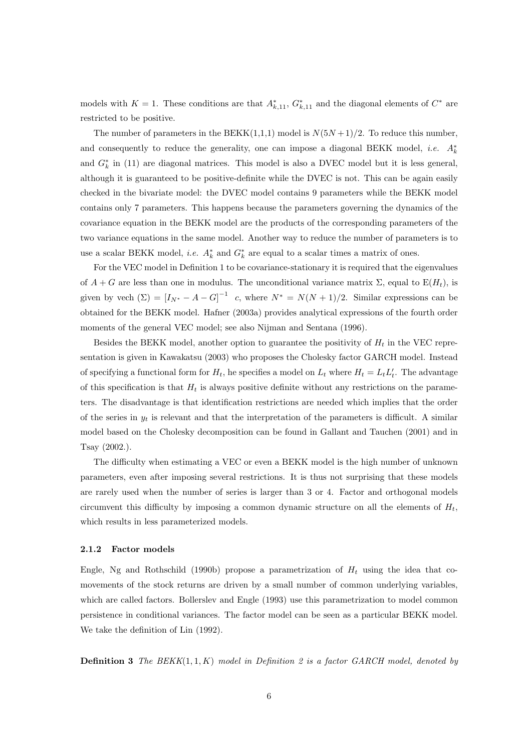models with $K = 1$. These conditions are that $A^*_{k,11}$, $G^*_{k,11}$ and the diagonal elements of $C^*$ are restricted to be positive.

The number of parameters in the BEKK(1,1,1) model is $N(5N+1)/2$. To reduce this number, and consequently to reduce the generality, one can impose a diagonal BEKK model, *i.e.* $A^*_k$ and $G^*_k$ in (11) are diagonal matrices. This model is also a DVEC model but it is less general, although it is guaranteed to be positive-definite while the DVEC is not. This can be again easily checked in the bivariate model: the DVEC model contains 9 parameters while the BEKK model contains only 7 parameters. This happens because the parameters governing the dynamics of the covariance equation in the BEKK model are the products of the corresponding parameters of the two variance equations in the same model. Another way to reduce the number of parameters is to use a scalar BEKK model, *i.e.* $A^*_k$ and $G^*_k$ are equal to a scalar times a matrix of ones.

For the VEC model in Definition 1 to be covariance-stationary it is required that the eigenvalues of $A + G$ are less than one in modulus. The unconditional variance matrix $\Sigma$, equal to $\mathrm{E}(H_t)$, is given by $\mathrm{vech}\,(\Sigma) = [I_{N^*} - A - G]^{-1}\ c$, where $N^* = N(N+1)/2$. Similar expressions can be obtained for the BEKK model. Hafner (2003a) provides analytical expressions of the fourth order moments of the general VEC model; see also Nijman and Sentana (1996).

Besides the BEKK model, another option to guarantee the positivity of $H_t$ in the VEC representation is given in Kawakatsu (2003) who proposes the Cholesky factor GARCH model. Instead of specifying a functional form for $H_t$, he specifies a model on $L_t$ where $H_t = L_t L_t'$. The advantage of this specification is that $H_t$ is always positive definite without any restrictions on the parameters. The disadvantage is that identification restrictions are needed which implies that the order of the series in $y_t$ is relevant and that the interpretation of the parameters is difficult. A similar model based on the Cholesky decomposition can be found in Gallant and Tauchen (2001) and in Tsay (2002.).

The difficulty when estimating a VEC or even a BEKK model is the high number of unknown parameters, even after imposing several restrictions. It is thus not surprising that these models are rarely used when the number of series is larger than 3 or 4. Factor and orthogonal models circumvent this difficulty by imposing a common dynamic structure on all the elements of $H_t$, which results in less parameterized models.

### 2.1.2 Factor models

Engle, Ng and Rothschild (1990b) propose a parametrization of $H_t$ using the idea that co-movements of the stock returns are driven by a small number of common underlying variables, which are called factors. Bollerslev and Engle (1993) use this parametrization to model common persistence in conditional variances. The factor model can be seen as a particular BEKK model. We take the definition of Lin (1992).

**Definition 3** *The BEKK$(1,1,K)$ model in Definition 2 is a factor GARCH model, denoted by*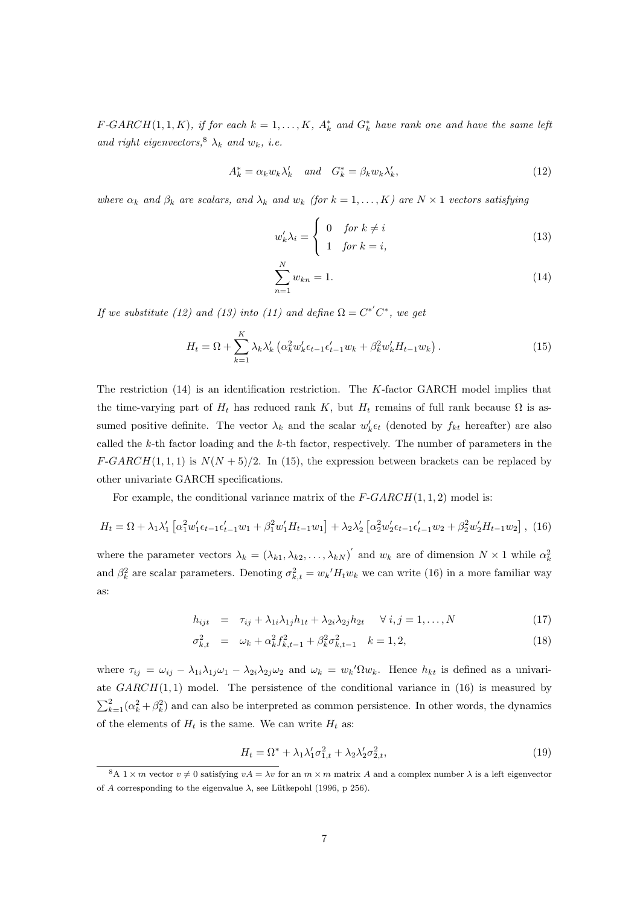*F-GARCH*$(1,1,K)$*, if for each* $k = 1, \ldots, K$*,* $A_k^*$ *and* $G_k^*$ *have rank one and have the same left and right eigenvectors,*[8] $\lambda_k$ *and* $w_k$*, i.e.*

$$A_k^* = \alpha_k w_k \lambda_k' \quad \text{and} \quad G_k^* = \beta_k w_k \lambda_k', \tag{12}$$

*where* $\alpha_k$ *and* $\beta_k$ *are scalars, and* $\lambda_k$ *and* $w_k$ *(for* $k = 1, \ldots, K$*) are* $N \times 1$ *vectors satisfying*

$$w_k' \lambda_i = \begin{cases} 0 & \text{for } k \neq i \\ 1 & \text{for } k = i, \end{cases} \tag{13}$$

$$\sum_{n=1}^{N} w_{kn} = 1. \tag{14}$$

*If we substitute (12) and (13) into (11) and define* $\Omega = C^{*'} C^*$*, we get*

$$H_t = \Omega + \sum_{k=1}^{K} \lambda_k \lambda_k' \left( \alpha_k^2 w_k' \epsilon_{t-1} \epsilon_{t-1}' w_k + \beta_k^2 w_k' H_{t-1} w_k \right). \tag{15}$$

The restriction (14) is an identification restriction. The $K$-factor GARCH model implies that the time-varying part of $H_t$ has reduced rank $K$, but $H_t$ remains of full rank because $\Omega$ is assumed positive definite. The vector $\lambda_k$ and the scalar $w_k' \epsilon_t$ (denoted by $f_{kt}$ hereafter) are also called the $k$-th factor loading and the $k$-th factor, respectively. The number of parameters in the *F-GARCH*$(1,1,1)$ is $N(N+5)/2$. In (15), the expression between brackets can be replaced by other univariate GARCH specifications.

For example, the conditional variance matrix of the *F-GARCH*$(1,1,2)$ model is:

$$H_t = \Omega + \lambda_1 \lambda_1' \left[ \alpha_1^2 w_1' \epsilon_{t-1} \epsilon_{t-1}' w_1 + \beta_1^2 w_1' H_{t-1} w_1 \right] + \lambda_2 \lambda_2' \left[ \alpha_2^2 w_2' \epsilon_{t-1} \epsilon_{t-1}' w_2 + \beta_2^2 w_2' H_{t-1} w_2 \right], \tag{16}$$

where the parameter vectors $\lambda_k = (\lambda_{k1}, \lambda_{k2}, \ldots, \lambda_{kN})'$ and $w_k$ are of dimension $N \times 1$ while $\alpha_k^2$ and $\beta_k^2$ are scalar parameters. Denoting $\sigma_{k,t}^2 = w_k' H_t w_k$ we can write (16) in a more familiar way as:

$$h_{ijt} = \tau_{ij} + \lambda_{1i} \lambda_{1j} h_{1t} + \lambda_{2i} \lambda_{2j} h_{2t} \quad \forall\, i,j = 1, \ldots, N \tag{17}$$

$$\sigma_{k,t}^2 = \omega_k + \alpha_k^2 f_{k,t-1}^2 + \beta_k^2 \sigma_{k,t-1}^2 \quad k = 1, 2, \tag{18}$$

where $\tau_{ij} = \omega_{ij} - \lambda_{1i} \lambda_{1j} \omega_1 - \lambda_{2i} \lambda_{2j} \omega_2$ and $\omega_k = w_k' \Omega w_k$. Hence $h_{kt}$ is defined as a univariate $GARCH(1,1)$ model. The persistence of the conditional variance in (16) is measured by $\sum_{k=1}^{2} (\alpha_k^2 + \beta_k^2)$ and can also be interpreted as common persistence. In other words, the dynamics of the elements of $H_t$ is the same. We can write $H_t$ as:

$$H_t = \Omega^* + \lambda_1 \lambda_1' \sigma_{1,t}^2 + \lambda_2 \lambda_2' \sigma_{2,t}^2, \tag{19}$$

[8] A $1 \times m$ vector $v \neq 0$ satisfying $vA = \lambda v$ for an $m \times m$ matrix $A$ and a complex number $\lambda$ is a left eigenvector of $A$ corresponding to the eigenvalue $\lambda$, see Lütkepohl (1996, p 256).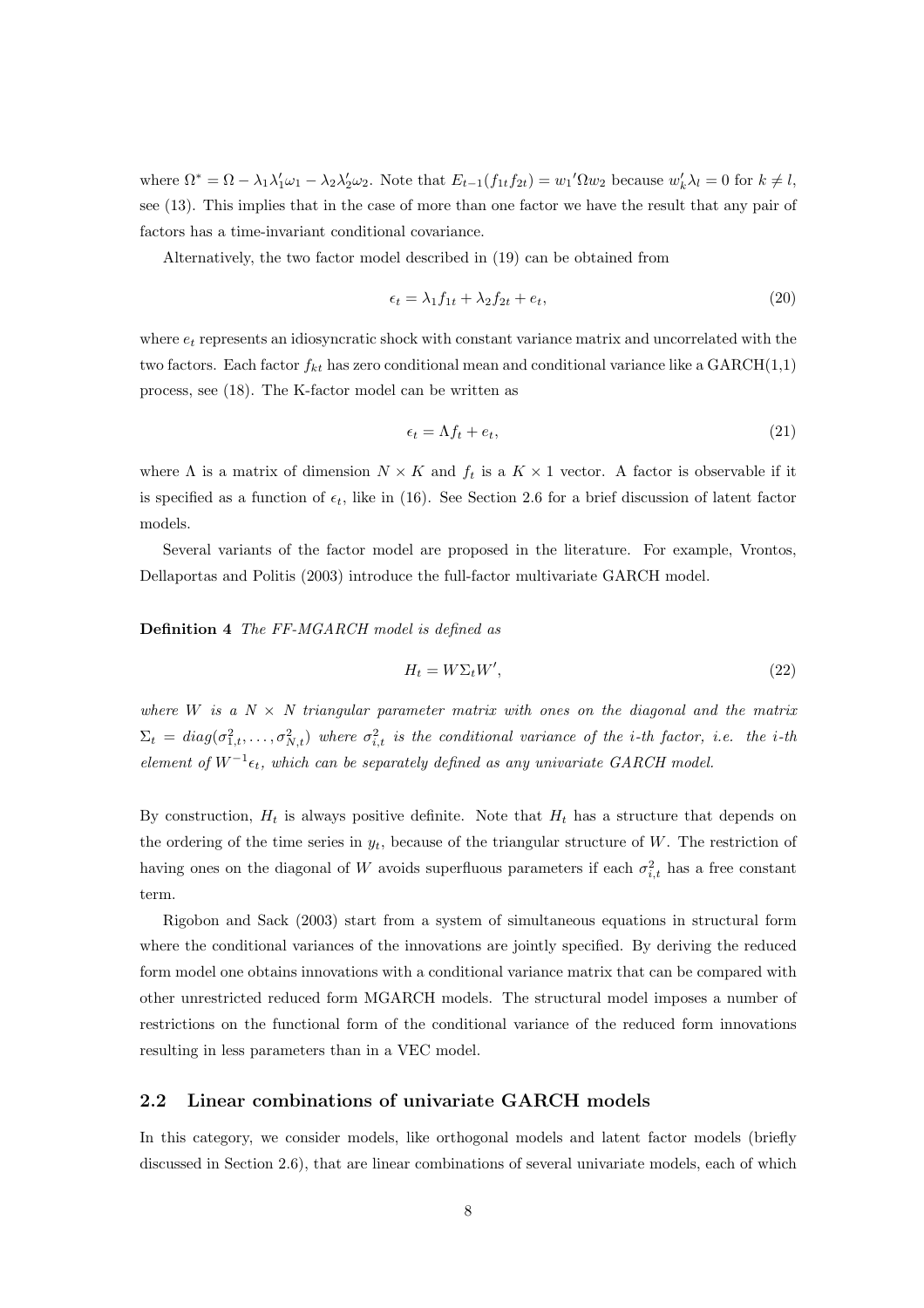where $\Omega^* = \Omega - \lambda_1\lambda_1'\omega_1 - \lambda_2\lambda_2'\omega_2$. Note that $E_{t-1}(f_{1t}f_{2t}) = w_1{}'\Omega w_2$ because $w_k'\lambda_l = 0$ for $k \neq l$, see (13). This implies that in the case of more than one factor we have the result that any pair of factors has a time-invariant conditional covariance.

Alternatively, the two factor model described in (19) can be obtained from

$$\epsilon_t = \lambda_1 f_{1t} + \lambda_2 f_{2t} + e_t, \tag{20}$$

where $e_t$ represents an idiosyncratic shock with constant variance matrix and uncorrelated with the two factors. Each factor $f_{kt}$ has zero conditional mean and conditional variance like a GARCH(1,1) process, see (18). The K-factor model can be written as

$$\epsilon_t = \Lambda f_t + e_t, \tag{21}$$

where $\Lambda$ is a matrix of dimension $N \times K$ and $f_t$ is a $K \times 1$ vector. A factor is observable if it is specified as a function of $\epsilon_t$, like in (16). See Section 2.6 for a brief discussion of latent factor models.

Several variants of the factor model are proposed in the literature. For example, Vrontos, Dellaportas and Politis (2003) introduce the full-factor multivariate GARCH model.

**Definition 4** *The FF-MGARCH model is defined as*

$$H_t = W\Sigma_t W', \tag{22}$$

*where $W$ is a $N \times N$ triangular parameter matrix with ones on the diagonal and the matrix $\Sigma_t = diag(\sigma^2_{1,t}, \ldots, \sigma^2_{N,t})$ where $\sigma^2_{i,t}$ is the conditional variance of the i-th factor, i.e. the i-th element of $W^{-1}\epsilon_t$, which can be separately defined as any univariate GARCH model.*

By construction, $H_t$ is always positive definite. Note that $H_t$ has a structure that depends on the ordering of the time series in $y_t$, because of the triangular structure of $W$. The restriction of having ones on the diagonal of $W$ avoids superfluous parameters if each $\sigma^2_{i,t}$ has a free constant term.

Rigobon and Sack (2003) start from a system of simultaneous equations in structural form where the conditional variances of the innovations are jointly specified. By deriving the reduced form model one obtains innovations with a conditional variance matrix that can be compared with other unrestricted reduced form MGARCH models. The structural model imposes a number of restrictions on the functional form of the conditional variance of the reduced form innovations resulting in less parameters than in a VEC model.

## 2.2 Linear combinations of univariate GARCH models

In this category, we consider models, like orthogonal models and latent factor models (briefly discussed in Section 2.6), that are linear combinations of several univariate models, each of which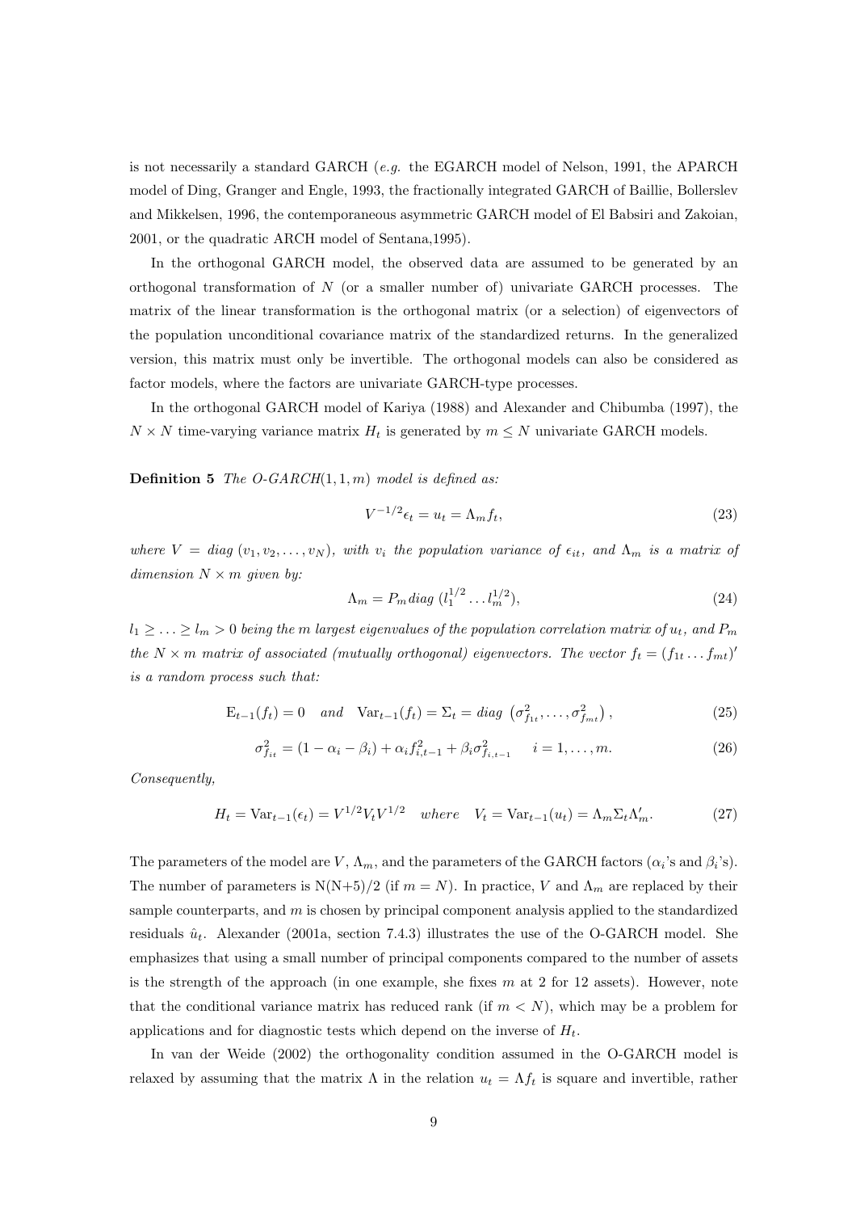is not necessarily a standard GARCH (*e.g.* the EGARCH model of Nelson, 1991, the APARCH model of Ding, Granger and Engle, 1993, the fractionally integrated GARCH of Baillie, Bollerslev and Mikkelsen, 1996, the contemporaneous asymmetric GARCH model of El Babsiri and Zakoian, 2001, or the quadratic ARCH model of Sentana,1995).

In the orthogonal GARCH model, the observed data are assumed to be generated by an orthogonal transformation of $N$ (or a smaller number of) univariate GARCH processes. The matrix of the linear transformation is the orthogonal matrix (or a selection) of eigenvectors of the population unconditional covariance matrix of the standardized returns. In the generalized version, this matrix must only be invertible. The orthogonal models can also be considered as factor models, where the factors are univariate GARCH-type processes.

In the orthogonal GARCH model of Kariya (1988) and Alexander and Chibumba (1997), the $N \times N$ time-varying variance matrix $H_t$ is generated by $m \leq N$ univariate GARCH models.

**Definition 5** *The O-GARCH$(1, 1, m)$ model is defined as:*

$$V^{-1/2}\epsilon_t = u_t = \Lambda_m f_t, \tag{23}$$

*where $V = diag\ (v_1, v_2, \ldots, v_N)$, with $v_i$ the population variance of $\epsilon_{it}$, and $\Lambda_m$ is a matrix of dimension $N \times m$ given by:*

$$\Lambda_m = P_m diag\ (l_1^{1/2} \ldots l_m^{1/2}), \tag{24}$$

*$l_1 \geq \ldots \geq l_m > 0$ being the $m$ largest eigenvalues of the population correlation matrix of $u_t$, and $P_m$ the $N \times m$ matrix of associated (mutually orthogonal) eigenvectors. The vector $f_t = (f_{1t} \ldots f_{mt})'$ is a random process such that:*

$$\mathrm{E}_{t-1}(f_t) = 0 \quad \textit{and} \quad \mathrm{Var}_{t-1}(f_t) = \Sigma_t = diag\ \left(\sigma^2_{f_{1t}}, \ldots, \sigma^2_{f_{mt}}\right), \tag{25}$$

$$\sigma^2_{f_{it}} = (1 - \alpha_i - \beta_i) + \alpha_i f^2_{i,t-1} + \beta_i \sigma^2_{f_{i,t-1}} \qquad i = 1, \ldots, m. \tag{26}$$

*Consequently,*

$$H_t = \mathrm{Var}_{t-1}(\epsilon_t) = V^{1/2} V_t V^{1/2} \quad \textit{where} \quad V_t = \mathrm{Var}_{t-1}(u_t) = \Lambda_m \Sigma_t \Lambda'_m. \tag{27}$$

The parameters of the model are $V$, $\Lambda_m$, and the parameters of the GARCH factors ($\alpha_i$'s and $\beta_i$'s). The number of parameters is N(N+5)/2 (if $m = N$). In practice, $V$ and $\Lambda_m$ are replaced by their sample counterparts, and $m$ is chosen by principal component analysis applied to the standardized residuals $\hat{u}_t$. Alexander (2001a, section 7.4.3) illustrates the use of the O-GARCH model. She emphasizes that using a small number of principal components compared to the number of assets is the strength of the approach (in one example, she fixes $m$ at 2 for 12 assets). However, note that the conditional variance matrix has reduced rank (if $m < N$), which may be a problem for applications and for diagnostic tests which depend on the inverse of $H_t$.

In van der Weide (2002) the orthogonality condition assumed in the O-GARCH model is relaxed by assuming that the matrix $\Lambda$ in the relation $u_t = \Lambda f_t$ is square and invertible, rather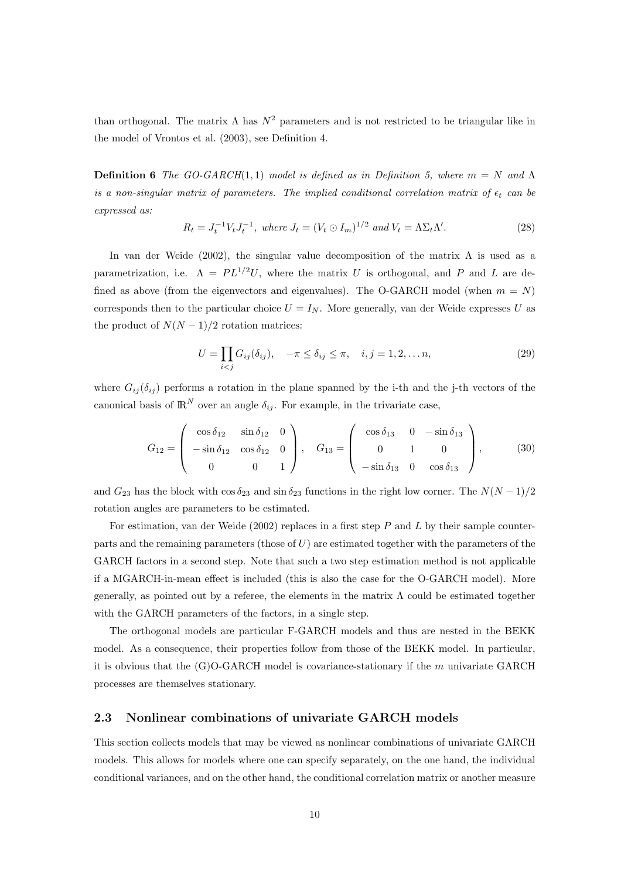than orthogonal. The matrix $\Lambda$ has $N^2$ parameters and is not restricted to be triangular like in the model of Vrontos et al. (2003), see Definition 4.

**Definition 6** *The GO-GARCH*(1,1) *model is defined as in Definition 5, where $m = N$ and $\Lambda$ is a non-singular matrix of parameters. The implied conditional correlation matrix of $\epsilon_t$ can be expressed as:*

$$R_t = J_t^{-1} V_t J_t^{-1}, \text{ where } J_t = (V_t \odot I_m)^{1/2} \text{ and } V_t = \Lambda \Sigma_t \Lambda'. \tag{28}$$

In van der Weide (2002), the singular value decomposition of the matrix $\Lambda$ is used as a parametrization, i.e. $\Lambda = PL^{1/2}U$, where the matrix $U$ is orthogonal, and $P$ and $L$ are defined as above (from the eigenvectors and eigenvalues). The O-GARCH model (when $m = N$) corresponds then to the particular choice $U = I_N$. More generally, van der Weide expresses $U$ as the product of $N(N-1)/2$ rotation matrices:

$$U = \prod_{i<j} G_{ij}(\delta_{ij}), \quad -\pi \leq \delta_{ij} \leq \pi, \quad i, j = 1, 2, \ldots n, \tag{29}$$

where $G_{ij}(\delta_{ij})$ performs a rotation in the plane spanned by the i-th and the j-th vectors of the canonical basis of $\mathbb{R}^N$ over an angle $\delta_{ij}$. For example, in the trivariate case,

$$G_{12} = \begin{pmatrix} \cos\delta_{12} & \sin\delta_{12} & 0 \\ -\sin\delta_{12} & \cos\delta_{12} & 0 \\ 0 & 0 & 1 \end{pmatrix}, \quad G_{13} = \begin{pmatrix} \cos\delta_{13} & 0 & -\sin\delta_{13} \\ 0 & 1 & 0 \\ -\sin\delta_{13} & 0 & \cos\delta_{13} \end{pmatrix}, \tag{30}$$

and $G_{23}$ has the block with $\cos\delta_{23}$ and $\sin\delta_{23}$ functions in the right low corner. The $N(N-1)/2$ rotation angles are parameters to be estimated.

For estimation, van der Weide (2002) replaces in a first step $P$ and $L$ by their sample counterparts and the remaining parameters (those of $U$) are estimated together with the parameters of the GARCH factors in a second step. Note that such a two step estimation method is not applicable if a MGARCH-in-mean effect is included (this is also the case for the O-GARCH model). More generally, as pointed out by a referee, the elements in the matrix $\Lambda$ could be estimated together with the GARCH parameters of the factors, in a single step.

The orthogonal models are particular F-GARCH models and thus are nested in the BEKK model. As a consequence, their properties follow from those of the BEKK model. In particular, it is obvious that the (G)O-GARCH model is covariance-stationary if the $m$ univariate GARCH processes are themselves stationary.

### 2.3 Nonlinear combinations of univariate GARCH models

This section collects models that may be viewed as nonlinear combinations of univariate GARCH models. This allows for models where one can specify separately, on the one hand, the individual conditional variances, and on the other hand, the conditional correlation matrix or another measure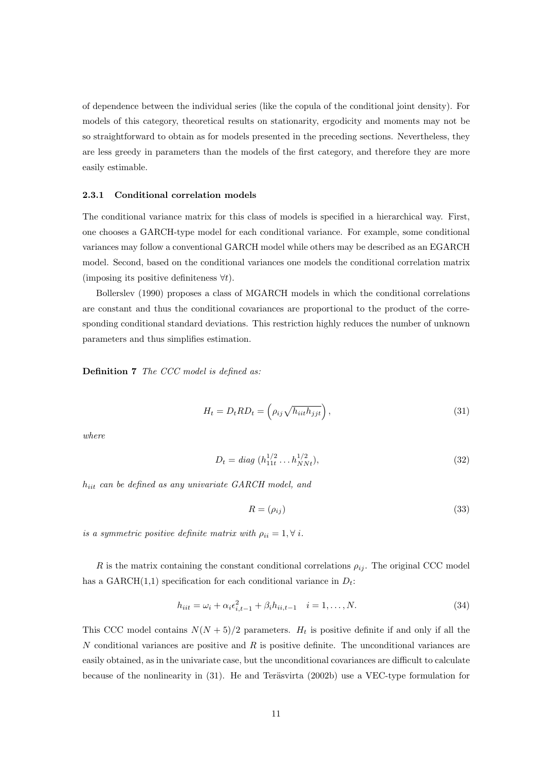of dependence between the individual series (like the copula of the conditional joint density). For models of this category, theoretical results on stationarity, ergodicity and moments may not be so straightforward to obtain as for models presented in the preceding sections. Nevertheless, they are less greedy in parameters than the models of the first category, and therefore they are more easily estimable.

### 2.3.1 Conditional correlation models

The conditional variance matrix for this class of models is specified in a hierarchical way. First, one chooses a GARCH-type model for each conditional variance. For example, some conditional variances may follow a conventional GARCH model while others may be described as an EGARCH model. Second, based on the conditional variances one models the conditional correlation matrix (imposing its positive definiteness $\forall t$).

Bollerslev (1990) proposes a class of MGARCH models in which the conditional correlations are constant and thus the conditional covariances are proportional to the product of the corresponding conditional standard deviations. This restriction highly reduces the number of unknown parameters and thus simplifies estimation.

**Definition 7** *The CCC model is defined as:*

$$H_t = D_t R D_t = \left(\rho_{ij}\sqrt{h_{iit}h_{jjt}}\right), \tag{31}$$

*where*

$$D_t = diag\ (h_{11t}^{1/2} \dots h_{NNt}^{1/2}), \tag{32}$$

*$h_{iit}$ can be defined as any univariate GARCH model, and*

$$R = (\rho_{ij}) \tag{33}$$

*is a symmetric positive definite matrix with $\rho_{ii} = 1, \forall\, i$.*

$R$ is the matrix containing the constant conditional correlations $\rho_{ij}$. The original CCC model has a GARCH(1,1) specification for each conditional variance in $D_t$:

$$h_{iit} = \omega_i + \alpha_i \epsilon_{i,t-1}^2 + \beta_i h_{ii,t-1} \quad i = 1, \dots, N. \tag{34}$$

This CCC model contains $N(N+5)/2$ parameters. $H_t$ is positive definite if and only if all the $N$ conditional variances are positive and $R$ is positive definite. The unconditional variances are easily obtained, as in the univariate case, but the unconditional covariances are difficult to calculate because of the nonlinearity in (31). He and Teräsvirta (2002b) use a VEC-type formulation for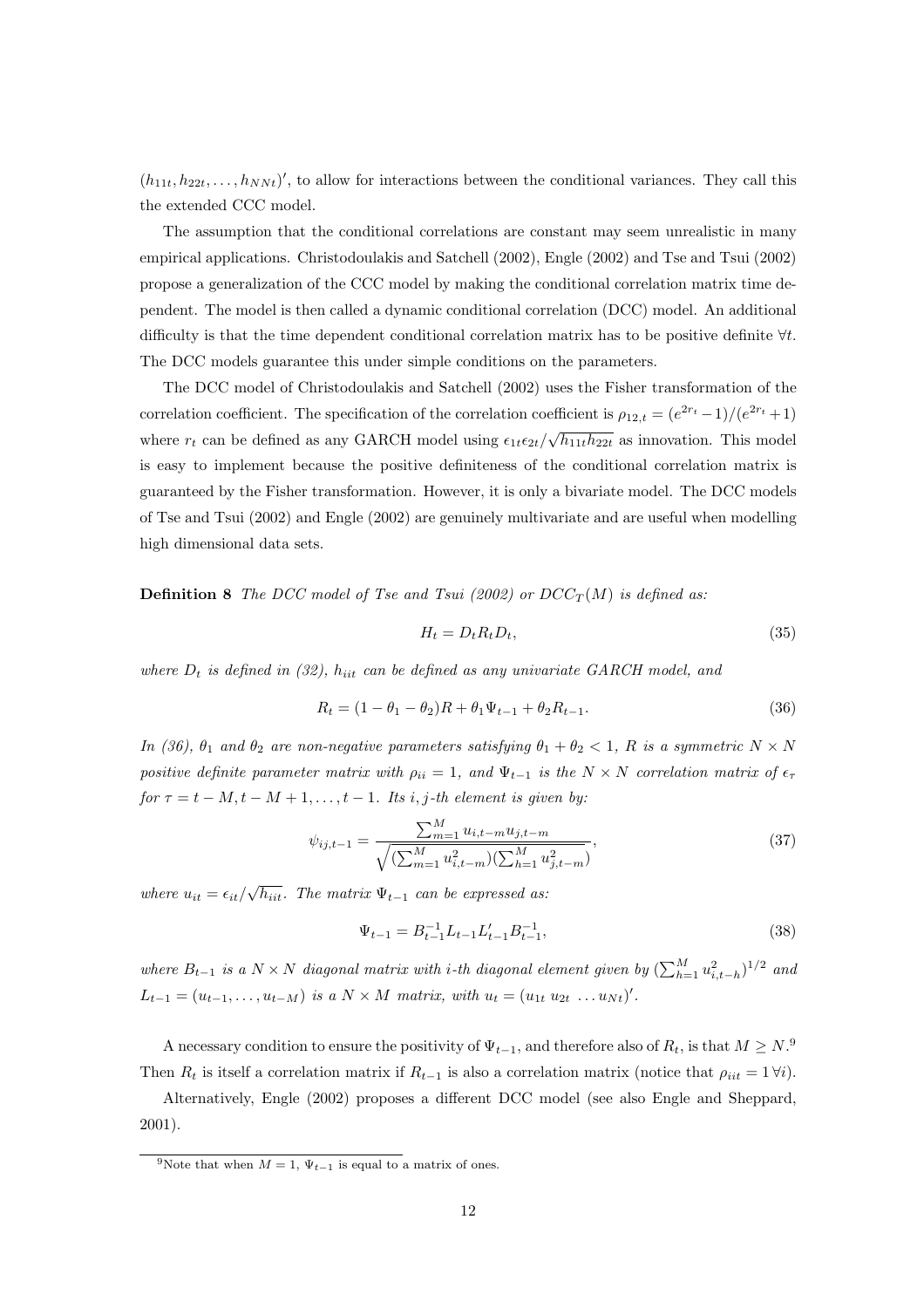$(h_{11t}, h_{22t}, \ldots, h_{NNt})'$, to allow for interactions between the conditional variances. They call this the extended CCC model.

The assumption that the conditional correlations are constant may seem unrealistic in many empirical applications. Christodoulakis and Satchell (2002), Engle (2002) and Tse and Tsui (2002) propose a generalization of the CCC model by making the conditional correlation matrix time dependent. The model is then called a dynamic conditional correlation (DCC) model. An additional difficulty is that the time dependent conditional correlation matrix has to be positive definite $\forall t$. The DCC models guarantee this under simple conditions on the parameters.

The DCC model of Christodoulakis and Satchell (2002) uses the Fisher transformation of the correlation coefficient. The specification of the correlation coefficient is $\rho_{12,t} = (e^{2r_t} - 1)/(e^{2r_t} + 1)$ where $r_t$ can be defined as any GARCH model using $\epsilon_{1t}\epsilon_{2t}/\sqrt{h_{11t}h_{22t}}$ as innovation. This model is easy to implement because the positive definiteness of the conditional correlation matrix is guaranteed by the Fisher transformation. However, it is only a bivariate model. The DCC models of Tse and Tsui (2002) and Engle (2002) are genuinely multivariate and are useful when modelling high dimensional data sets.

**Definition 8** *The DCC model of Tse and Tsui (2002) or $DCC_T(M)$ is defined as:*

$$H_t = D_t R_t D_t, \tag{35}$$

*where $D_t$ is defined in (32), $h_{iit}$ can be defined as any univariate GARCH model, and*

$$R_t = (1 - \theta_1 - \theta_2)R + \theta_1 \Psi_{t-1} + \theta_2 R_{t-1}. \tag{36}$$

*In (36), $\theta_1$ and $\theta_2$ are non-negative parameters satisfying $\theta_1 + \theta_2 < 1$, $R$ is a symmetric $N \times N$ positive definite parameter matrix with $\rho_{ii} = 1$, and $\Psi_{t-1}$ is the $N \times N$ correlation matrix of $\epsilon_\tau$ for $\tau = t - M, t - M + 1, \ldots, t - 1$. Its $i,j$-th element is given by:*

$$\psi_{ij,t-1} = \frac{\sum_{m=1}^{M} u_{i,t-m} u_{j,t-m}}{\sqrt{(\sum_{m=1}^{M} u_{i,t-m}^2)(\sum_{h=1}^{M} u_{j,t-m}^2)}}, \tag{37}$$

*where $u_{it} = \epsilon_{it}/\sqrt{h_{iit}}$. The matrix $\Psi_{t-1}$ can be expressed as:*

$$\Psi_{t-1} = B_{t-1}^{-1} L_{t-1} L_{t-1}' B_{t-1}^{-1}, \tag{38}$$

*where $B_{t-1}$ is a $N \times N$ diagonal matrix with $i$-th diagonal element given by $(\sum_{h=1}^{M} u_{i,t-h}^2)^{1/2}$ and $L_{t-1} = (u_{t-1}, \ldots, u_{t-M})$ is a $N \times M$ matrix, with $u_t = (u_{1t}\ u_{2t}\ \ldots u_{Nt})'$.*

A necessary condition to ensure the positivity of $\Psi_{t-1}$, and therefore also of $R_t$, is that $M \geq N$.[9] Then $R_t$ is itself a correlation matrix if $R_{t-1}$ is also a correlation matrix (notice that $\rho_{iit} = 1\, \forall i$).

Alternatively, Engle (2002) proposes a different DCC model (see also Engle and Sheppard, 2001).

[9] Note that when $M = 1$, $\Psi_{t-1}$ is equal to a matrix of ones.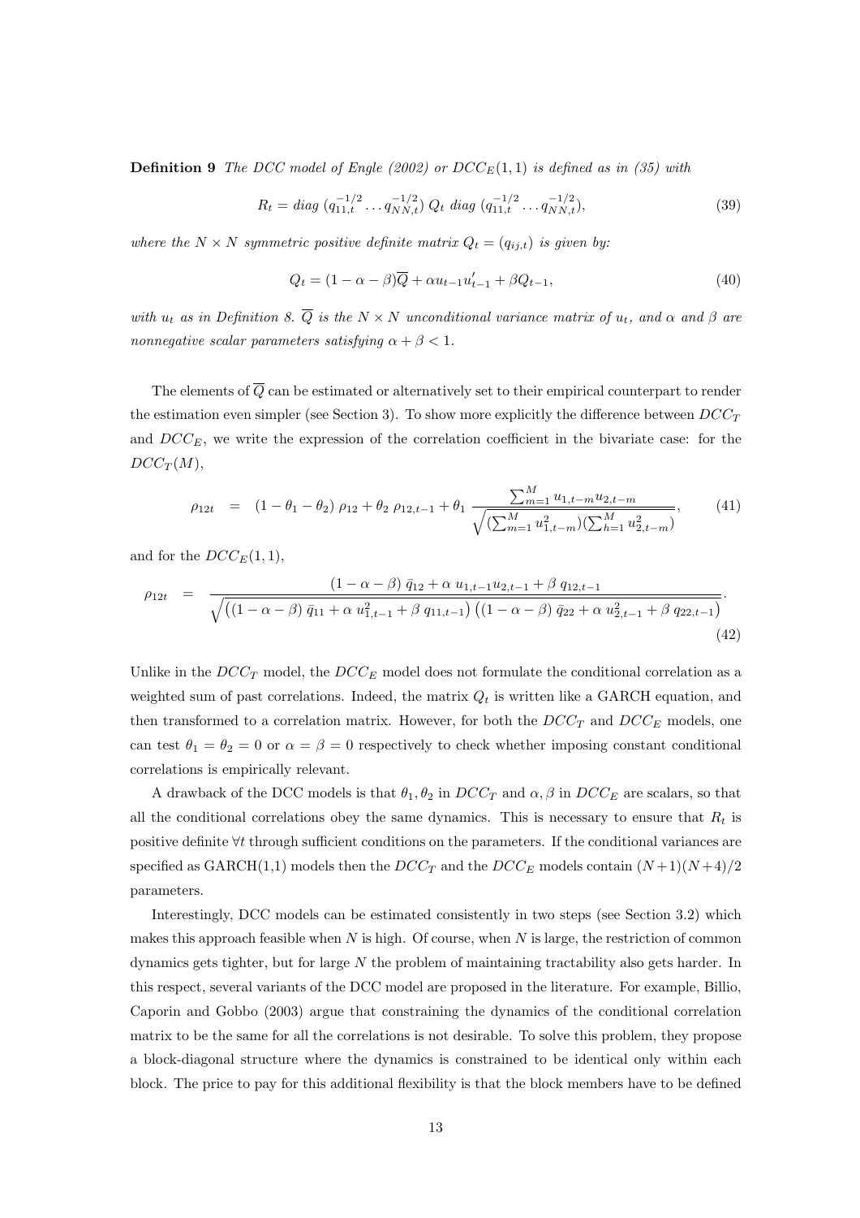**Definition 9** *The DCC model of Engle (2002) or $DCC_E(1,1)$ is defined as in (35) with*

$$R_t = diag\ (q_{11,t}^{-1/2} \dots q_{NN,t}^{-1/2})\ Q_t\ diag\ (q_{11,t}^{-1/2} \dots q_{NN,t}^{-1/2}), \tag{39}$$

*where the $N \times N$ symmetric positive definite matrix $Q_t = (q_{ij,t})$ is given by:*

$$Q_t = (1 - \alpha - \beta)\overline{Q} + \alpha u_{t-1}u_{t-1}' + \beta Q_{t-1}, \tag{40}$$

*with $u_t$ as in Definition 8. $\overline{Q}$ is the $N \times N$ unconditional variance matrix of $u_t$, and $\alpha$ and $\beta$ are nonnegative scalar parameters satisfying $\alpha + \beta < 1$.*

The elements of $\overline{Q}$ can be estimated or alternatively set to their empirical counterpart to render the estimation even simpler (see Section 3). To show more explicitly the difference between $DCC_T$ and $DCC_E$, we write the expression of the correlation coefficient in the bivariate case: for the $DCC_T(M)$,

$$\rho_{12t} \quad = \quad (1 - \theta_1 - \theta_2)\ \rho_{12} + \theta_2\ \rho_{12,t-1} + \theta_1\ \frac{\sum_{m=1}^{M} u_{1,t-m}u_{2,t-m}}{\sqrt{(\sum_{m=1}^{M} u_{1,t-m}^2)(\sum_{h=1}^{M} u_{2,t-m}^2)}}, \tag{41}$$

and for the $DCC_E(1,1)$,

$$\rho_{12t} \quad = \quad \frac{(1 - \alpha - \beta)\ \bar{q}_{12} + \alpha\ u_{1,t-1}u_{2,t-1} + \beta\ q_{12,t-1}}{\sqrt{\left((1 - \alpha - \beta)\ \bar{q}_{11} + \alpha\ u_{1,t-1}^2 + \beta\ q_{11,t-1}\right)\left((1 - \alpha - \beta)\ \bar{q}_{22} + \alpha\ u_{2,t-1}^2 + \beta\ q_{22,t-1}\right)}}. \tag{42}$$

Unlike in the $DCC_T$ model, the $DCC_E$ model does not formulate the conditional correlation as a weighted sum of past correlations. Indeed, the matrix $Q_t$ is written like a GARCH equation, and then transformed to a correlation matrix. However, for both the $DCC_T$ and $DCC_E$ models, one can test $\theta_1 = \theta_2 = 0$ or $\alpha = \beta = 0$ respectively to check whether imposing constant conditional correlations is empirically relevant.

A drawback of the DCC models is that $\theta_1, \theta_2$ in $DCC_T$ and $\alpha, \beta$ in $DCC_E$ are scalars, so that all the conditional correlations obey the same dynamics. This is necessary to ensure that $R_t$ is positive definite $\forall t$ through sufficient conditions on the parameters. If the conditional variances are specified as GARCH(1,1) models then the $DCC_T$ and the $DCC_E$ models contain $(N+1)(N+4)/2$ parameters.

Interestingly, DCC models can be estimated consistently in two steps (see Section 3.2) which makes this approach feasible when $N$ is high. Of course, when $N$ is large, the restriction of common dynamics gets tighter, but for large $N$ the problem of maintaining tractability also gets harder. In this respect, several variants of the DCC model are proposed in the literature. For example, Billio, Caporin and Gobbo (2003) argue that constraining the dynamics of the conditional correlation matrix to be the same for all the correlations is not desirable. To solve this problem, they propose a block-diagonal structure where the dynamics is constrained to be identical only within each block. The price to pay for this additional flexibility is that the block members have to be defined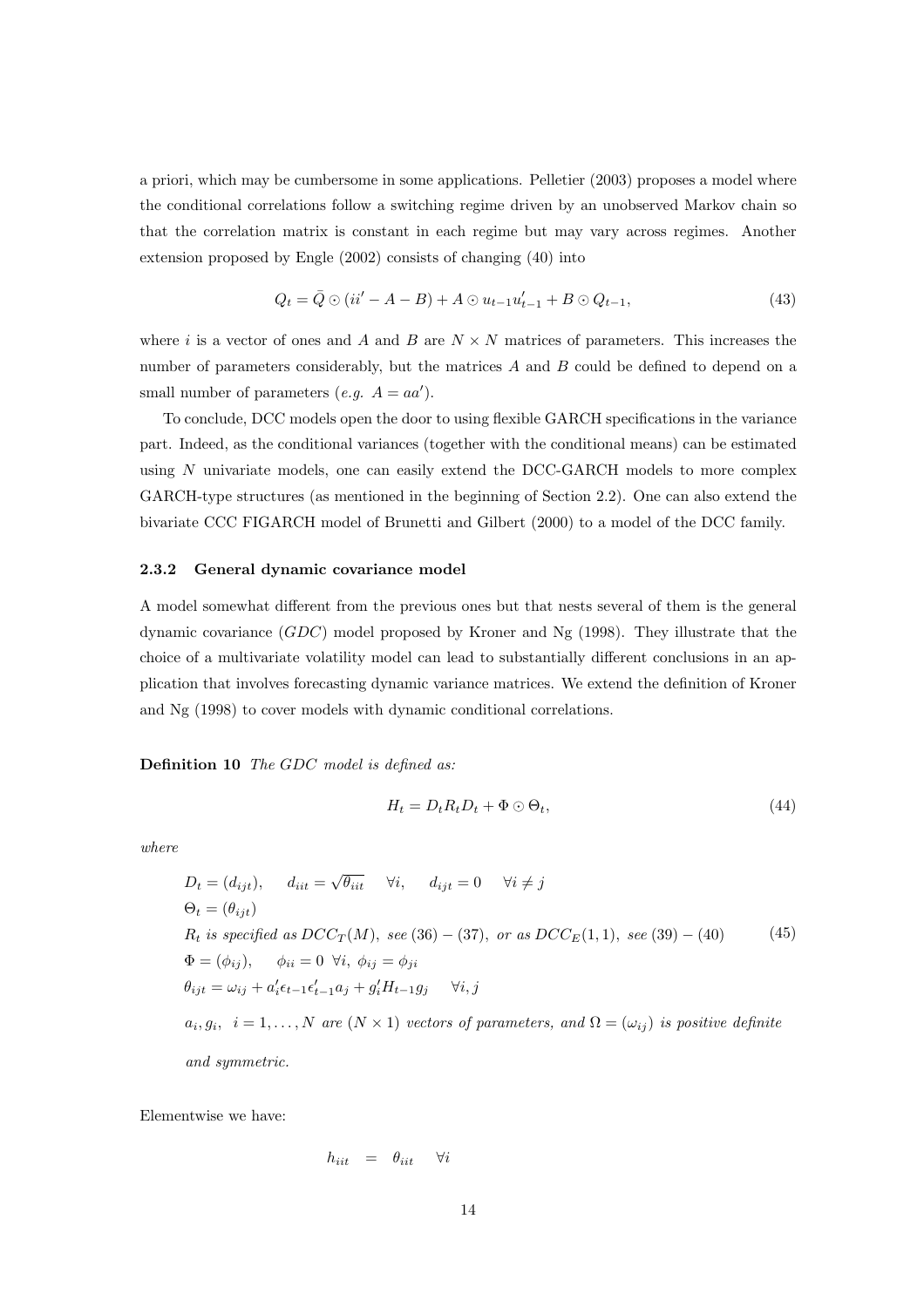a priori, which may be cumbersome in some applications. Pelletier (2003) proposes a model where the conditional correlations follow a switching regime driven by an unobserved Markov chain so that the correlation matrix is constant in each regime but may vary across regimes. Another extension proposed by Engle (2002) consists of changing (40) into

$$Q_t = \bar{Q} \odot (ii' - A - B) + A \odot u_{t-1}u'_{t-1} + B \odot Q_{t-1}, \tag{43}$$

where $i$ is a vector of ones and $A$ and $B$ are $N \times N$ matrices of parameters. This increases the number of parameters considerably, but the matrices $A$ and $B$ could be defined to depend on a small number of parameters (*e.g.* $A = aa'$).

To conclude, DCC models open the door to using flexible GARCH specifications in the variance part. Indeed, as the conditional variances (together with the conditional means) can be estimated using $N$ univariate models, one can easily extend the DCC-GARCH models to more complex GARCH-type structures (as mentioned in the beginning of Section 2.2). One can also extend the bivariate CCC FIGARCH model of Brunetti and Gilbert (2000) to a model of the DCC family.

### 2.3.2 General dynamic covariance model

A model somewhat different from the previous ones but that nests several of them is the general dynamic covariance (*GDC*) model proposed by Kroner and Ng (1998). They illustrate that the choice of a multivariate volatility model can lead to substantially different conclusions in an application that involves forecasting dynamic variance matrices. We extend the definition of Kroner and Ng (1998) to cover models with dynamic conditional correlations.

**Definition 10** *The GDC model is defined as:*

$$H_t = D_t R_t D_t + \Phi \odot \Theta_t, \tag{44}$$

*where*

$$\begin{aligned}
&D_t = (d_{ijt}), \quad d_{iit} = \sqrt{\theta_{iit}} \quad \forall i, \quad d_{ijt} = 0 \quad \forall i \neq j \\
&\Theta_t = (\theta_{ijt}) \\
&R_t \text{ is specified as } DCC_T(M), \text{ see } (36)-(37), \text{ or as } DCC_E(1,1), \text{ see } (39)-(40) \\
&\Phi = (\phi_{ij}), \quad \phi_{ii} = 0 \ \forall i, \ \phi_{ij} = \phi_{ji} \\
&\theta_{ijt} = \omega_{ij} + a_i'\epsilon_{t-1}\epsilon_{t-1}'a_j + g_i'H_{t-1}g_j \quad \forall i, j \\
&a_i, g_i, \ i = 1, \ldots, N \text{ are } (N \times 1) \text{ vectors of parameters, and } \Omega = (\omega_{ij}) \text{ is positive definite and symmetric.}
\end{aligned} \tag{45}$$

Elementwise we have:

$$h_{iit} = \theta_{iit} \quad \forall i$$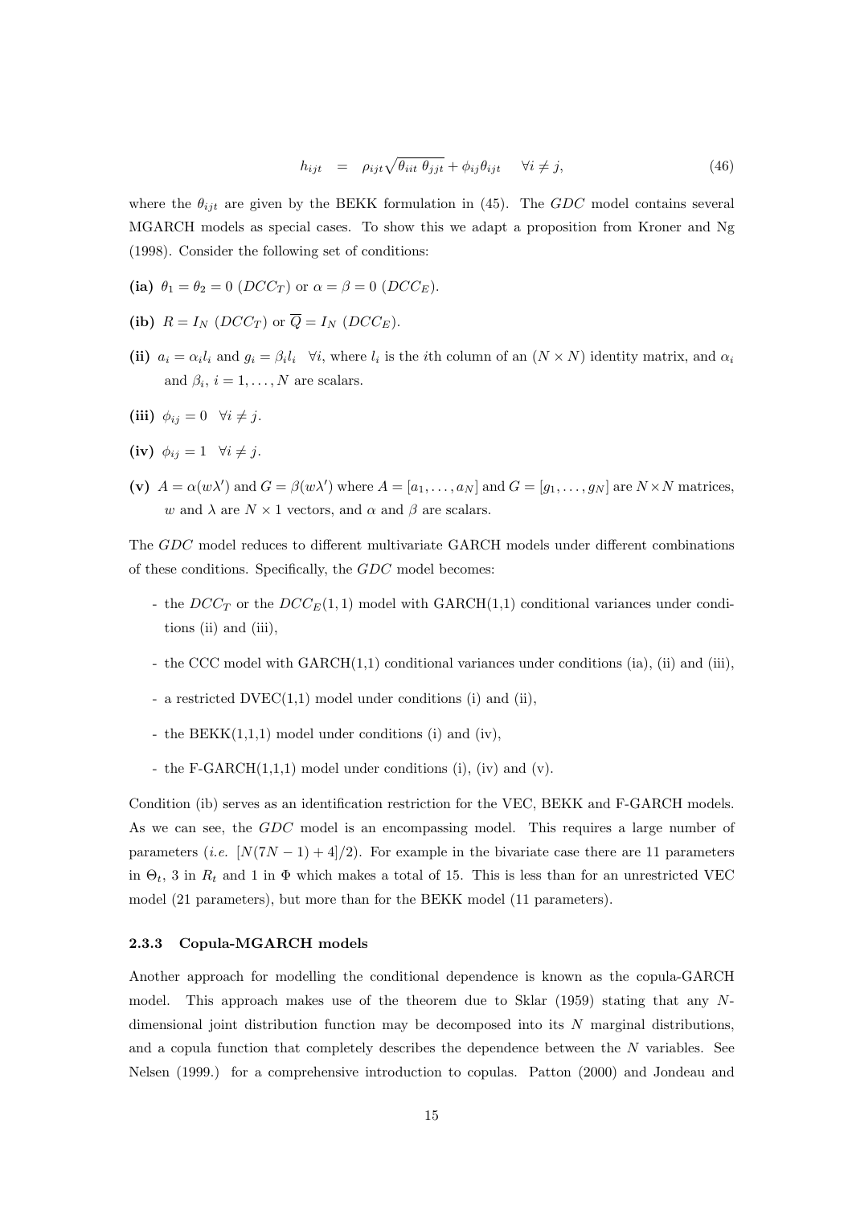$$h_{ijt} \quad = \quad \rho_{ijt}\sqrt{\theta_{iit}\ \theta_{jjt}} + \phi_{ij}\theta_{ijt} \quad \forall i \neq j, \tag{46}$$

where the $\theta_{ijt}$ are given by the BEKK formulation in (45). The *GDC* model contains several MGARCH models as special cases. To show this we adapt a proposition from Kroner and Ng (1998). Consider the following set of conditions:

**(ia)** $\theta_1 = \theta_2 = 0$ ($DCC_T$) or $\alpha = \beta = 0$ ($DCC_E$).

**(ib)** $R = I_N$ ($DCC_T$) or $\overline{Q} = I_N$ ($DCC_E$).

**(ii)** $a_i = \alpha_i l_i$ and $g_i = \beta_i l_i \quad \forall i$, where $l_i$ is the $i$th column of an $(N \times N)$ identity matrix, and $\alpha_i$ and $\beta_i$, $i = 1, \ldots, N$ are scalars.

**(iii)** $\phi_{ij} = 0 \quad \forall i \neq j$.

**(iv)** $\phi_{ij} = 1 \quad \forall i \neq j$.

**(v)** $A = \alpha(w\lambda')$ and $G = \beta(w\lambda')$ where $A = [a_1, \ldots, a_N]$ and $G = [g_1, \ldots, g_N]$ are $N \times N$ matrices, $w$ and $\lambda$ are $N \times 1$ vectors, and $\alpha$ and $\beta$ are scalars.

The *GDC* model reduces to different multivariate GARCH models under different combinations of these conditions. Specifically, the *GDC* model becomes:

- the $DCC_T$ or the $DCC_E(1,1)$ model with GARCH(1,1) conditional variances under conditions (ii) and (iii),
- the CCC model with GARCH(1,1) conditional variances under conditions (ia), (ii) and (iii),
- a restricted DVEC(1,1) model under conditions (i) and (ii),
- the BEKK(1,1,1) model under conditions (i) and (iv),
- the F-GARCH(1,1,1) model under conditions (i), (iv) and (v).

Condition (ib) serves as an identification restriction for the VEC, BEKK and F-GARCH models. As we can see, the *GDC* model is an encompassing model. This requires a large number of parameters (*i.e.* $[N(7N-1)+4]/2$). For example in the bivariate case there are 11 parameters in $\Theta_t$, 3 in $R_t$ and 1 in $\Phi$ which makes a total of 15. This is less than for an unrestricted VEC model (21 parameters), but more than for the BEKK model (11 parameters).

### 2.3.3 Copula-MGARCH models

Another approach for modelling the conditional dependence is known as the copula-GARCH model. This approach makes use of the theorem due to Sklar (1959) stating that any $N$-dimensional joint distribution function may be decomposed into its $N$ marginal distributions, and a copula function that completely describes the dependence between the $N$ variables. See Nelsen (1999.) for a comprehensive introduction to copulas. Patton (2000) and Jondeau and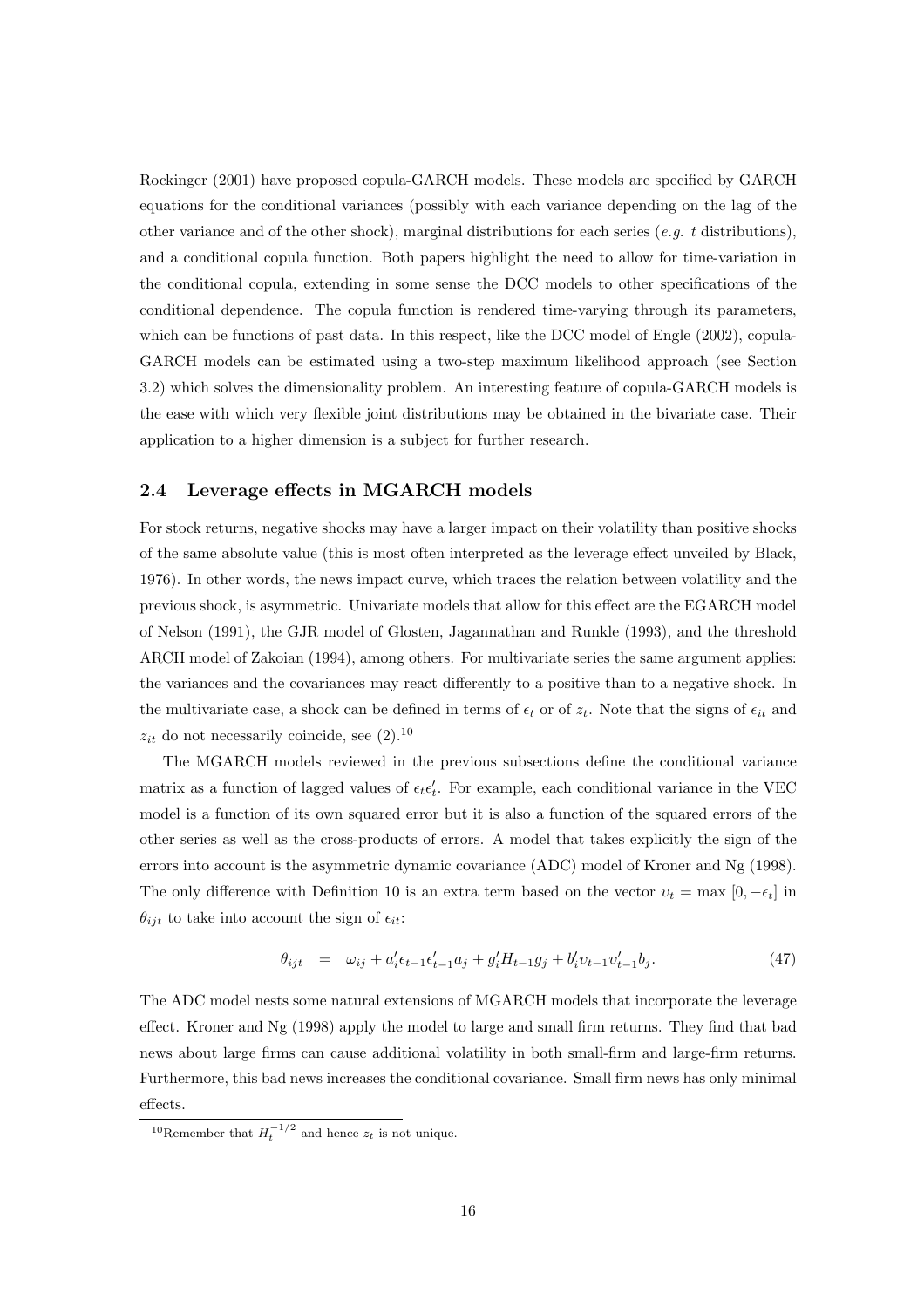Rockinger (2001) have proposed copula-GARCH models. These models are specified by GARCH equations for the conditional variances (possibly with each variance depending on the lag of the other variance and of the other shock), marginal distributions for each series (*e.g.* $t$ distributions), and a conditional copula function. Both papers highlight the need to allow for time-variation in the conditional copula, extending in some sense the DCC models to other specifications of the conditional dependence. The copula function is rendered time-varying through its parameters, which can be functions of past data. In this respect, like the DCC model of Engle (2002), copula-GARCH models can be estimated using a two-step maximum likelihood approach (see Section 3.2) which solves the dimensionality problem. An interesting feature of copula-GARCH models is the ease with which very flexible joint distributions may be obtained in the bivariate case. Their application to a higher dimension is a subject for further research.

## 2.4 Leverage effects in MGARCH models

For stock returns, negative shocks may have a larger impact on their volatility than positive shocks of the same absolute value (this is most often interpreted as the leverage effect unveiled by Black, 1976). In other words, the news impact curve, which traces the relation between volatility and the previous shock, is asymmetric. Univariate models that allow for this effect are the EGARCH model of Nelson (1991), the GJR model of Glosten, Jagannathan and Runkle (1993), and the threshold ARCH model of Zakoian (1994), among others. For multivariate series the same argument applies: the variances and the covariances may react differently to a positive than to a negative shock. In the multivariate case, a shock can be defined in terms of $\epsilon_t$ or of $z_t$. Note that the signs of $\epsilon_{it}$ and $z_{it}$ do not necessarily coincide, see (2).[10]

The MGARCH models reviewed in the previous subsections define the conditional variance matrix as a function of lagged values of $\epsilon_t\epsilon_t'$. For example, each conditional variance in the VEC model is a function of its own squared error but it is also a function of the squared errors of the other series as well as the cross-products of errors. A model that takes explicitly the sign of the errors into account is the asymmetric dynamic covariance (ADC) model of Kroner and Ng (1998). The only difference with Definition 10 is an extra term based on the vector $\upsilon_t = \max\,[0, -\epsilon_t]$ in $\theta_{ijt}$ to take into account the sign of $\epsilon_{it}$:

$$\theta_{ijt} \quad = \quad \omega_{ij} + a_i'\epsilon_{t-1}\epsilon_{t-1}'a_j + g_i'H_{t-1}g_j + b_i'\upsilon_{t-1}\upsilon_{t-1}'b_j. \tag{47}$$

The ADC model nests some natural extensions of MGARCH models that incorporate the leverage effect. Kroner and Ng (1998) apply the model to large and small firm returns. They find that bad news about large firms can cause additional volatility in both small-firm and large-firm returns. Furthermore, this bad news increases the conditional covariance. Small firm news has only minimal effects.

[10] Remember that $H_t^{-1/2}$ and hence $z_t$ is not unique.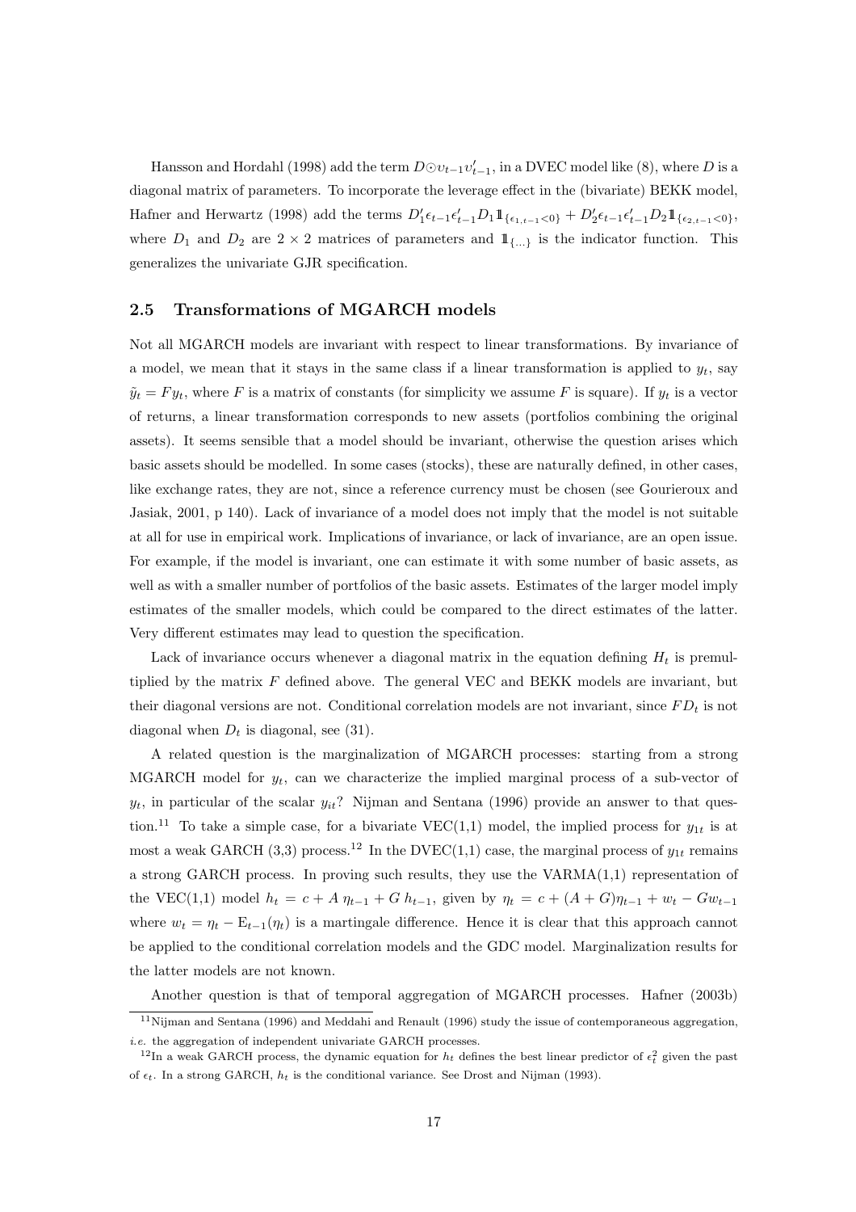Hansson and Hordahl (1998) add the term $D \odot \upsilon_{t-1}\upsilon_{t-1}'$, in a DVEC model like (8), where $D$ is a diagonal matrix of parameters. To incorporate the leverage effect in the (bivariate) BEKK model, Hafner and Herwartz (1998) add the terms $D_1'\epsilon_{t-1}\epsilon_{t-1}'D_1 1\!\!1_{\{\epsilon_{1,t-1}<0\}} + D_2'\epsilon_{t-1}\epsilon_{t-1}'D_2 1\!\!1_{\{\epsilon_{2,t-1}<0\}}$, where $D_1$ and $D_2$ are $2 \times 2$ matrices of parameters and $1\!\!1_{\{\ldots\}}$ is the indicator function. This generalizes the univariate GJR specification.

### 2.5 Transformations of MGARCH models

Not all MGARCH models are invariant with respect to linear transformations. By invariance of a model, we mean that it stays in the same class if a linear transformation is applied to $y_t$, say $\tilde{y}_t = Fy_t$, where $F$ is a matrix of constants (for simplicity we assume $F$ is square). If $y_t$ is a vector of returns, a linear transformation corresponds to new assets (portfolios combining the original assets). It seems sensible that a model should be invariant, otherwise the question arises which basic assets should be modelled. In some cases (stocks), these are naturally defined, in other cases, like exchange rates, they are not, since a reference currency must be chosen (see Gourieroux and Jasiak, 2001, p 140). Lack of invariance of a model does not imply that the model is not suitable at all for use in empirical work. Implications of invariance, or lack of invariance, are an open issue. For example, if the model is invariant, one can estimate it with some number of basic assets, as well as with a smaller number of portfolios of the basic assets. Estimates of the larger model imply estimates of the smaller models, which could be compared to the direct estimates of the latter. Very different estimates may lead to question the specification.

Lack of invariance occurs whenever a diagonal matrix in the equation defining $H_t$ is premultiplied by the matrix $F$ defined above. The general VEC and BEKK models are invariant, but their diagonal versions are not. Conditional correlation models are not invariant, since $FD_t$ is not diagonal when $D_t$ is diagonal, see (31).

A related question is the marginalization of MGARCH processes: starting from a strong MGARCH model for $y_t$, can we characterize the implied marginal process of a sub-vector of $y_t$, in particular of the scalar $y_{it}$? Nijman and Sentana (1996) provide an answer to that question.[11] To take a simple case, for a bivariate VEC(1,1) model, the implied process for $y_{1t}$ is at most a weak GARCH (3,3) process.[12] In the DVEC(1,1) case, the marginal process of $y_{1t}$ remains a strong GARCH process. In proving such results, they use the VARMA(1,1) representation of the VEC(1,1) model $h_t = c + A\,\eta_{t-1} + G\,h_{t-1}$, given by $\eta_t = c + (A+G)\eta_{t-1} + w_t - Gw_{t-1}$ where $w_t = \eta_t - \mathrm{E}_{t-1}(\eta_t)$ is a martingale difference. Hence it is clear that this approach cannot be applied to the conditional correlation models and the GDC model. Marginalization results for the latter models are not known.

Another question is that of temporal aggregation of MGARCH processes. Hafner (2003b)

[11] Nijman and Sentana (1996) and Meddahi and Renault (1996) study the issue of contemporaneous aggregation, *i.e.* the aggregation of independent univariate GARCH processes.

[12] In a weak GARCH process, the dynamic equation for $h_t$ defines the best linear predictor of $\epsilon_t^2$ given the past of $\epsilon_t$. In a strong GARCH, $h_t$ is the conditional variance. See Drost and Nijman (1993).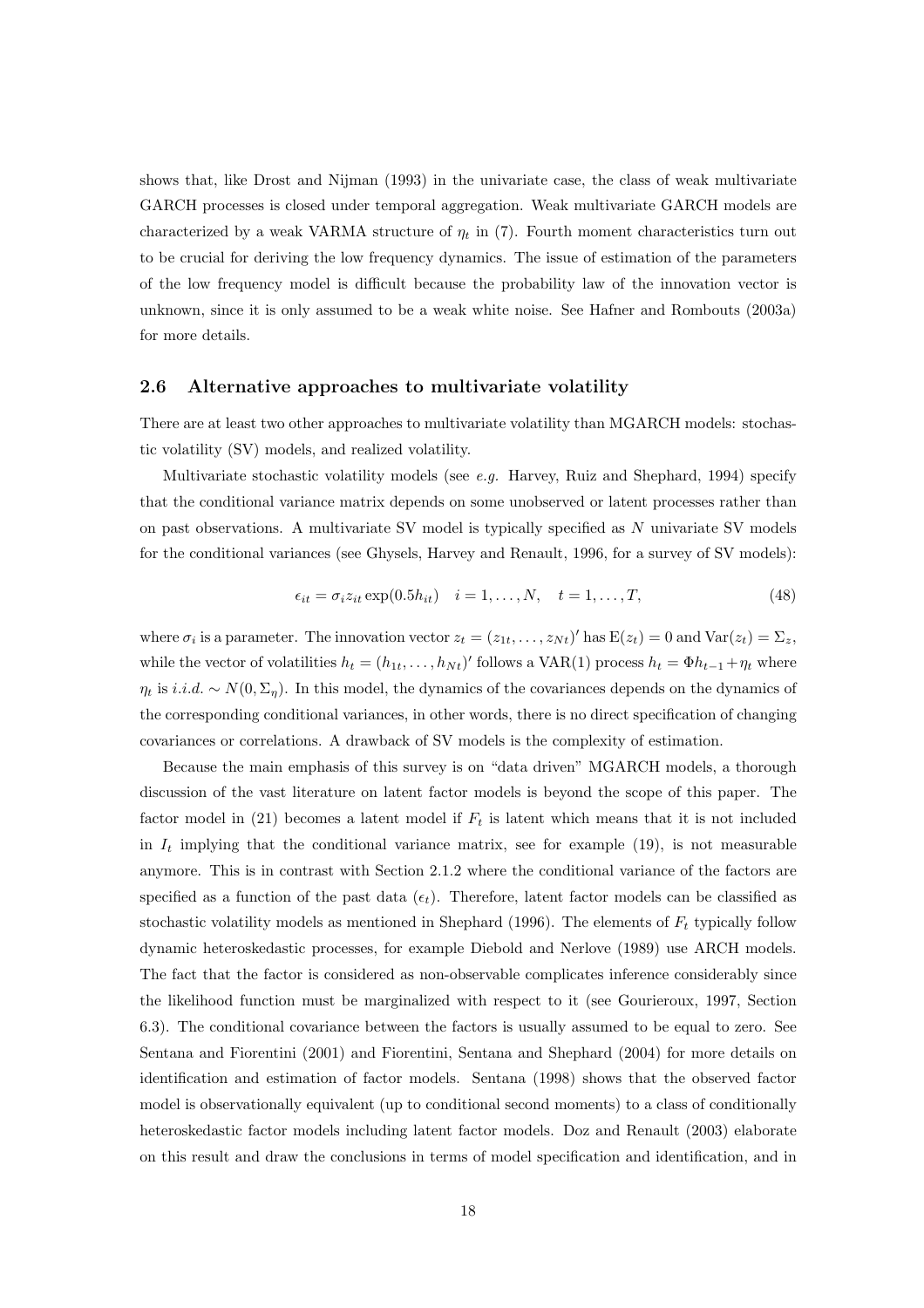shows that, like Drost and Nijman (1993) in the univariate case, the class of weak multivariate GARCH processes is closed under temporal aggregation. Weak multivariate GARCH models are characterized by a weak VARMA structure of $\eta_t$ in (7). Fourth moment characteristics turn out to be crucial for deriving the low frequency dynamics. The issue of estimation of the parameters of the low frequency model is difficult because the probability law of the innovation vector is unknown, since it is only assumed to be a weak white noise. See Hafner and Rombouts (2003a) for more details.

### 2.6 Alternative approaches to multivariate volatility

There are at least two other approaches to multivariate volatility than MGARCH models: stochastic volatility (SV) models, and realized volatility.

Multivariate stochastic volatility models (see *e.g.* Harvey, Ruiz and Shephard, 1994) specify that the conditional variance matrix depends on some unobserved or latent processes rather than on past observations. A multivariate SV model is typically specified as $N$ univariate SV models for the conditional variances (see Ghysels, Harvey and Renault, 1996, for a survey of SV models):

$$\epsilon_{it} = \sigma_i z_{it} \exp(0.5 h_{it}) \quad i = 1, \ldots, N, \quad t = 1, \ldots, T, \tag{48}$$

where $\sigma_i$ is a parameter. The innovation vector $z_t = (z_{1t}, \ldots, z_{Nt})'$ has $\mathrm{E}(z_t) = 0$ and $\mathrm{Var}(z_t) = \Sigma_z$, while the vector of volatilities $h_t = (h_{1t}, \ldots, h_{Nt})'$ follows a VAR(1) process $h_t = \Phi h_{t-1} + \eta_t$ where $\eta_t$ is *i.i.d.* $\sim N(0, \Sigma_\eta)$. In this model, the dynamics of the covariances depends on the dynamics of the corresponding conditional variances, in other words, there is no direct specification of changing covariances or correlations. A drawback of SV models is the complexity of estimation.

Because the main emphasis of this survey is on "data driven" MGARCH models, a thorough discussion of the vast literature on latent factor models is beyond the scope of this paper. The factor model in (21) becomes a latent model if $F_t$ is latent which means that it is not included in $I_t$ implying that the conditional variance matrix, see for example (19), is not measurable anymore. This is in contrast with Section 2.1.2 where the conditional variance of the factors are specified as a function of the past data ($\epsilon_t$). Therefore, latent factor models can be classified as stochastic volatility models as mentioned in Shephard (1996). The elements of $F_t$ typically follow dynamic heteroskedastic processes, for example Diebold and Nerlove (1989) use ARCH models. The fact that the factor is considered as non-observable complicates inference considerably since the likelihood function must be marginalized with respect to it (see Gourieroux, 1997, Section 6.3). The conditional covariance between the factors is usually assumed to be equal to zero. See Sentana and Fiorentini (2001) and Fiorentini, Sentana and Shephard (2004) for more details on identification and estimation of factor models. Sentana (1998) shows that the observed factor model is observationally equivalent (up to conditional second moments) to a class of conditionally heteroskedastic factor models including latent factor models. Doz and Renault (2003) elaborate on this result and draw the conclusions in terms of model specification and identification, and in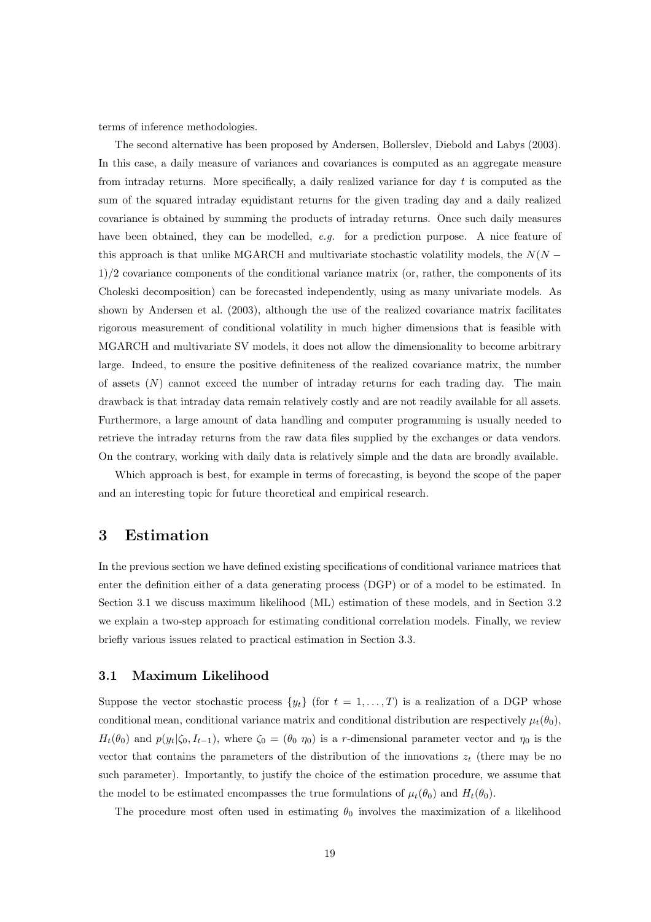terms of inference methodologies.

The second alternative has been proposed by Andersen, Bollerslev, Diebold and Labys (2003). In this case, a daily measure of variances and covariances is computed as an aggregate measure from intraday returns. More specifically, a daily realized variance for day $t$ is computed as the sum of the squared intraday equidistant returns for the given trading day and a daily realized covariance is obtained by summing the products of intraday returns. Once such daily measures have been obtained, they can be modelled, *e.g.* for a prediction purpose. A nice feature of this approach is that unlike MGARCH and multivariate stochastic volatility models, the $N(N-1)/2$ covariance components of the conditional variance matrix (or, rather, the components of its Choleski decomposition) can be forecasted independently, using as many univariate models. As shown by Andersen et al. (2003), although the use of the realized covariance matrix facilitates rigorous measurement of conditional volatility in much higher dimensions that is feasible with MGARCH and multivariate SV models, it does not allow the dimensionality to become arbitrary large. Indeed, to ensure the positive definiteness of the realized covariance matrix, the number of assets ($N$) cannot exceed the number of intraday returns for each trading day. The main drawback is that intraday data remain relatively costly and are not readily available for all assets. Furthermore, a large amount of data handling and computer programming is usually needed to retrieve the intraday returns from the raw data files supplied by the exchanges or data vendors. On the contrary, working with daily data is relatively simple and the data are broadly available.

Which approach is best, for example in terms of forecasting, is beyond the scope of the paper and an interesting topic for future theoretical and empirical research.

# 3 Estimation

In the previous section we have defined existing specifications of conditional variance matrices that enter the definition either of a data generating process (DGP) or of a model to be estimated. In Section 3.1 we discuss maximum likelihood (ML) estimation of these models, and in Section 3.2 we explain a two-step approach for estimating conditional correlation models. Finally, we review briefly various issues related to practical estimation in Section 3.3.

## 3.1 Maximum Likelihood

Suppose the vector stochastic process $\{y_t\}$ (for $t = 1, \ldots, T$) is a realization of a DGP whose conditional mean, conditional variance matrix and conditional distribution are respectively $\mu_t(\theta_0)$, $H_t(\theta_0)$ and $p(y_t|\zeta_0, I_{t-1})$, where $\zeta_0 = (\theta_0\ \eta_0)$ is a $r$-dimensional parameter vector and $\eta_0$ is the vector that contains the parameters of the distribution of the innovations $z_t$ (there may be no such parameter). Importantly, to justify the choice of the estimation procedure, we assume that the model to be estimated encompasses the true formulations of $\mu_t(\theta_0)$ and $H_t(\theta_0)$.

The procedure most often used in estimating $\theta_0$ involves the maximization of a likelihood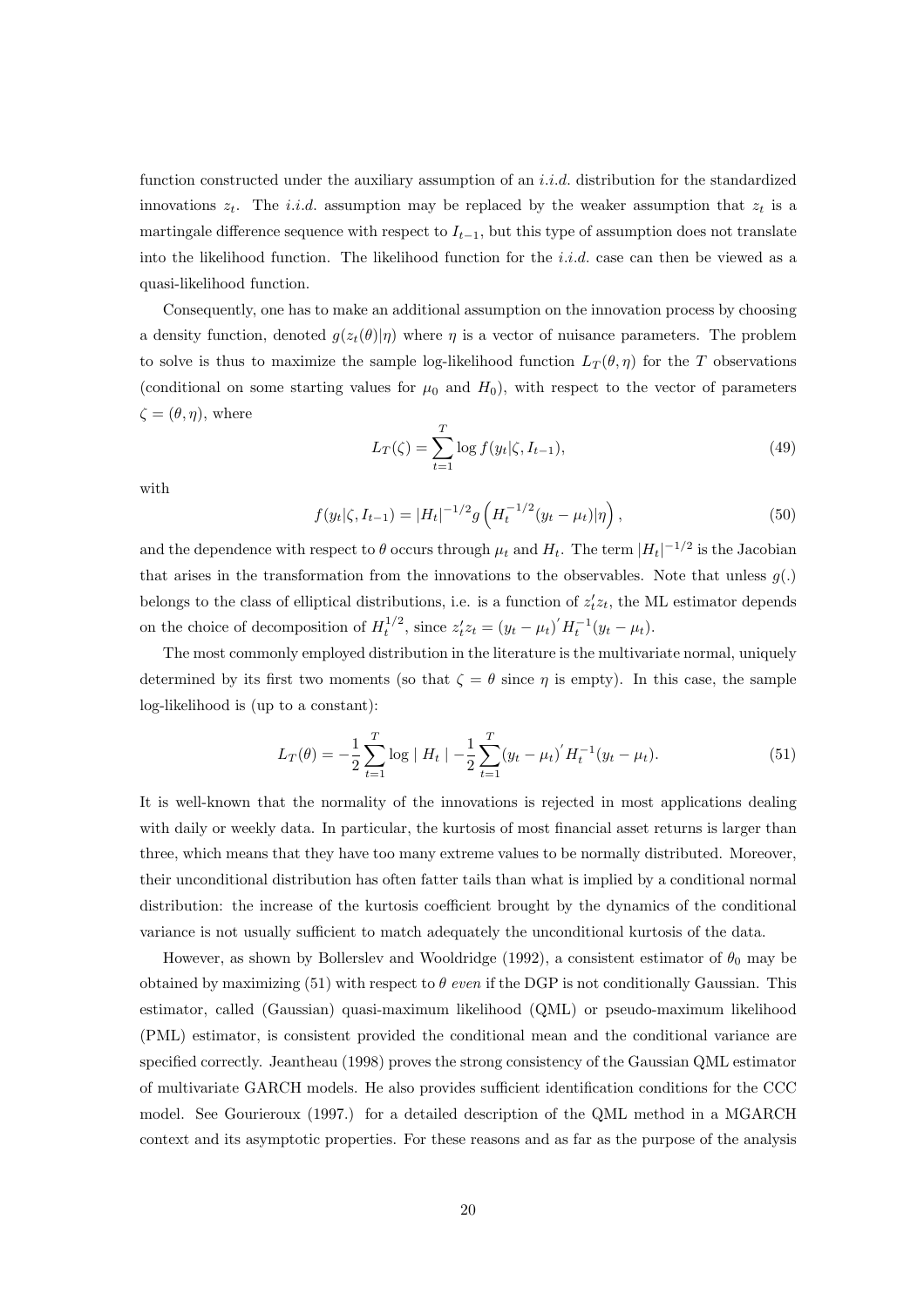function constructed under the auxiliary assumption of an *i.i.d.* distribution for the standardized innovations $z_t$. The *i.i.d.* assumption may be replaced by the weaker assumption that $z_t$ is a martingale difference sequence with respect to $I_{t-1}$, but this type of assumption does not translate into the likelihood function. The likelihood function for the *i.i.d.* case can then be viewed as a quasi-likelihood function.

Consequently, one has to make an additional assumption on the innovation process by choosing a density function, denoted $g(z_t(\theta)|\eta)$ where $\eta$ is a vector of nuisance parameters. The problem to solve is thus to maximize the sample log-likelihood function $L_T(\theta, \eta)$ for the $T$ observations (conditional on some starting values for $\mu_0$ and $H_0$), with respect to the vector of parameters $\zeta = (\theta, \eta)$, where

$$L_T(\zeta) = \sum_{t=1}^{T} \log f(y_t|\zeta, I_{t-1}), \tag{49}$$

with

$$f(y_t|\zeta, I_{t-1}) = |H_t|^{-1/2} g\left(H_t^{-1/2}(y_t - \mu_t)|\eta\right), \tag{50}$$

and the dependence with respect to $\theta$ occurs through $\mu_t$ and $H_t$. The term $|H_t|^{-1/2}$ is the Jacobian that arises in the transformation from the innovations to the observables. Note that unless $g(.)$ belongs to the class of elliptical distributions, i.e. is a function of $z_t' z_t$, the ML estimator depends on the choice of decomposition of $H_t^{1/2}$, since $z_t' z_t = (y_t - \mu_t)' H_t^{-1}(y_t - \mu_t)$.

The most commonly employed distribution in the literature is the multivariate normal, uniquely determined by its first two moments (so that $\zeta = \theta$ since $\eta$ is empty). In this case, the sample log-likelihood is (up to a constant):

$$L_T(\theta) = -\frac{1}{2}\sum_{t=1}^{T} \log | H_t | -\frac{1}{2}\sum_{t=1}^{T}(y_t - \mu_t)' H_t^{-1}(y_t - \mu_t). \tag{51}$$

It is well-known that the normality of the innovations is rejected in most applications dealing with daily or weekly data. In particular, the kurtosis of most financial asset returns is larger than three, which means that they have too many extreme values to be normally distributed. Moreover, their unconditional distribution has often fatter tails than what is implied by a conditional normal distribution: the increase of the kurtosis coefficient brought by the dynamics of the conditional variance is not usually sufficient to match adequately the unconditional kurtosis of the data.

However, as shown by Bollerslev and Wooldridge (1992), a consistent estimator of $\theta_0$ may be obtained by maximizing (51) with respect to $\theta$ *even* if the DGP is not conditionally Gaussian. This estimator, called (Gaussian) quasi-maximum likelihood (QML) or pseudo-maximum likelihood (PML) estimator, is consistent provided the conditional mean and the conditional variance are specified correctly. Jeantheau (1998) proves the strong consistency of the Gaussian QML estimator of multivariate GARCH models. He also provides sufficient identification conditions for the CCC model. See Gourieroux (1997.) for a detailed description of the QML method in a MGARCH context and its asymptotic properties. For these reasons and as far as the purpose of the analysis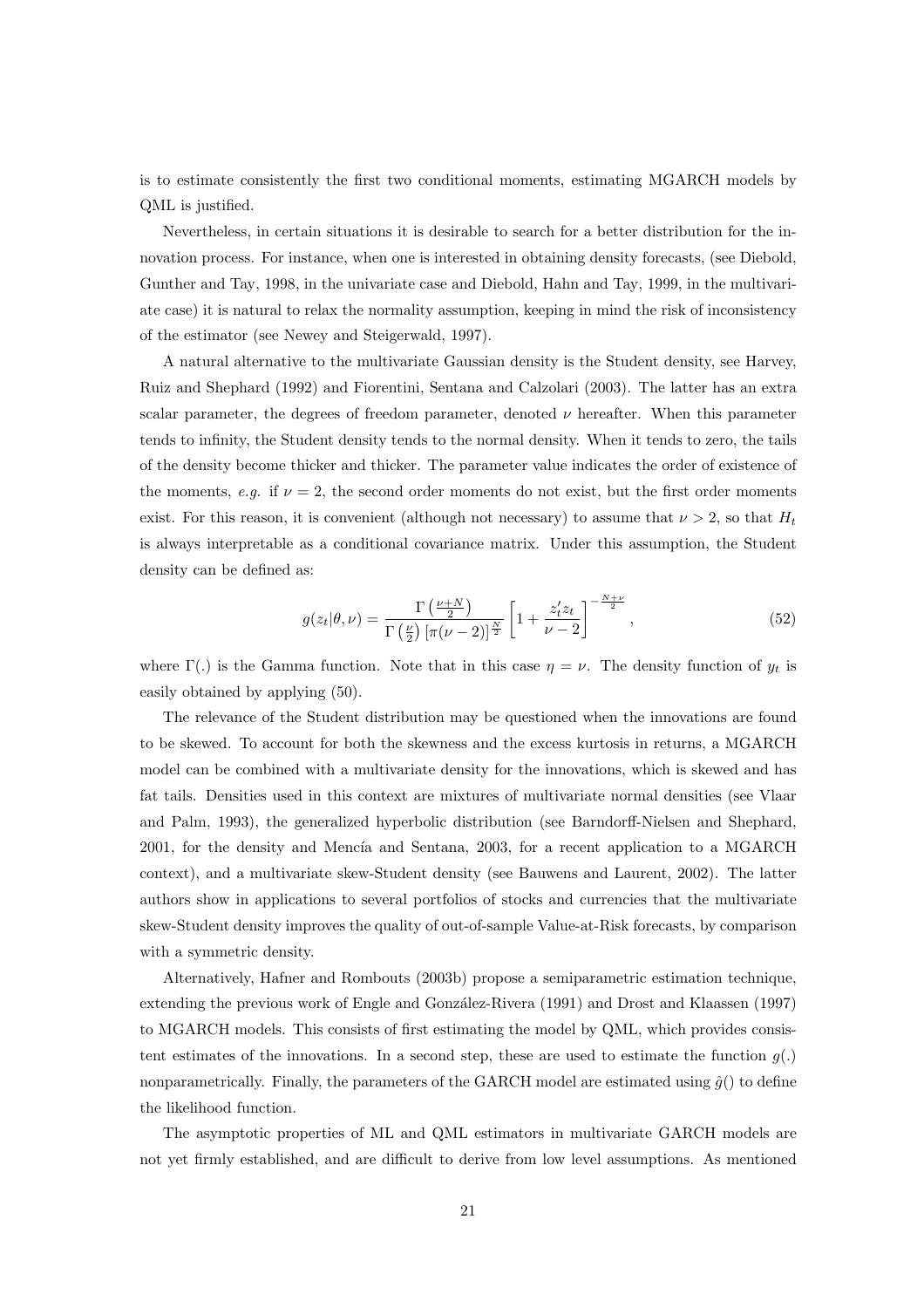is to estimate consistently the first two conditional moments, estimating MGARCH models by QML is justified.

Nevertheless, in certain situations it is desirable to search for a better distribution for the innovation process. For instance, when one is interested in obtaining density forecasts, (see Diebold, Gunther and Tay, 1998, in the univariate case and Diebold, Hahn and Tay, 1999, in the multivariate case) it is natural to relax the normality assumption, keeping in mind the risk of inconsistency of the estimator (see Newey and Steigerwald, 1997).

A natural alternative to the multivariate Gaussian density is the Student density, see Harvey, Ruiz and Shephard (1992) and Fiorentini, Sentana and Calzolari (2003). The latter has an extra scalar parameter, the degrees of freedom parameter, denoted $\nu$ hereafter. When this parameter tends to infinity, the Student density tends to the normal density. When it tends to zero, the tails of the density become thicker and thicker. The parameter value indicates the order of existence of the moments, *e.g.* if $\nu = 2$, the second order moments do not exist, but the first order moments exist. For this reason, it is convenient (although not necessary) to assume that $\nu > 2$, so that $H_t$ is always interpretable as a conditional covariance matrix. Under this assumption, the Student density can be defined as:

$$g(z_t|\theta, \nu) = \frac{\Gamma\left(\frac{\nu+N}{2}\right)}{\Gamma\left(\frac{\nu}{2}\right)\left[\pi(\nu-2)\right]^{\frac{N}{2}}}\left[1 + \frac{z_t' z_t}{\nu - 2}\right]^{-\frac{N+\nu}{2}}, \tag{52}$$

where $\Gamma(.)$ is the Gamma function. Note that in this case $\eta = \nu$. The density function of $y_t$ is easily obtained by applying (50).

The relevance of the Student distribution may be questioned when the innovations are found to be skewed. To account for both the skewness and the excess kurtosis in returns, a MGARCH model can be combined with a multivariate density for the innovations, which is skewed and has fat tails. Densities used in this context are mixtures of multivariate normal densities (see Vlaar and Palm, 1993), the generalized hyperbolic distribution (see Barndorff-Nielsen and Shephard, 2001, for the density and Mencía and Sentana, 2003, for a recent application to a MGARCH context), and a multivariate skew-Student density (see Bauwens and Laurent, 2002). The latter authors show in applications to several portfolios of stocks and currencies that the multivariate skew-Student density improves the quality of out-of-sample Value-at-Risk forecasts, by comparison with a symmetric density.

Alternatively, Hafner and Rombouts (2003b) propose a semiparametric estimation technique, extending the previous work of Engle and González-Rivera (1991) and Drost and Klaassen (1997) to MGARCH models. This consists of first estimating the model by QML, which provides consistent estimates of the innovations. In a second step, these are used to estimate the function $g(.)$ nonparametrically. Finally, the parameters of the GARCH model are estimated using $\hat{g}()$ to define the likelihood function.

The asymptotic properties of ML and QML estimators in multivariate GARCH models are not yet firmly established, and are difficult to derive from low level assumptions. As mentioned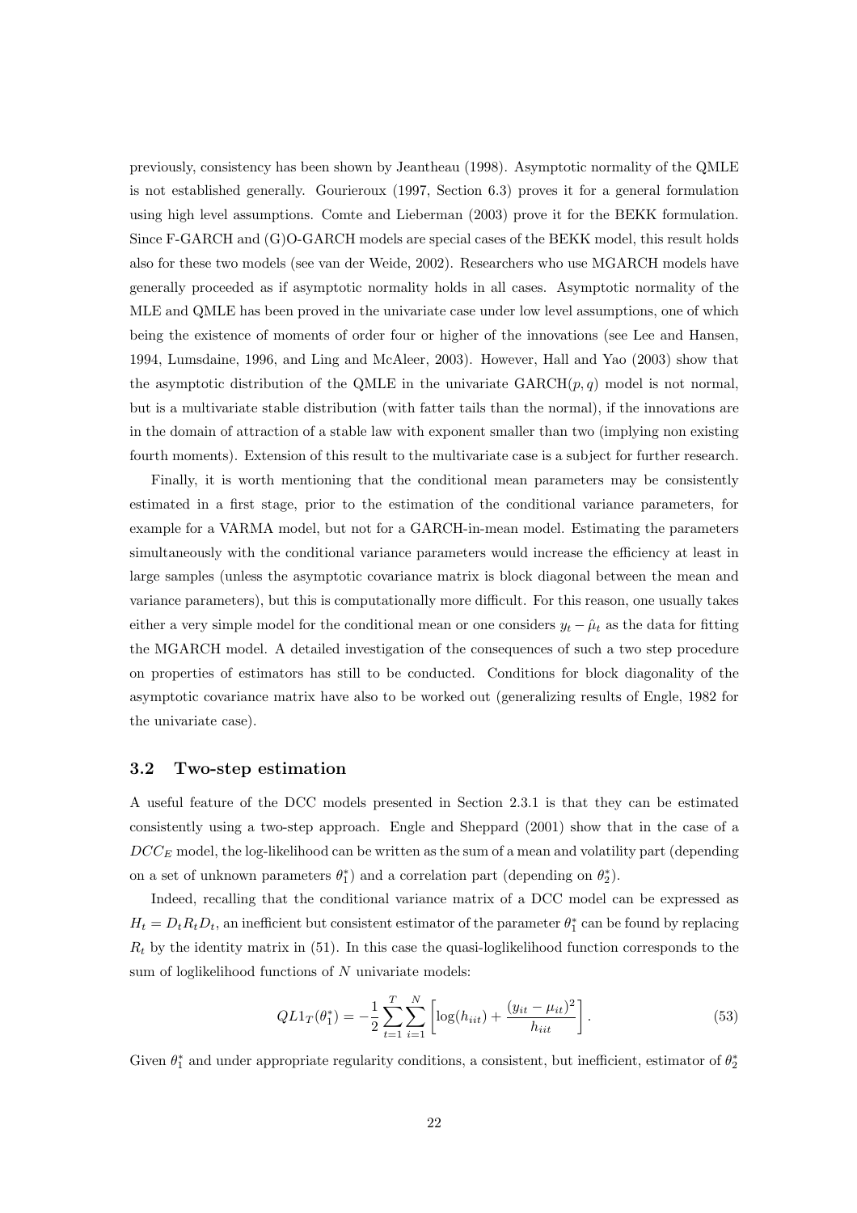previously, consistency has been shown by Jeantheau (1998). Asymptotic normality of the QMLE is not established generally. Gourieroux (1997, Section 6.3) proves it for a general formulation using high level assumptions. Comte and Lieberman (2003) prove it for the BEKK formulation. Since F-GARCH and (G)O-GARCH models are special cases of the BEKK model, this result holds also for these two models (see van der Weide, 2002). Researchers who use MGARCH models have generally proceeded as if asymptotic normality holds in all cases. Asymptotic normality of the MLE and QMLE has been proved in the univariate case under low level assumptions, one of which being the existence of moments of order four or higher of the innovations (see Lee and Hansen, 1994, Lumsdaine, 1996, and Ling and McAleer, 2003). However, Hall and Yao (2003) show that the asymptotic distribution of the QMLE in the univariate GARCH$(p, q)$ model is not normal, but is a multivariate stable distribution (with fatter tails than the normal), if the innovations are in the domain of attraction of a stable law with exponent smaller than two (implying non existing fourth moments). Extension of this result to the multivariate case is a subject for further research.

Finally, it is worth mentioning that the conditional mean parameters may be consistently estimated in a first stage, prior to the estimation of the conditional variance parameters, for example for a VARMA model, but not for a GARCH-in-mean model. Estimating the parameters simultaneously with the conditional variance parameters would increase the efficiency at least in large samples (unless the asymptotic covariance matrix is block diagonal between the mean and variance parameters), but this is computationally more difficult. For this reason, one usually takes either a very simple model for the conditional mean or one considers $y_t - \hat{\mu}_t$ as the data for fitting the MGARCH model. A detailed investigation of the consequences of such a two step procedure on properties of estimators has still to be conducted. Conditions for block diagonality of the asymptotic covariance matrix have also to be worked out (generalizing results of Engle, 1982 for the univariate case).

### 3.2 Two-step estimation

A useful feature of the DCC models presented in Section 2.3.1 is that they can be estimated consistently using a two-step approach. Engle and Sheppard (2001) show that in the case of a $DCC_E$ model, the log-likelihood can be written as the sum of a mean and volatility part (depending on a set of unknown parameters $\theta_1^*$) and a correlation part (depending on $\theta_2^*$).

Indeed, recalling that the conditional variance matrix of a DCC model can be expressed as $H_t = D_t R_t D_t$, an inefficient but consistent estimator of the parameter $\theta_1^*$ can be found by replacing $R_t$ by the identity matrix in (51). In this case the quasi-loglikelihood function corresponds to the sum of loglikelihood functions of $N$ univariate models:

$$QL1_T(\theta_1^*) = -\frac{1}{2}\sum_{t=1}^{T}\sum_{i=1}^{N}\left[\log(h_{iit}) + \frac{(y_{it}-\mu_{it})^2}{h_{iit}}\right]. \tag{53}$$

Given $\theta_1^*$ and under appropriate regularity conditions, a consistent, but inefficient, estimator of $\theta_2^*$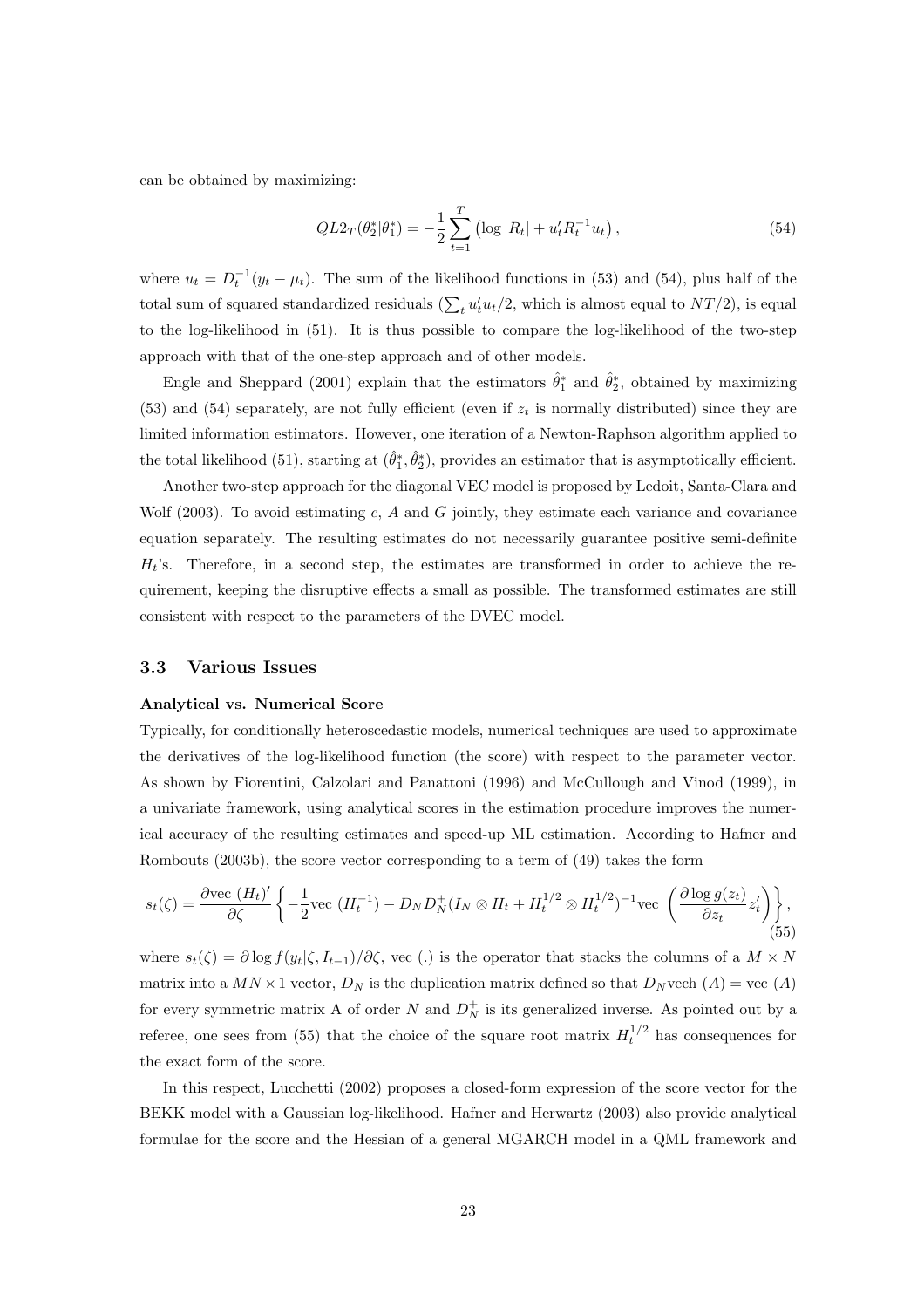can be obtained by maximizing:

$$QL2_T(\theta_2^*|\theta_1^*) = -\frac{1}{2}\sum_{t=1}^{T}\left(\log|R_t| + u_t' R_t^{-1} u_t\right), \tag{54}$$

where $u_t = D_t^{-1}(y_t - \mu_t)$. The sum of the likelihood functions in (53) and (54), plus half of the total sum of squared standardized residuals ($\sum_t u_t' u_t/2$, which is almost equal to $NT/2$), is equal to the log-likelihood in (51). It is thus possible to compare the log-likelihood of the two-step approach with that of the one-step approach and of other models.

Engle and Sheppard (2001) explain that the estimators $\hat{\theta}_1^*$ and $\hat{\theta}_2^*$, obtained by maximizing (53) and (54) separately, are not fully efficient (even if $z_t$ is normally distributed) since they are limited information estimators. However, one iteration of a Newton-Raphson algorithm applied to the total likelihood (51), starting at $(\hat{\theta}_1^*, \hat{\theta}_2^*)$, provides an estimator that is asymptotically efficient.

Another two-step approach for the diagonal VEC model is proposed by Ledoit, Santa-Clara and Wolf (2003). To avoid estimating $c$, $A$ and $G$ jointly, they estimate each variance and covariance equation separately. The resulting estimates do not necessarily guarantee positive semi-definite $H_t$'s. Therefore, in a second step, the estimates are transformed in order to achieve the requirement, keeping the disruptive effects a small as possible. The transformed estimates are still consistent with respect to the parameters of the DVEC model.

### 3.3 Various Issues

**Analytical vs. Numerical Score**

Typically, for conditionally heteroscedastic models, numerical techniques are used to approximate the derivatives of the log-likelihood function (the score) with respect to the parameter vector. As shown by Fiorentini, Calzolari and Panattoni (1996) and McCullough and Vinod (1999), in a univariate framework, using analytical scores in the estimation procedure improves the numerical accuracy of the resulting estimates and speed-up ML estimation. According to Hafner and Rombouts (2003b), the score vector corresponding to a term of (49) takes the form

$$s_t(\zeta) = \frac{\partial \text{vec}\,(H_t)'}{\partial \zeta}\left\{-\frac{1}{2}\text{vec}\,(H_t^{-1}) - D_N D_N^+ (I_N \otimes H_t + H_t^{1/2} \otimes H_t^{1/2})^{-1}\text{vec}\,\left(\frac{\partial \log g(z_t)}{\partial z_t} z_t'\right)\right\}, \tag{55}$$

where $s_t(\zeta) = \partial \log f(y_t|\zeta, I_{t-1})/\partial\zeta$, vec (.) is the operator that stacks the columns of a $M \times N$ matrix into a $MN \times 1$ vector, $D_N$ is the duplication matrix defined so that $D_N \text{vech}\,(A) = \text{vec}\,(A)$ for every symmetric matrix A of order $N$ and $D_N^+$ is its generalized inverse. As pointed out by a referee, one sees from (55) that the choice of the square root matrix $H_t^{1/2}$ has consequences for the exact form of the score.

In this respect, Lucchetti (2002) proposes a closed-form expression of the score vector for the BEKK model with a Gaussian log-likelihood. Hafner and Herwartz (2003) also provide analytical formulae for the score and the Hessian of a general MGARCH model in a QML framework and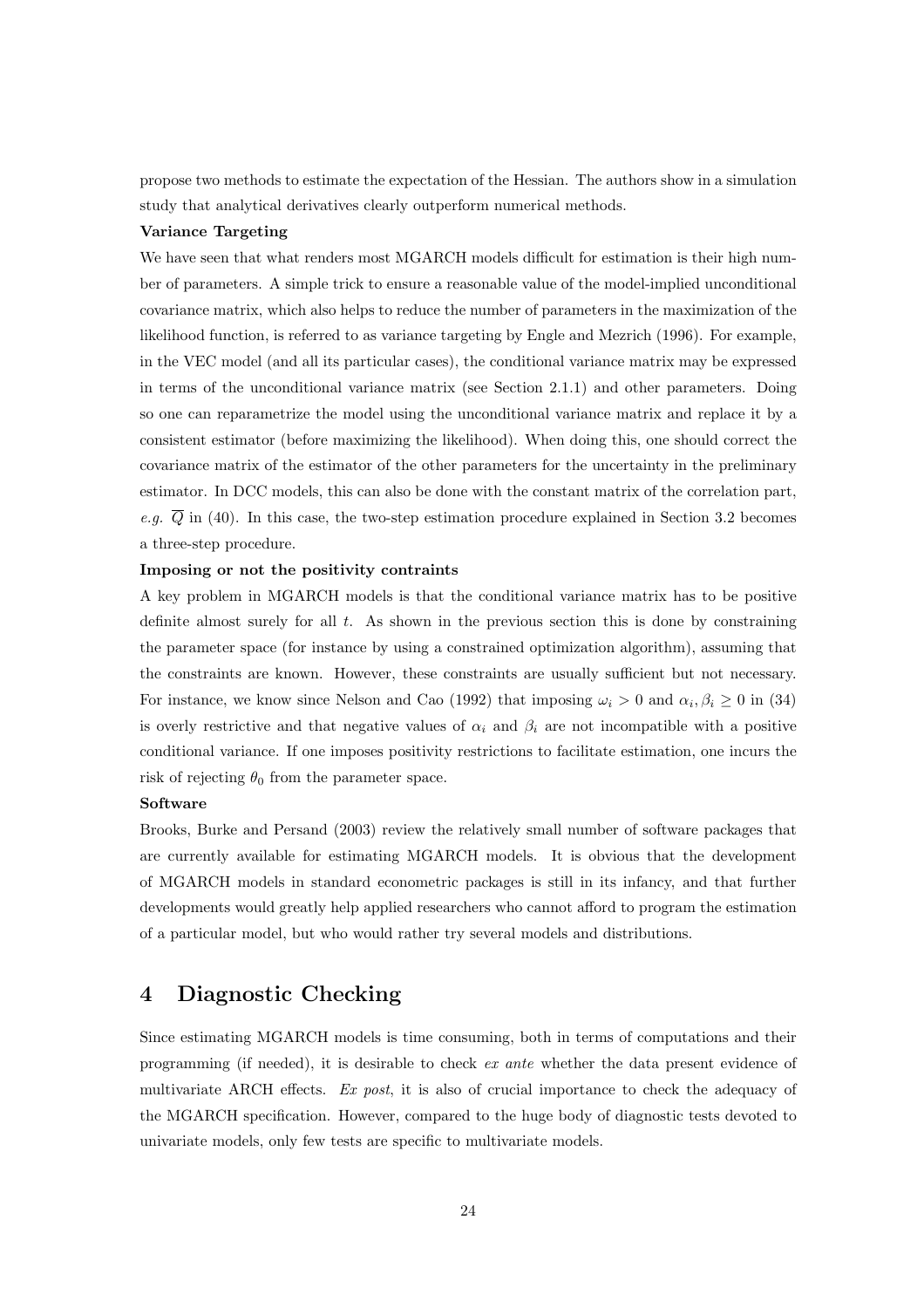propose two methods to estimate the expectation of the Hessian. The authors show in a simulation study that analytical derivatives clearly outperform numerical methods.

**Variance Targeting**

We have seen that what renders most MGARCH models difficult for estimation is their high number of parameters. A simple trick to ensure a reasonable value of the model-implied unconditional covariance matrix, which also helps to reduce the number of parameters in the maximization of the likelihood function, is referred to as variance targeting by Engle and Mezrich (1996). For example, in the VEC model (and all its particular cases), the conditional variance matrix may be expressed in terms of the unconditional variance matrix (see Section 2.1.1) and other parameters. Doing so one can reparametrize the model using the unconditional variance matrix and replace it by a consistent estimator (before maximizing the likelihood). When doing this, one should correct the covariance matrix of the estimator of the other parameters for the uncertainty in the preliminary estimator. In DCC models, this can also be done with the constant matrix of the correlation part, *e.g.* $\overline{Q}$ in (40). In this case, the two-step estimation procedure explained in Section 3.2 becomes a three-step procedure.

**Imposing or not the positivity contraints**

A key problem in MGARCH models is that the conditional variance matrix has to be positive definite almost surely for all $t$. As shown in the previous section this is done by constraining the parameter space (for instance by using a constrained optimization algorithm), assuming that the constraints are known. However, these constraints are usually sufficient but not necessary. For instance, we know since Nelson and Cao (1992) that imposing $\omega_i > 0$ and $\alpha_i, \beta_i \geq 0$ in (34) is overly restrictive and that negative values of $\alpha_i$ and $\beta_i$ are not incompatible with a positive conditional variance. If one imposes positivity restrictions to facilitate estimation, one incurs the risk of rejecting $\theta_0$ from the parameter space.

**Software**

Brooks, Burke and Persand (2003) review the relatively small number of software packages that are currently available for estimating MGARCH models. It is obvious that the development of MGARCH models in standard econometric packages is still in its infancy, and that further developments would greatly help applied researchers who cannot afford to program the estimation of a particular model, but who would rather try several models and distributions.

# 4 Diagnostic Checking

Since estimating MGARCH models is time consuming, both in terms of computations and their programming (if needed), it is desirable to check *ex ante* whether the data present evidence of multivariate ARCH effects. *Ex post*, it is also of crucial importance to check the adequacy of the MGARCH specification. However, compared to the huge body of diagnostic tests devoted to univariate models, only few tests are specific to multivariate models.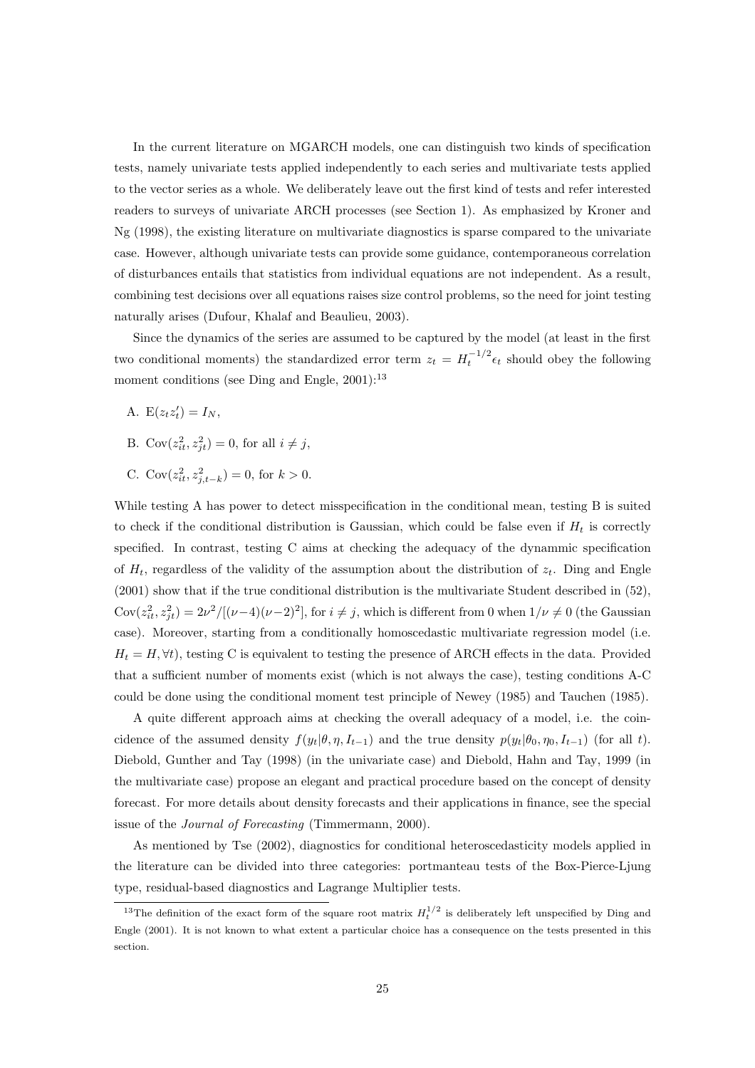In the current literature on MGARCH models, one can distinguish two kinds of specification tests, namely univariate tests applied independently to each series and multivariate tests applied to the vector series as a whole. We deliberately leave out the first kind of tests and refer interested readers to surveys of univariate ARCH processes (see Section 1). As emphasized by Kroner and Ng (1998), the existing literature on multivariate diagnostics is sparse compared to the univariate case. However, although univariate tests can provide some guidance, contemporaneous correlation of disturbances entails that statistics from individual equations are not independent. As a result, combining test decisions over all equations raises size control problems, so the need for joint testing naturally arises (Dufour, Khalaf and Beaulieu, 2003).

Since the dynamics of the series are assumed to be captured by the model (at least in the first two conditional moments) the standardized error term $z_t = H_t^{-1/2}\epsilon_t$ should obey the following moment conditions (see Ding and Engle, 2001):[13]

A. $\mathrm{E}(z_t z_t') = I_N$,

B. $\mathrm{Cov}(z_{it}^2, z_{jt}^2) = 0$, for all $i \neq j$,

C. $\mathrm{Cov}(z_{it}^2, z_{j,t-k}^2) = 0$, for $k > 0$.

While testing A has power to detect misspecification in the conditional mean, testing B is suited to check if the conditional distribution is Gaussian, which could be false even if $H_t$ is correctly specified. In contrast, testing C aims at checking the adequacy of the dynammic specification of $H_t$, regardless of the validity of the assumption about the distribution of $z_t$. Ding and Engle (2001) show that if the true conditional distribution is the multivariate Student described in (52), $\mathrm{Cov}(z_{it}^2, z_{jt}^2) = 2\nu^2/[(\nu-4)(\nu-2)^2]$, for $i \neq j$, which is different from 0 when $1/\nu \neq 0$ (the Gaussian case). Moreover, starting from a conditionally homoscedastic multivariate regression model (i.e. $H_t = H, \forall t$), testing C is equivalent to testing the presence of ARCH effects in the data. Provided that a sufficient number of moments exist (which is not always the case), testing conditions A-C could be done using the conditional moment test principle of Newey (1985) and Tauchen (1985).

A quite different approach aims at checking the overall adequacy of a model, i.e. the coincidence of the assumed density $f(y_t|\theta, \eta, I_{t-1})$ and the true density $p(y_t|\theta_0, \eta_0, I_{t-1})$ (for all $t$). Diebold, Gunther and Tay (1998) (in the univariate case) and Diebold, Hahn and Tay, 1999 (in the multivariate case) propose an elegant and practical procedure based on the concept of density forecast. For more details about density forecasts and their applications in finance, see the special issue of the *Journal of Forecasting* (Timmermann, 2000).

As mentioned by Tse (2002), diagnostics for conditional heteroscedasticity models applied in the literature can be divided into three categories: portmanteau tests of the Box-Pierce-Ljung type, residual-based diagnostics and Lagrange Multiplier tests.

[13] The definition of the exact form of the square root matrix $H_t^{1/2}$ is deliberately left unspecified by Ding and Engle (2001). It is not known to what extent a particular choice has a consequence on the tests presented in this section.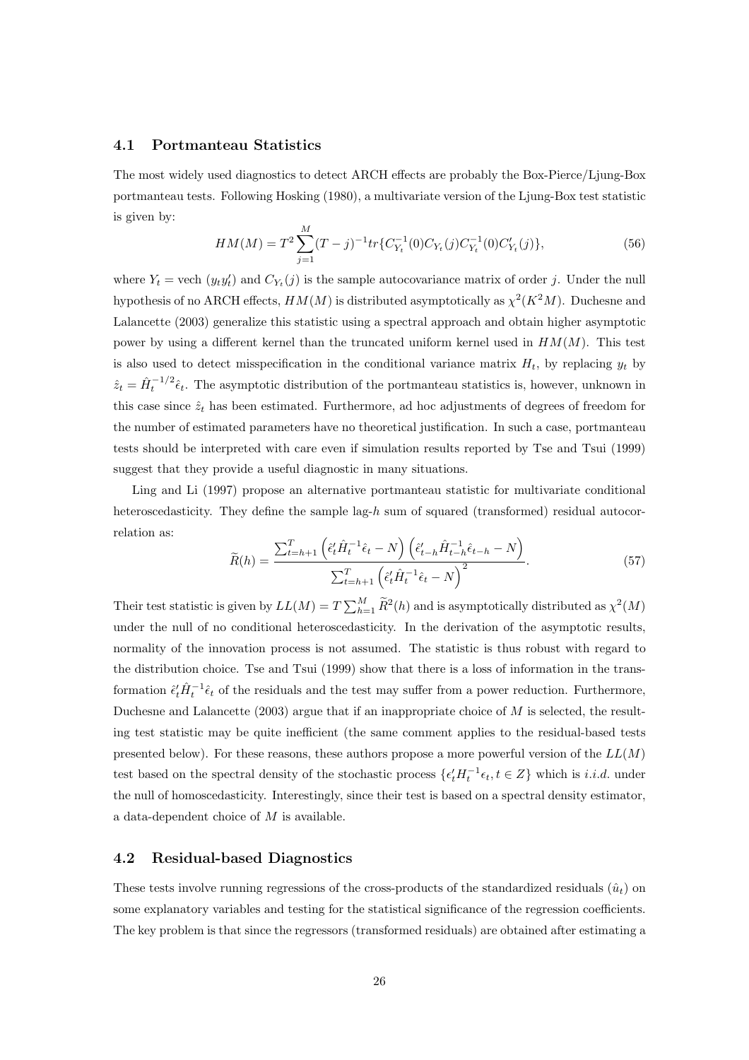### 4.1 Portmanteau Statistics

The most widely used diagnostics to detect ARCH effects are probably the Box-Pierce/Ljung-Box portmanteau tests. Following Hosking (1980), a multivariate version of the Ljung-Box test statistic is given by:

$$HM(M) = T^2 \sum_{j=1}^{M} (T-j)^{-1} tr\{C_{Y_t}^{-1}(0) C_{Y_t}(j) C_{Y_t}^{-1}(0) C'_{Y_t}(j)\}, \tag{56}$$

where $Y_t = \text{vech}\,(y_t y_t')$ and $C_{Y_t}(j)$ is the sample autocovariance matrix of order $j$. Under the null hypothesis of no ARCH effects, $HM(M)$ is distributed asymptotically as $\chi^2(K^2M)$. Duchesne and Lalancette (2003) generalize this statistic using a spectral approach and obtain higher asymptotic power by using a different kernel than the truncated uniform kernel used in $HM(M)$. This test is also used to detect misspecification in the conditional variance matrix $H_t$, by replacing $y_t$ by $\hat{z}_t = \hat{H}_t^{-1/2}\hat{\epsilon}_t$. The asymptotic distribution of the portmanteau statistics is, however, unknown in this case since $\hat{z}_t$ has been estimated. Furthermore, ad hoc adjustments of degrees of freedom for the number of estimated parameters have no theoretical justification. In such a case, portmanteau tests should be interpreted with care even if simulation results reported by Tse and Tsui (1999) suggest that they provide a useful diagnostic in many situations.

Ling and Li (1997) propose an alternative portmanteau statistic for multivariate conditional heteroscedasticity. They define the sample lag-$h$ sum of squared (transformed) residual autocorrelation as:

$$\widetilde{R}(h) = \frac{\sum_{t=h+1}^{T} \left(\hat{\epsilon}_t' \hat{H}_t^{-1} \hat{\epsilon}_t - N\right)\left(\hat{\epsilon}_{t-h}' \hat{H}_{t-h}^{-1} \hat{\epsilon}_{t-h} - N\right)}{\sum_{t=h+1}^{T} \left(\hat{\epsilon}_t' \hat{H}_t^{-1} \hat{\epsilon}_t - N\right)^2}. \tag{57}$$

Their test statistic is given by $LL(M) = T \sum_{h=1}^{M} \widetilde{R}^2(h)$ and is asymptotically distributed as $\chi^2(M)$ under the null of no conditional heteroscedasticity. In the derivation of the asymptotic results, normality of the innovation process is not assumed. The statistic is thus robust with regard to the distribution choice. Tse and Tsui (1999) show that there is a loss of information in the transformation $\hat{\epsilon}_t' \hat{H}_t^{-1} \hat{\epsilon}_t$ of the residuals and the test may suffer from a power reduction. Furthermore, Duchesne and Lalancette (2003) argue that if an inappropriate choice of $M$ is selected, the resulting test statistic may be quite inefficient (the same comment applies to the residual-based tests presented below). For these reasons, these authors propose a more powerful version of the $LL(M)$ test based on the spectral density of the stochastic process $\{\epsilon_t' H_t^{-1} \epsilon_t, t \in Z\}$ which is *i.i.d.* under the null of homoscedasticity. Interestingly, since their test is based on a spectral density estimator, a data-dependent choice of $M$ is available.

### 4.2 Residual-based Diagnostics

These tests involve running regressions of the cross-products of the standardized residuals ($\hat{u}_t$) on some explanatory variables and testing for the statistical significance of the regression coefficients. The key problem is that since the regressors (transformed residuals) are obtained after estimating a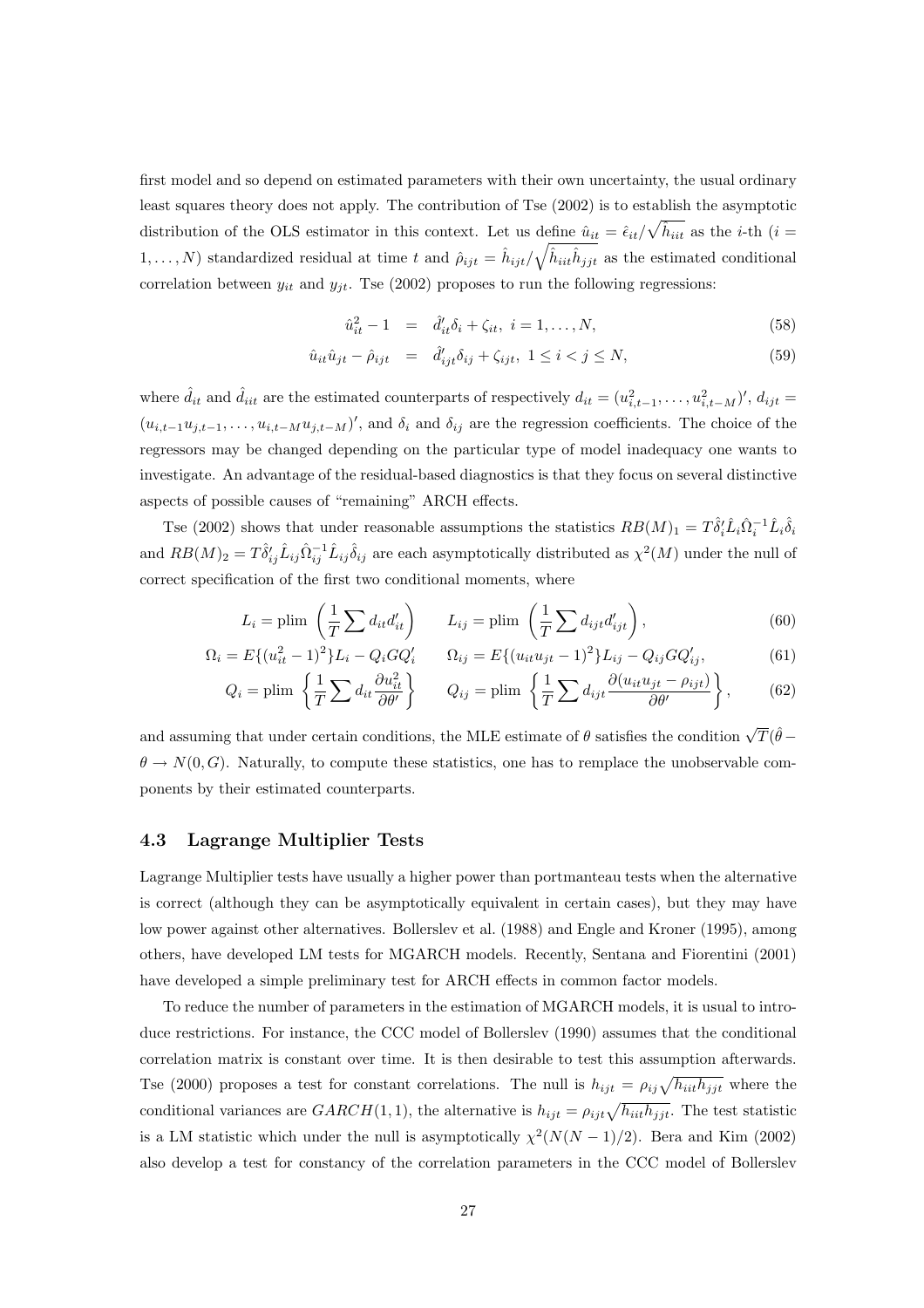first model and so depend on estimated parameters with their own uncertainty, the usual ordinary least squares theory does not apply. The contribution of Tse (2002) is to establish the asymptotic distribution of the OLS estimator in this context. Let us define $\hat{u}_{it} = \hat{\epsilon}_{it}/\sqrt{\hat{h}_{iit}}$ as the $i$-th ($i = 1, \ldots, N$) standardized residual at time $t$ and $\hat{\rho}_{ijt} = \hat{h}_{ijt}/\sqrt{\hat{h}_{iit}\hat{h}_{jjt}}$ as the estimated conditional correlation between $y_{it}$ and $y_{jt}$. Tse (2002) proposes to run the following regressions:

$$
\begin{aligned}
\hat{u}_{it}^2 - 1 &= \hat{d}_{it}'\delta_i + \zeta_{it}, \; i = 1, \ldots, N, &(58)\\
\hat{u}_{it}\hat{u}_{jt} - \hat{\rho}_{ijt} &= \hat{d}_{ijt}'\delta_{ij} + \zeta_{ijt}, \; 1 \le i < j \le N, &(59)
\end{aligned}
$$

where $\hat{d}_{it}$ and $\hat{d}_{iit}$ are the estimated counterparts of respectively $d_{it} = (u_{i,t-1}^2, \ldots, u_{i,t-M}^2)'$, $d_{ijt} = (u_{i,t-1}u_{j,t-1}, \ldots, u_{i,t-M}u_{j,t-M})'$, and $\delta_i$ and $\delta_{ij}$ are the regression coefficients. The choice of the regressors may be changed depending on the particular type of model inadequacy one wants to investigate. An advantage of the residual-based diagnostics is that they focus on several distinctive aspects of possible causes of "remaining" ARCH effects.

Tse (2002) shows that under reasonable assumptions the statistics $RB(M)_1 = T\hat{\delta}_i'\hat{L}_i\hat{\Omega}_i^{-1}\hat{L}_i\hat{\delta}_i$ and $RB(M)_2 = T\hat{\delta}_{ij}'\hat{L}_{ij}\hat{\Omega}_{ij}^{-1}\hat{L}_{ij}\hat{\delta}_{ij}$ are each asymptotically distributed as $\chi^2(M)$ under the null of correct specification of the first two conditional moments, where

$$
\begin{aligned}
L_i &= \text{plim}\left(\frac{1}{T}\sum d_{it}d_{it}'\right) \qquad L_{ij} = \text{plim}\left(\frac{1}{T}\sum d_{ijt}d_{ijt}'\right), &(60)\\
\Omega_i &= E\{(u_{it}^2 - 1)^2\}L_i - Q_i G Q_i' \qquad \Omega_{ij} = E\{(u_{it}u_{jt} - 1)^2\}L_{ij} - Q_{ij} G Q_{ij}', &(61)\\
Q_i &= \text{plim}\left\{\frac{1}{T}\sum d_{it}\frac{\partial u_{it}^2}{\partial \theta'}\right\} \qquad Q_{ij} = \text{plim}\left\{\frac{1}{T}\sum d_{ijt}\frac{\partial (u_{it}u_{jt} - \rho_{ijt})}{\partial \theta'}\right\}, &(62)
\end{aligned}
$$

and assuming that under certain conditions, the MLE estimate of $\theta$ satisfies the condition $\sqrt{T}(\hat{\theta} - \theta \rightarrow N(0, G)$. Naturally, to compute these statistics, one has to remplace the unobservable components by their estimated counterparts.

### 4.3 Lagrange Multiplier Tests

Lagrange Multiplier tests have usually a higher power than portmanteau tests when the alternative is correct (although they can be asymptotically equivalent in certain cases), but they may have low power against other alternatives. Bollerslev et al. (1988) and Engle and Kroner (1995), among others, have developed LM tests for MGARCH models. Recently, Sentana and Fiorentini (2001) have developed a simple preliminary test for ARCH effects in common factor models.

To reduce the number of parameters in the estimation of MGARCH models, it is usual to introduce restrictions. For instance, the CCC model of Bollerslev (1990) assumes that the conditional correlation matrix is constant over time. It is then desirable to test this assumption afterwards. Tse (2000) proposes a test for constant correlations. The null is $h_{ijt} = \rho_{ij}\sqrt{h_{iit}h_{jjt}}$ where the conditional variances are $GARCH(1,1)$, the alternative is $h_{ijt} = \rho_{ijt}\sqrt{h_{iit}h_{jjt}}$. The test statistic is a LM statistic which under the null is asymptotically $\chi^2(N(N-1)/2)$. Bera and Kim (2002) also develop a test for constancy of the correlation parameters in the CCC model of Bollerslev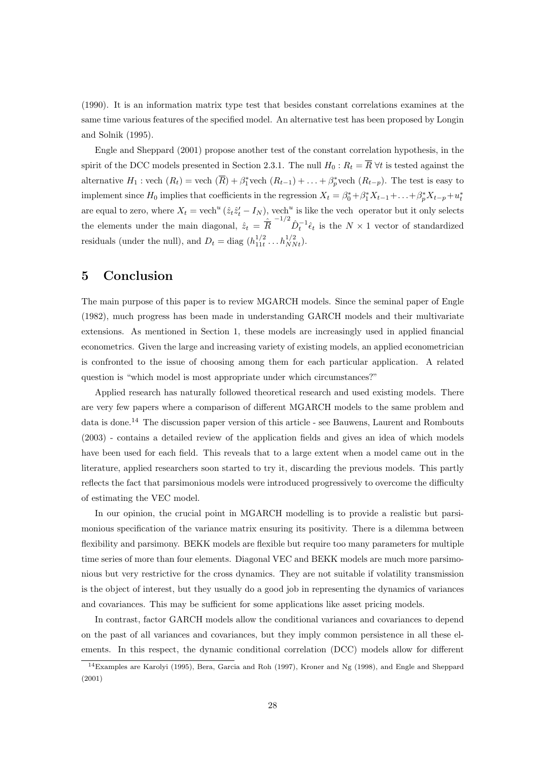(1990). It is an information matrix type test that besides constant correlations examines at the same time various features of the specified model. An alternative test has been proposed by Longin and Solnik (1995).

Engle and Sheppard (2001) propose another test of the constant correlation hypothesis, in the spirit of the DCC models presented in Section 2.3.1. The null $H_0 : R_t = \overline{R} \ \forall t$ is tested against the alternative $H_1 : \text{vech}\ (R_t) = \text{vech}\ (\overline{R}) + \beta_1^* \text{vech}\ (R_{t-1}) + \ldots + \beta_p^* \text{vech}\ (R_{t-p})$. The test is easy to implement since $H_0$ implies that coefficients in the regression $X_t = \beta_0^* + \beta_1^* X_{t-1} + \ldots + \beta_p^* X_{t-p} + u_t^*$ are equal to zero, where $X_t = \text{vech}^u\ (\hat{z}_t \hat{z}_t' - I_N)$, $\text{vech}^u$ is like the vech operator but it only selects the elements under the main diagonal, $\hat{z}_t = \hat{\overline{R}}^{-1/2} \hat{D}_t^{-1} \hat{\epsilon}_t$ is the $N \times 1$ vector of standardized residuals (under the null), and $D_t = \text{diag}\ (h_{11t}^{1/2} \ldots h_{NNt}^{1/2})$.

# 5 Conclusion

The main purpose of this paper is to review MGARCH models. Since the seminal paper of Engle (1982), much progress has been made in understanding GARCH models and their multivariate extensions. As mentioned in Section 1, these models are increasingly used in applied financial econometrics. Given the large and increasing variety of existing models, an applied econometrician is confronted to the issue of choosing among them for each particular application. A related question is "which model is most appropriate under which circumstances?"

Applied research has naturally followed theoretical research and used existing models. There are very few papers where a comparison of different MGARCH models to the same problem and data is done.[14] The discussion paper version of this article - see Bauwens, Laurent and Rombouts (2003) - contains a detailed review of the application fields and gives an idea of which models have been used for each field. This reveals that to a large extent when a model came out in the literature, applied researchers soon started to try it, discarding the previous models. This partly reflects the fact that parsimonious models were introduced progressively to overcome the difficulty of estimating the VEC model.

In our opinion, the crucial point in MGARCH modelling is to provide a realistic but parsimonious specification of the variance matrix ensuring its positivity. There is a dilemma between flexibility and parsimony. BEKK models are flexible but require too many parameters for multiple time series of more than four elements. Diagonal VEC and BEKK models are much more parsimonious but very restrictive for the cross dynamics. They are not suitable if volatility transmission is the object of interest, but they usually do a good job in representing the dynamics of variances and covariances. This may be sufficient for some applications like asset pricing models.

In contrast, factor GARCH models allow the conditional variances and covariances to depend on the past of all variances and covariances, but they imply common persistence in all these elements. In this respect, the dynamic conditional correlation (DCC) models allow for different

[14] Examples are Karolyi (1995), Bera, Garcia and Roh (1997), Kroner and Ng (1998), and Engle and Sheppard (2001)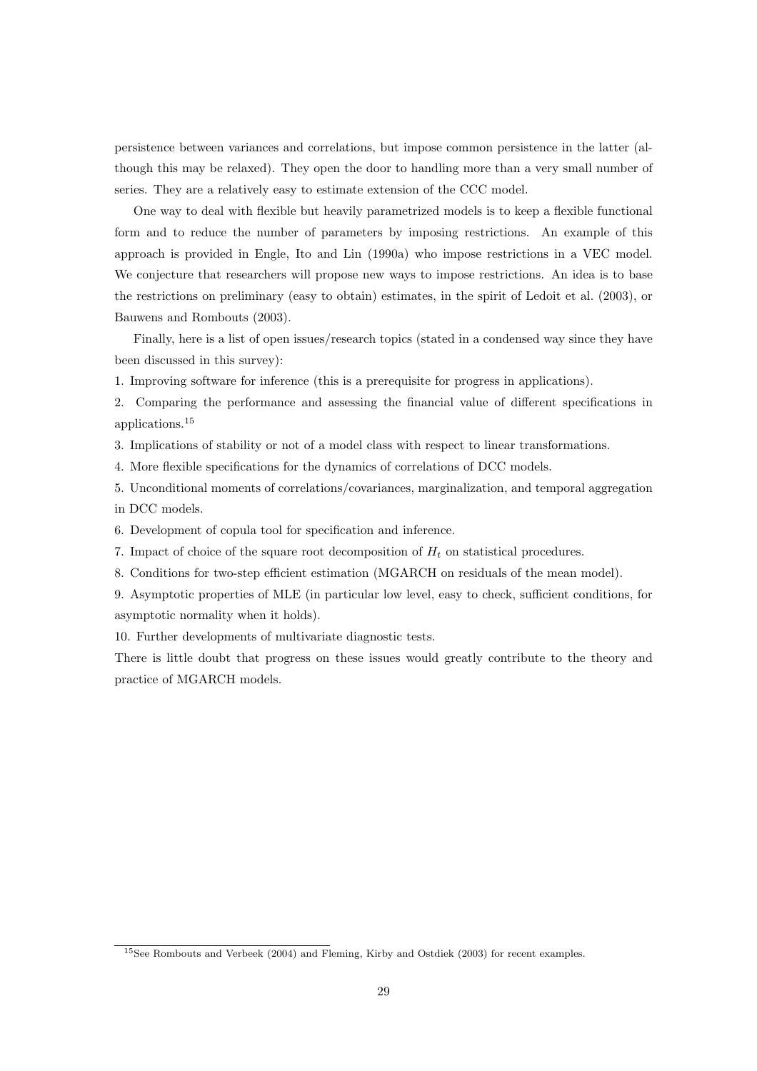persistence between variances and correlations, but impose common persistence in the latter (although this may be relaxed). They open the door to handling more than a very small number of series. They are a relatively easy to estimate extension of the CCC model.

One way to deal with flexible but heavily parametrized models is to keep a flexible functional form and to reduce the number of parameters by imposing restrictions. An example of this approach is provided in Engle, Ito and Lin (1990a) who impose restrictions in a VEC model. We conjecture that researchers will propose new ways to impose restrictions. An idea is to base the restrictions on preliminary (easy to obtain) estimates, in the spirit of Ledoit et al. (2003), or Bauwens and Rombouts (2003).

Finally, here is a list of open issues/research topics (stated in a condensed way since they have been discussed in this survey):

1. Improving software for inference (this is a prerequisite for progress in applications).

2. Comparing the performance and assessing the financial value of different specifications in applications.[15]

3. Implications of stability or not of a model class with respect to linear transformations.

4. More flexible specifications for the dynamics of correlations of DCC models.

5. Unconditional moments of correlations/covariances, marginalization, and temporal aggregation in DCC models.

6. Development of copula tool for specification and inference.

7. Impact of choice of the square root decomposition of $H_t$ on statistical procedures.

8. Conditions for two-step efficient estimation (MGARCH on residuals of the mean model).

9. Asymptotic properties of MLE (in particular low level, easy to check, sufficient conditions, for asymptotic normality when it holds).

10. Further developments of multivariate diagnostic tests.

There is little doubt that progress on these issues would greatly contribute to the theory and practice of MGARCH models.

[15] See Rombouts and Verbeek (2004) and Fleming, Kirby and Ostdiek (2003) for recent examples.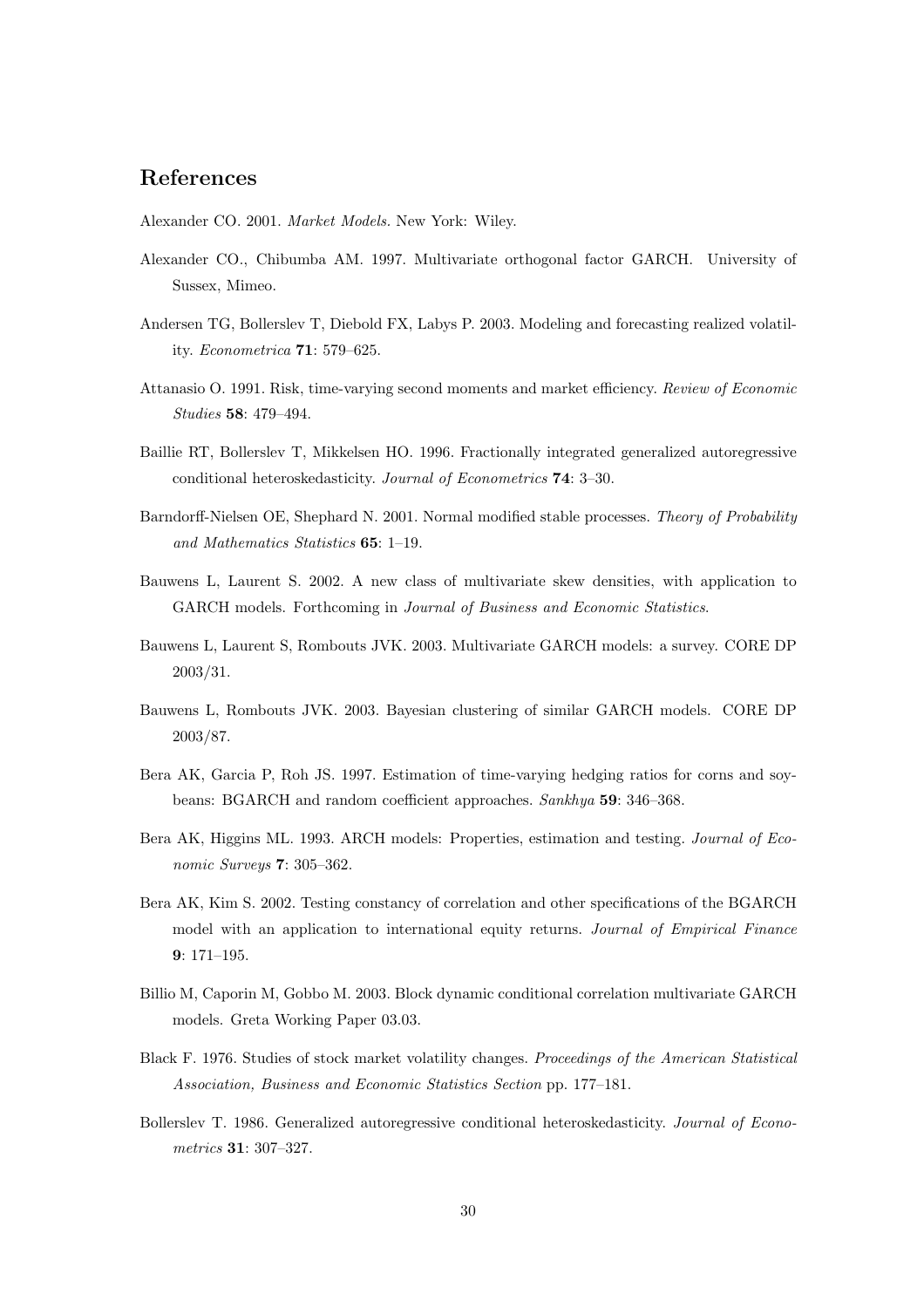## References

Alexander CO. 2001. *Market Models.* New York: Wiley.

Alexander CO., Chibumba AM. 1997. Multivariate orthogonal factor GARCH. University of Sussex, Mimeo.

Andersen TG, Bollerslev T, Diebold FX, Labys P. 2003. Modeling and forecasting realized volatility. *Econometrica* **71**: 579–625.

Attanasio O. 1991. Risk, time-varying second moments and market efficiency. *Review of Economic Studies* **58**: 479–494.

Baillie RT, Bollerslev T, Mikkelsen HO. 1996. Fractionally integrated generalized autoregressive conditional heteroskedasticity. *Journal of Econometrics* **74**: 3–30.

Barndorff-Nielsen OE, Shephard N. 2001. Normal modified stable processes. *Theory of Probability and Mathematics Statistics* **65**: 1–19.

Bauwens L, Laurent S. 2002. A new class of multivariate skew densities, with application to GARCH models. Forthcoming in *Journal of Business and Economic Statistics.*

Bauwens L, Laurent S, Rombouts JVK. 2003. Multivariate GARCH models: a survey. CORE DP 2003/31.

Bauwens L, Rombouts JVK. 2003. Bayesian clustering of similar GARCH models. CORE DP 2003/87.

Bera AK, Garcia P, Roh JS. 1997. Estimation of time-varying hedging ratios for corns and soybeans: BGARCH and random coefficient approaches. *Sankhya* **59**: 346–368.

Bera AK, Higgins ML. 1993. ARCH models: Properties, estimation and testing. *Journal of Economic Surveys* **7**: 305–362.

Bera AK, Kim S. 2002. Testing constancy of correlation and other specifications of the BGARCH model with an application to international equity returns. *Journal of Empirical Finance* **9**: 171–195.

Billio M, Caporin M, Gobbo M. 2003. Block dynamic conditional correlation multivariate GARCH models. Greta Working Paper 03.03.

Black F. 1976. Studies of stock market volatility changes. *Proceedings of the American Statistical Association, Business and Economic Statistics Section* pp. 177–181.

Bollerslev T. 1986. Generalized autoregressive conditional heteroskedasticity. *Journal of Econometrics* **31**: 307–327.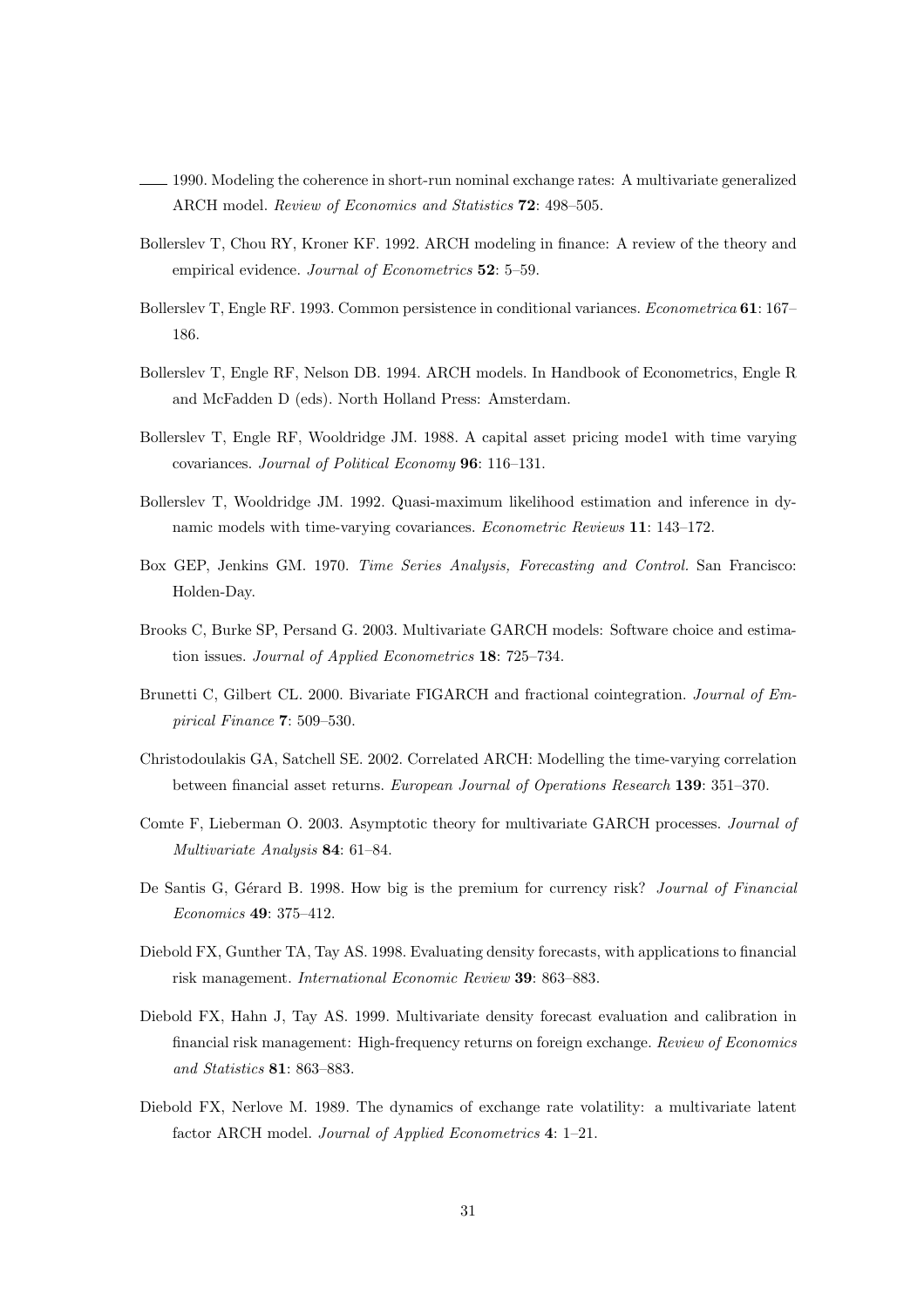——— 1990. Modeling the coherence in short-run nominal exchange rates: A multivariate generalized ARCH model. *Review of Economics and Statistics* **72**: 498–505.

Bollerslev T, Chou RY, Kroner KF. 1992. ARCH modeling in finance: A review of the theory and empirical evidence. *Journal of Econometrics* **52**: 5–59.

Bollerslev T, Engle RF. 1993. Common persistence in conditional variances. *Econometrica* **61**: 167–186.

Bollerslev T, Engle RF, Nelson DB. 1994. ARCH models. In Handbook of Econometrics, Engle R and McFadden D (eds). North Holland Press: Amsterdam.

Bollerslev T, Engle RF, Wooldridge JM. 1988. A capital asset pricing mode1 with time varying covariances. *Journal of Political Economy* **96**: 116–131.

Bollerslev T, Wooldridge JM. 1992. Quasi-maximum likelihood estimation and inference in dynamic models with time-varying covariances. *Econometric Reviews* **11**: 143–172.

Box GEP, Jenkins GM. 1970. *Time Series Analysis, Forecasting and Control*. San Francisco: Holden-Day.

Brooks C, Burke SP, Persand G. 2003. Multivariate GARCH models: Software choice and estimation issues. *Journal of Applied Econometrics* **18**: 725–734.

Brunetti C, Gilbert CL. 2000. Bivariate FIGARCH and fractional cointegration. *Journal of Empirical Finance* **7**: 509–530.

Christodoulakis GA, Satchell SE. 2002. Correlated ARCH: Modelling the time-varying correlation between financial asset returns. *European Journal of Operations Research* **139**: 351–370.

Comte F, Lieberman O. 2003. Asymptotic theory for multivariate GARCH processes. *Journal of Multivariate Analysis* **84**: 61–84.

De Santis G, Gérard B. 1998. How big is the premium for currency risk? *Journal of Financial Economics* **49**: 375–412.

Diebold FX, Gunther TA, Tay AS. 1998. Evaluating density forecasts, with applications to financial risk management. *International Economic Review* **39**: 863–883.

Diebold FX, Hahn J, Tay AS. 1999. Multivariate density forecast evaluation and calibration in financial risk management: High-frequency returns on foreign exchange. *Review of Economics and Statistics* **81**: 863–883.

Diebold FX, Nerlove M. 1989. The dynamics of exchange rate volatility: a multivariate latent factor ARCH model. *Journal of Applied Econometrics* **4**: 1–21.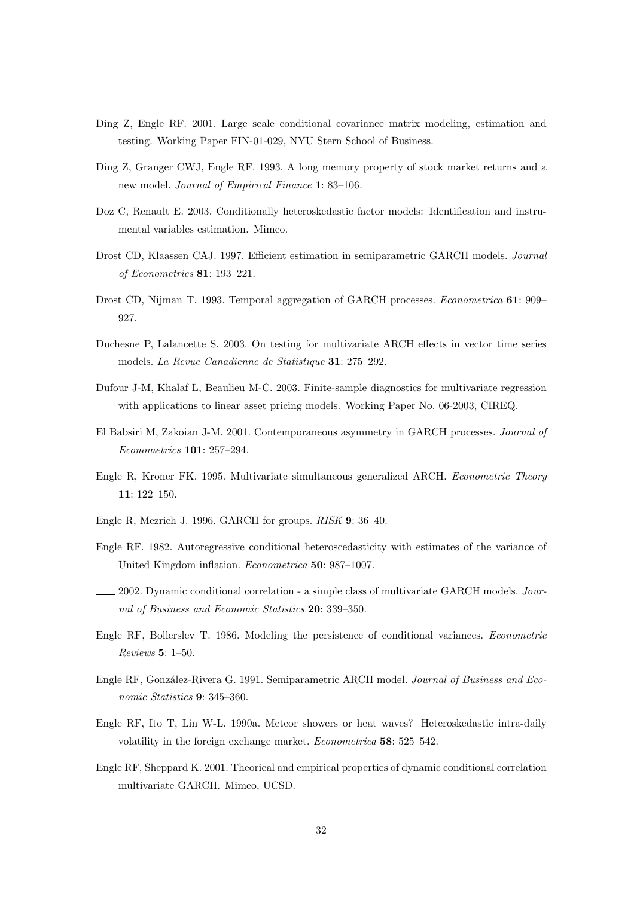Ding Z, Engle RF. 2001. Large scale conditional covariance matrix modeling, estimation and testing. Working Paper FIN-01-029, NYU Stern School of Business.

Ding Z, Granger CWJ, Engle RF. 1993. A long memory property of stock market returns and a new model. *Journal of Empirical Finance* **1**: 83–106.

Doz C, Renault E. 2003. Conditionally heteroskedastic factor models: Identification and instrumental variables estimation. Mimeo.

Drost CD, Klaassen CAJ. 1997. Efficient estimation in semiparametric GARCH models. *Journal of Econometrics* **81**: 193–221.

Drost CD, Nijman T. 1993. Temporal aggregation of GARCH processes. *Econometrica* **61**: 909–927.

Duchesne P, Lalancette S. 2003. On testing for multivariate ARCH effects in vector time series models. *La Revue Canadienne de Statistique* **31**: 275–292.

Dufour J-M, Khalaf L, Beaulieu M-C. 2003. Finite-sample diagnostics for multivariate regression with applications to linear asset pricing models. Working Paper No. 06-2003, CIREQ.

El Babsiri M, Zakoian J-M. 2001. Contemporaneous asymmetry in GARCH processes. *Journal of Econometrics* **101**: 257–294.

Engle R, Kroner FK. 1995. Multivariate simultaneous generalized ARCH. *Econometric Theory* **11**: 122–150.

Engle R, Mezrich J. 1996. GARCH for groups. *RISK* **9**: 36–40.

Engle RF. 1982. Autoregressive conditional heteroscedasticity with estimates of the variance of United Kingdom inflation. *Econometrica* **50**: 987–1007.

——— 2002. Dynamic conditional correlation - a simple class of multivariate GARCH models. *Journal of Business and Economic Statistics* **20**: 339–350.

Engle RF, Bollerslev T. 1986. Modeling the persistence of conditional variances. *Econometric Reviews* **5**: 1–50.

Engle RF, González-Rivera G. 1991. Semiparametric ARCH model. *Journal of Business and Economic Statistics* **9**: 345–360.

Engle RF, Ito T, Lin W-L. 1990a. Meteor showers or heat waves? Heteroskedastic intra-daily volatility in the foreign exchange market. *Econometrica* **58**: 525–542.

Engle RF, Sheppard K. 2001. Theorical and empirical properties of dynamic conditional correlation multivariate GARCH. Mimeo, UCSD.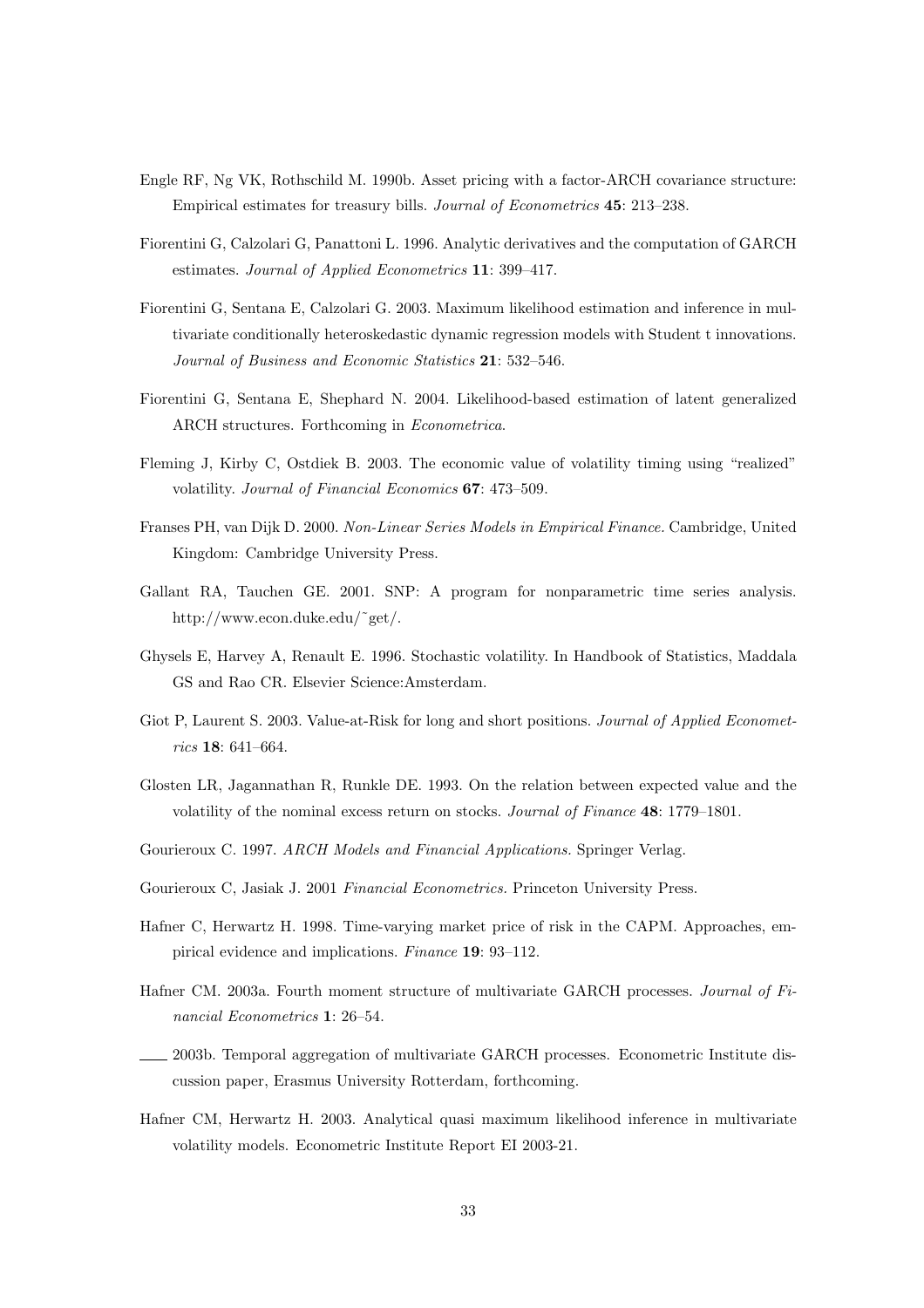Engle RF, Ng VK, Rothschild M. 1990b. Asset pricing with a factor-ARCH covariance structure: Empirical estimates for treasury bills. *Journal of Econometrics* **45**: 213–238.

Fiorentini G, Calzolari G, Panattoni L. 1996. Analytic derivatives and the computation of GARCH estimates. *Journal of Applied Econometrics* **11**: 399–417.

Fiorentini G, Sentana E, Calzolari G. 2003. Maximum likelihood estimation and inference in multivariate conditionally heteroskedastic dynamic regression models with Student t innovations. *Journal of Business and Economic Statistics* **21**: 532–546.

Fiorentini G, Sentana E, Shephard N. 2004. Likelihood-based estimation of latent generalized ARCH structures. Forthcoming in *Econometrica*.

Fleming J, Kirby C, Ostdiek B. 2003. The economic value of volatility timing using "realized" volatility. *Journal of Financial Economics* **67**: 473–509.

Franses PH, van Dijk D. 2000. *Non-Linear Series Models in Empirical Finance*. Cambridge, United Kingdom: Cambridge University Press.

Gallant RA, Tauchen GE. 2001. SNP: A program for nonparametric time series analysis. http://www.econ.duke.edu/˜get/.

Ghysels E, Harvey A, Renault E. 1996. Stochastic volatility. In Handbook of Statistics, Maddala GS and Rao CR. Elsevier Science:Amsterdam.

Giot P, Laurent S. 2003. Value-at-Risk for long and short positions. *Journal of Applied Econometrics* **18**: 641–664.

Glosten LR, Jagannathan R, Runkle DE. 1993. On the relation between expected value and the volatility of the nominal excess return on stocks. *Journal of Finance* **48**: 1779–1801.

Gourieroux C. 1997. *ARCH Models and Financial Applications*. Springer Verlag.

Gourieroux C, Jasiak J. 2001 *Financial Econometrics*. Princeton University Press.

Hafner C, Herwartz H. 1998. Time-varying market price of risk in the CAPM. Approaches, empirical evidence and implications. *Finance* **19**: 93–112.

Hafner CM. 2003a. Fourth moment structure of multivariate GARCH processes. *Journal of Financial Econometrics* **1**: 26–54.

——— 2003b. Temporal aggregation of multivariate GARCH processes. Econometric Institute discussion paper, Erasmus University Rotterdam, forthcoming.

Hafner CM, Herwartz H. 2003. Analytical quasi maximum likelihood inference in multivariate volatility models. Econometric Institute Report EI 2003-21.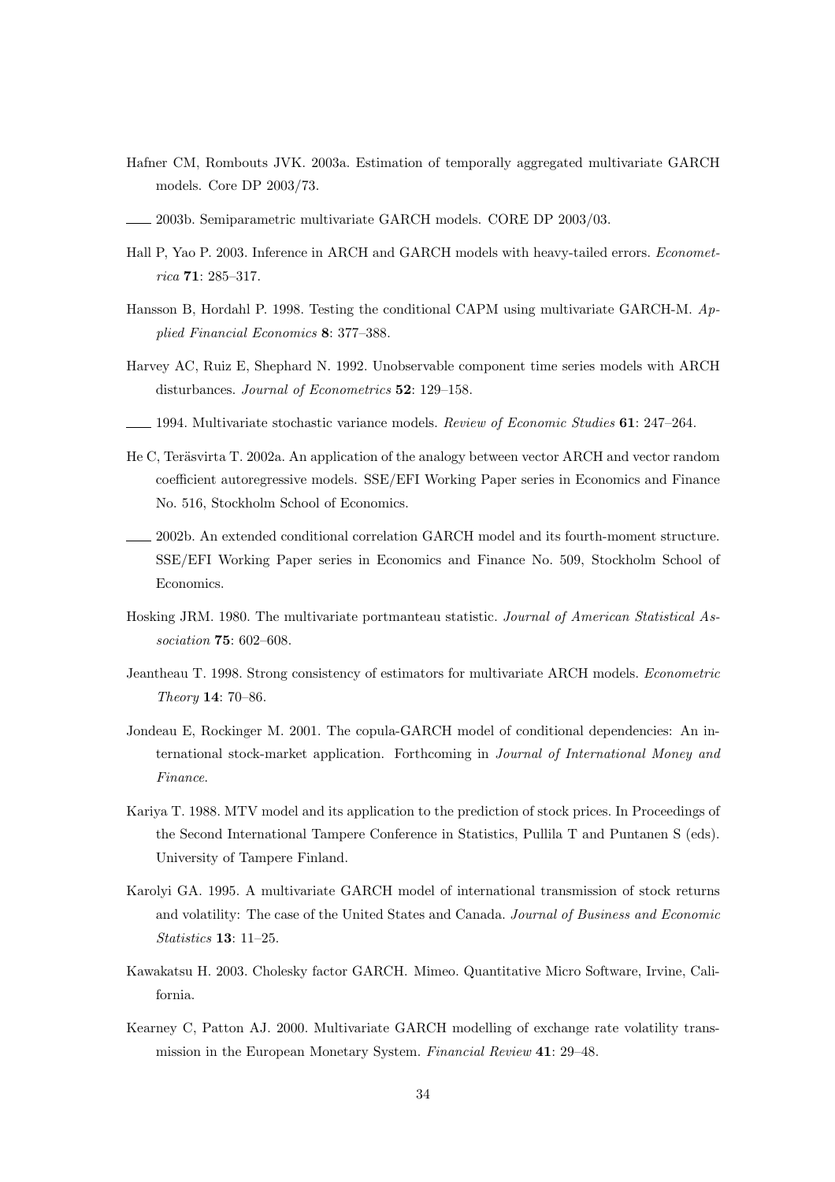Hafner CM, Rombouts JVK. 2003a. Estimation of temporally aggregated multivariate GARCH models. Core DP 2003/73.

—— 2003b. Semiparametric multivariate GARCH models. CORE DP 2003/03.

Hall P, Yao P. 2003. Inference in ARCH and GARCH models with heavy-tailed errors. *Econometrica* **71**: 285–317.

Hansson B, Hordahl P. 1998. Testing the conditional CAPM using multivariate GARCH-M. *Applied Financial Economics* **8**: 377–388.

Harvey AC, Ruiz E, Shephard N. 1992. Unobservable component time series models with ARCH disturbances. *Journal of Econometrics* **52**: 129–158.

—— 1994. Multivariate stochastic variance models. *Review of Economic Studies* **61**: 247–264.

He C, Teräsvirta T. 2002a. An application of the analogy between vector ARCH and vector random coefficient autoregressive models. SSE/EFI Working Paper series in Economics and Finance No. 516, Stockholm School of Economics.

—— 2002b. An extended conditional correlation GARCH model and its fourth-moment structure. SSE/EFI Working Paper series in Economics and Finance No. 509, Stockholm School of Economics.

Hosking JRM. 1980. The multivariate portmanteau statistic. *Journal of American Statistical Association* **75**: 602–608.

Jeantheau T. 1998. Strong consistency of estimators for multivariate ARCH models. *Econometric Theory* **14**: 70–86.

Jondeau E, Rockinger M. 2001. The copula-GARCH model of conditional dependencies: An international stock-market application. Forthcoming in *Journal of International Money and Finance*.

Kariya T. 1988. MTV model and its application to the prediction of stock prices. In Proceedings of the Second International Tampere Conference in Statistics, Pullila T and Puntanen S (eds). University of Tampere Finland.

Karolyi GA. 1995. A multivariate GARCH model of international transmission of stock returns and volatility: The case of the United States and Canada. *Journal of Business and Economic Statistics* **13**: 11–25.

Kawakatsu H. 2003. Cholesky factor GARCH. Mimeo. Quantitative Micro Software, Irvine, California.

Kearney C, Patton AJ. 2000. Multivariate GARCH modelling of exchange rate volatility transmission in the European Monetary System. *Financial Review* **41**: 29–48.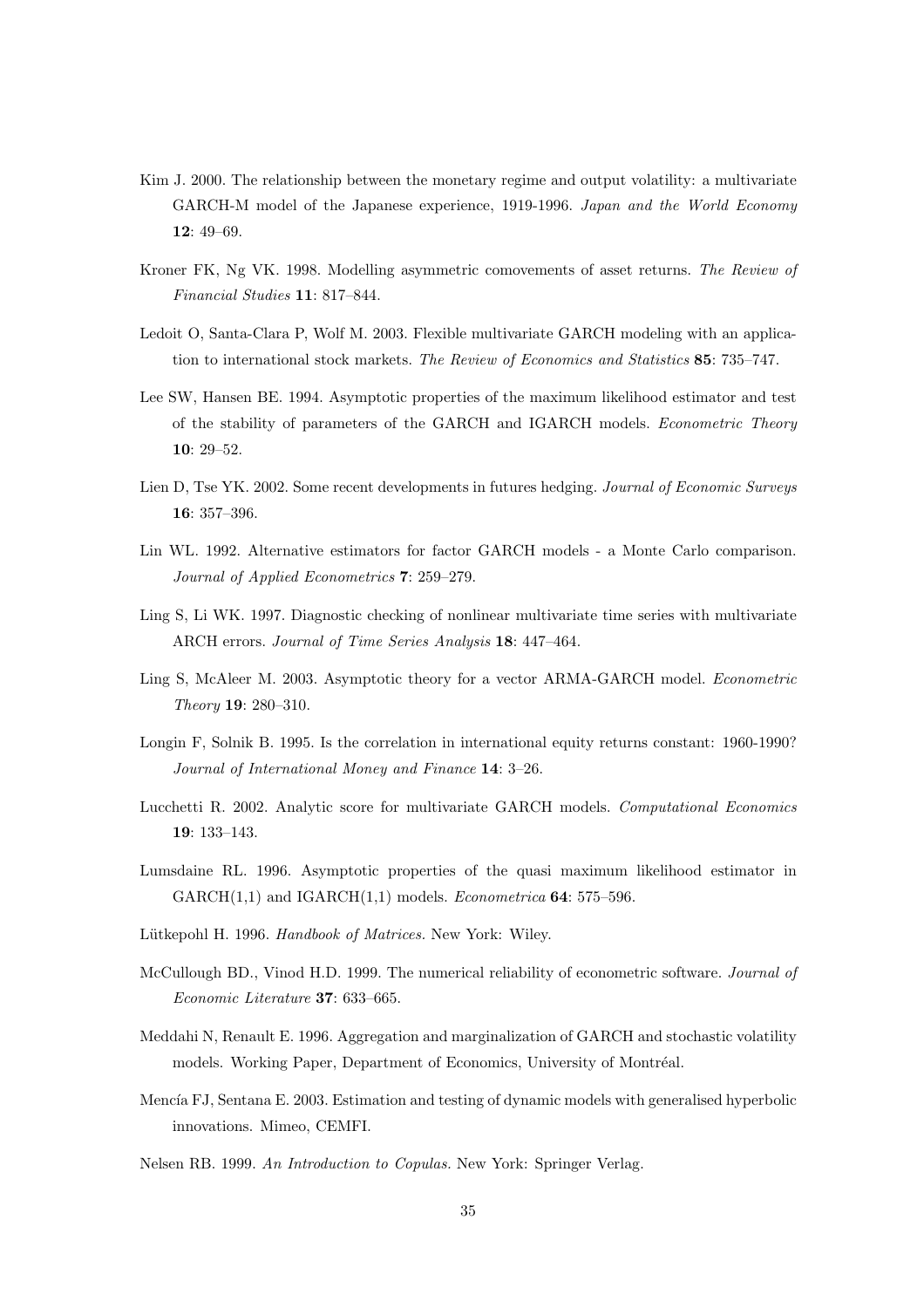Kim J. 2000. The relationship between the monetary regime and output volatility: a multivariate GARCH-M model of the Japanese experience, 1919-1996. *Japan and the World Economy* **12**: 49–69.

Kroner FK, Ng VK. 1998. Modelling asymmetric comovements of asset returns. *The Review of Financial Studies* **11**: 817–844.

Ledoit O, Santa-Clara P, Wolf M. 2003. Flexible multivariate GARCH modeling with an application to international stock markets. *The Review of Economics and Statistics* **85**: 735–747.

Lee SW, Hansen BE. 1994. Asymptotic properties of the maximum likelihood estimator and test of the stability of parameters of the GARCH and IGARCH models. *Econometric Theory* **10**: 29–52.

Lien D, Tse YK. 2002. Some recent developments in futures hedging. *Journal of Economic Surveys* **16**: 357–396.

Lin WL. 1992. Alternative estimators for factor GARCH models - a Monte Carlo comparison. *Journal of Applied Econometrics* **7**: 259–279.

Ling S, Li WK. 1997. Diagnostic checking of nonlinear multivariate time series with multivariate ARCH errors. *Journal of Time Series Analysis* **18**: 447–464.

Ling S, McAleer M. 2003. Asymptotic theory for a vector ARMA-GARCH model. *Econometric Theory* **19**: 280–310.

Longin F, Solnik B. 1995. Is the correlation in international equity returns constant: 1960-1990? *Journal of International Money and Finance* **14**: 3–26.

Lucchetti R. 2002. Analytic score for multivariate GARCH models. *Computational Economics* **19**: 133–143.

Lumsdaine RL. 1996. Asymptotic properties of the quasi maximum likelihood estimator in GARCH(1,1) and IGARCH(1,1) models. *Econometrica* **64**: 575–596.

Lütkepohl H. 1996. *Handbook of Matrices.* New York: Wiley.

McCullough BD., Vinod H.D. 1999. The numerical reliability of econometric software. *Journal of Economic Literature* **37**: 633–665.

Meddahi N, Renault E. 1996. Aggregation and marginalization of GARCH and stochastic volatility models. Working Paper, Department of Economics, University of Montréal.

Mencía FJ, Sentana E. 2003. Estimation and testing of dynamic models with generalised hyperbolic innovations. Mimeo, CEMFI.

Nelsen RB. 1999. *An Introduction to Copulas.* New York: Springer Verlag.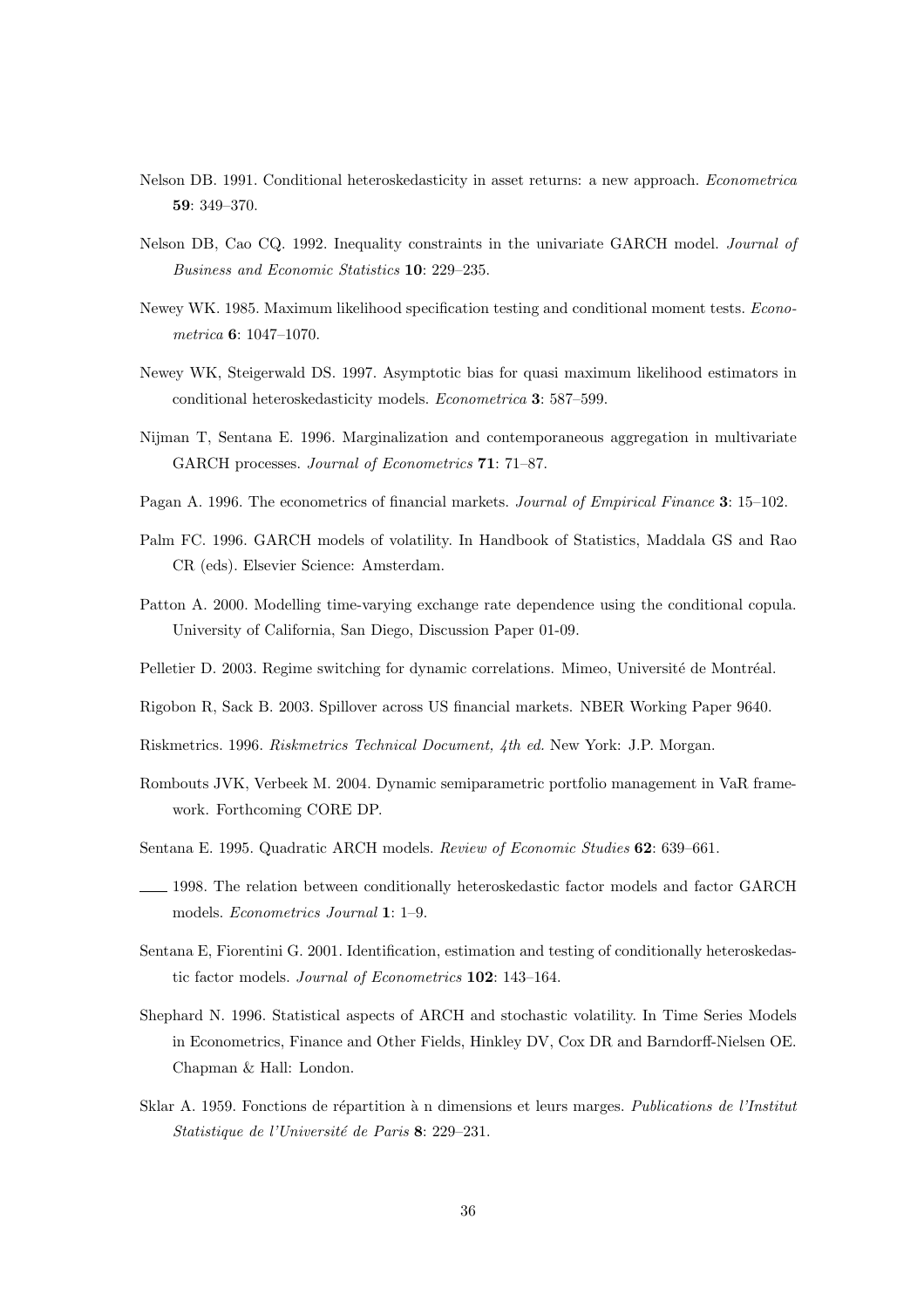Nelson DB. 1991. Conditional heteroskedasticity in asset returns: a new approach. *Econometrica* **59**: 349–370.

Nelson DB, Cao CQ. 1992. Inequality constraints in the univariate GARCH model. *Journal of Business and Economic Statistics* **10**: 229–235.

Newey WK. 1985. Maximum likelihood specification testing and conditional moment tests. *Econometrica* **6**: 1047–1070.

Newey WK, Steigerwald DS. 1997. Asymptotic bias for quasi maximum likelihood estimators in conditional heteroskedasticity models. *Econometrica* **3**: 587–599.

Nijman T, Sentana E. 1996. Marginalization and contemporaneous aggregation in multivariate GARCH processes. *Journal of Econometrics* **71**: 71–87.

Pagan A. 1996. The econometrics of financial markets. *Journal of Empirical Finance* **3**: 15–102.

Palm FC. 1996. GARCH models of volatility. In Handbook of Statistics, Maddala GS and Rao CR (eds). Elsevier Science: Amsterdam.

Patton A. 2000. Modelling time-varying exchange rate dependence using the conditional copula. University of California, San Diego, Discussion Paper 01-09.

Pelletier D. 2003. Regime switching for dynamic correlations. Mimeo, Université de Montréal.

Rigobon R, Sack B. 2003. Spillover across US financial markets. NBER Working Paper 9640.

Riskmetrics. 1996. *Riskmetrics Technical Document, 4th ed.* New York: J.P. Morgan.

Rombouts JVK, Verbeek M. 2004. Dynamic semiparametric portfolio management in VaR framework. Forthcoming CORE DP.

Sentana E. 1995. Quadratic ARCH models. *Review of Economic Studies* **62**: 639–661.

——— 1998. The relation between conditionally heteroskedastic factor models and factor GARCH models. *Econometrics Journal* **1**: 1–9.

Sentana E, Fiorentini G. 2001. Identification, estimation and testing of conditionally heteroskedastic factor models. *Journal of Econometrics* **102**: 143–164.

Shephard N. 1996. Statistical aspects of ARCH and stochastic volatility. In Time Series Models in Econometrics, Finance and Other Fields, Hinkley DV, Cox DR and Barndorff-Nielsen OE. Chapman & Hall: London.

Sklar A. 1959. Fonctions de répartition à n dimensions et leurs marges. *Publications de l'Institut Statistique de l'Université de Paris* **8**: 229–231.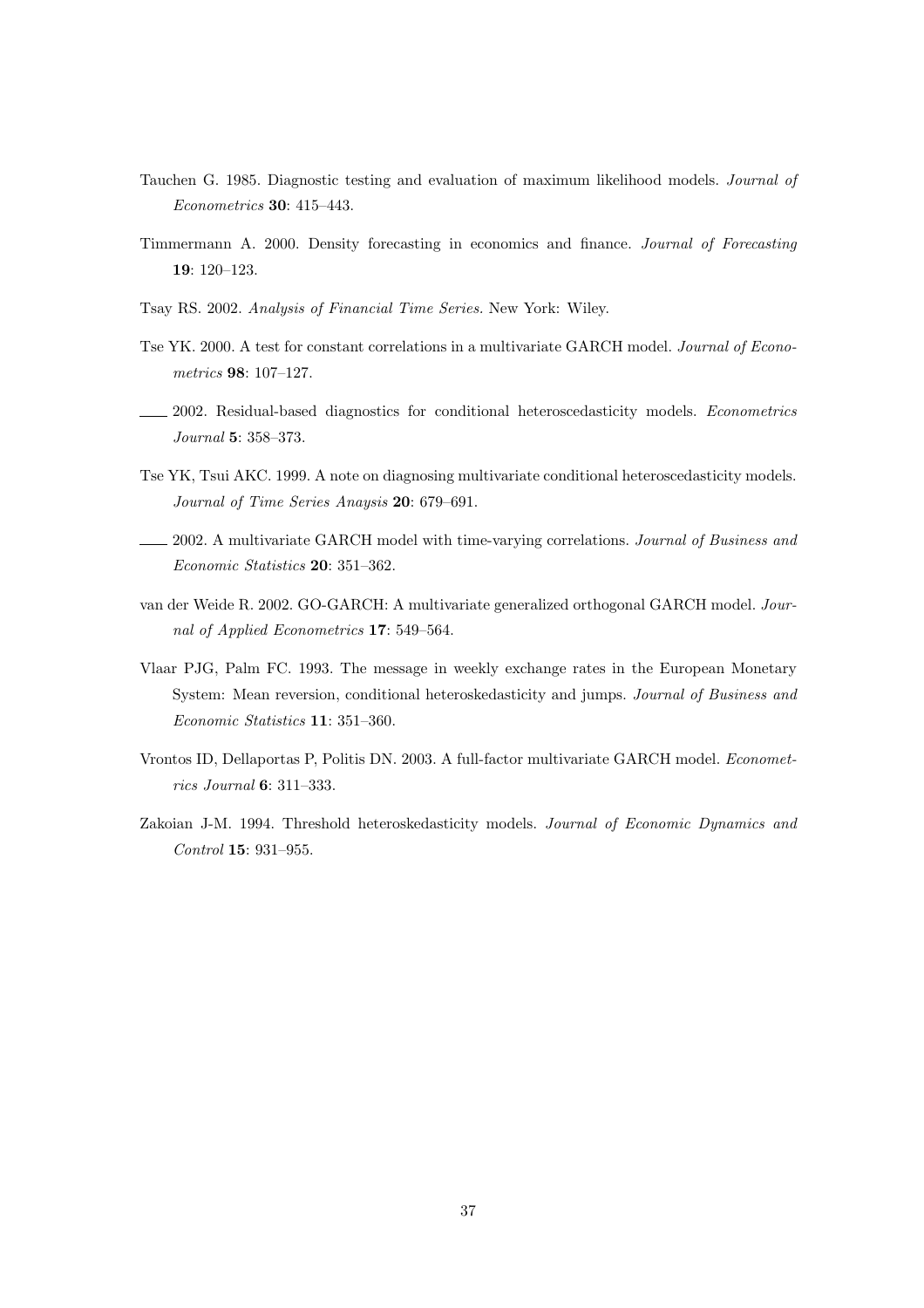Tauchen G. 1985. Diagnostic testing and evaluation of maximum likelihood models. *Journal of Econometrics* **30**: 415–443.

Timmermann A. 2000. Density forecasting in economics and finance. *Journal of Forecasting* **19**: 120–123.

Tsay RS. 2002. *Analysis of Financial Time Series*. New York: Wiley.

Tse YK. 2000. A test for constant correlations in a multivariate GARCH model. *Journal of Econometrics* **98**: 107–127.

—— 2002. Residual-based diagnostics for conditional heteroscedasticity models. *Econometrics Journal* **5**: 358–373.

Tse YK, Tsui AKC. 1999. A note on diagnosing multivariate conditional heteroscedasticity models. *Journal of Time Series Anaysis* **20**: 679–691.

—— 2002. A multivariate GARCH model with time-varying correlations. *Journal of Business and Economic Statistics* **20**: 351–362.

van der Weide R. 2002. GO-GARCH: A multivariate generalized orthogonal GARCH model. *Journal of Applied Econometrics* **17**: 549–564.

Vlaar PJG, Palm FC. 1993. The message in weekly exchange rates in the European Monetary System: Mean reversion, conditional heteroskedasticity and jumps. *Journal of Business and Economic Statistics* **11**: 351–360.

Vrontos ID, Dellaportas P, Politis DN. 2003. A full-factor multivariate GARCH model. *Econometrics Journal* **6**: 311–333.

Zakoian J-M. 1994. Threshold heteroskedasticity models. *Journal of Economic Dynamics and Control* **15**: 931–955.